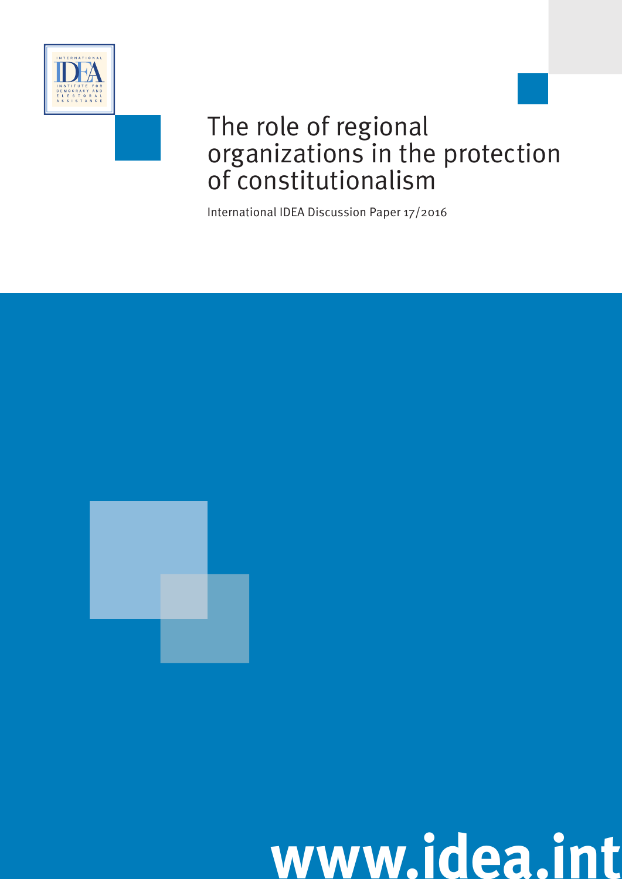INTERNATIONAL IDEA INSTITUTE FOR DEMOCRACY AND ELECTORAL ASSISTANCE

# The role of regional organizations in the protection of constitutionalism

International IDEA Discussion Paper 17/2016

www.idea.int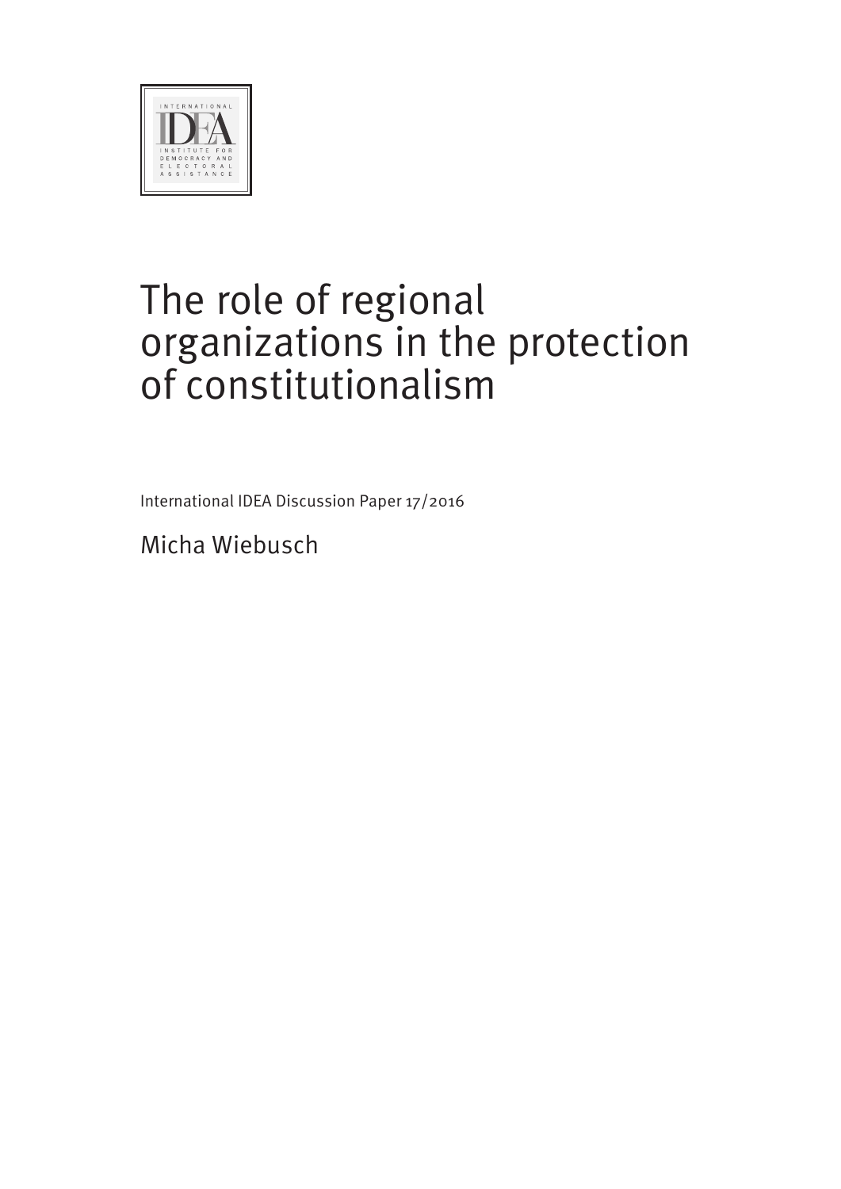INTERNATIONAL IDEA
INSTITUTE FOR DEMOCRACY AND ELECTORAL ASSISTANCE

# The role of regional organizations in the protection of constitutionalism

International IDEA Discussion Paper 17/2016

Micha Wiebusch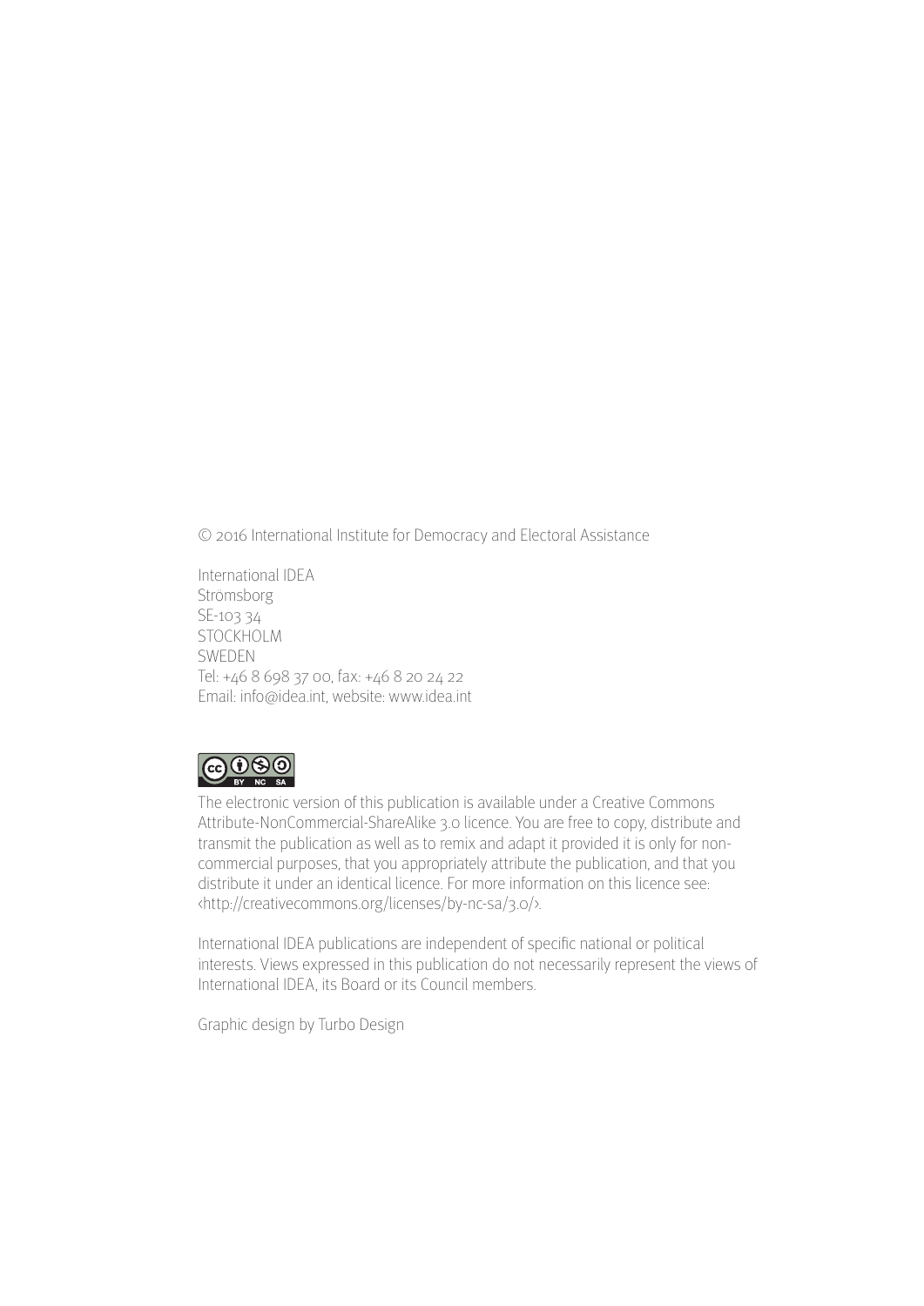© 2016 International Institute for Democracy and Electoral Assistance

International IDEA  
Strömsborg  
SE-103 34  
STOCKHOLM  
SWEDEN  
Tel: +46 8 698 37 00, fax: +46 8 20 24 22  
Email: info@idea.int, website: www.idea.int

The electronic version of this publication is available under a Creative Commons Attribute-NonCommercial-ShareAlike 3.0 licence. You are free to copy, distribute and transmit the publication as well as to remix and adapt it provided it is only for non-commercial purposes, that you appropriately attribute the publication, and that you distribute it under an identical licence. For more information on this licence see: <http://creativecommons.org/licenses/by-nc-sa/3.0/>.

International IDEA publications are independent of specific national or political interests. Views expressed in this publication do not necessarily represent the views of International IDEA, its Board or its Council members.

Graphic design by Turbo Design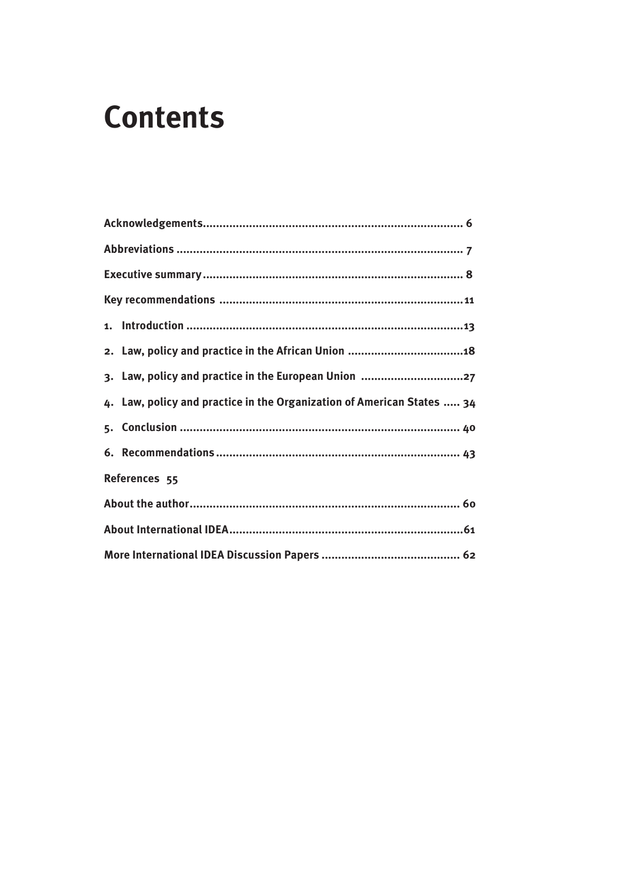# Contents

**Acknowledgements** .............................................................................. 6

**Abbreviations** ...................................................................................... 7

**Executive summary** ............................................................................... 8

**Key recommendations** ..........................................................................11

**1. Introduction** ...................................................................................13

**2. Law, policy and practice in the African Union** ..................................18

**3. Law, policy and practice in the European Union** ..............................27

**4. Law, policy and practice in the Organization of American States** ..... 34

**5. Conclusion** ..................................................................................... 40

**6. Recommendations** .......................................................................... 43

**References** 55

**About the author** ................................................................................. 60

**About International IDEA** .......................................................................61

**More International IDEA Discussion Papers** .......................................... 62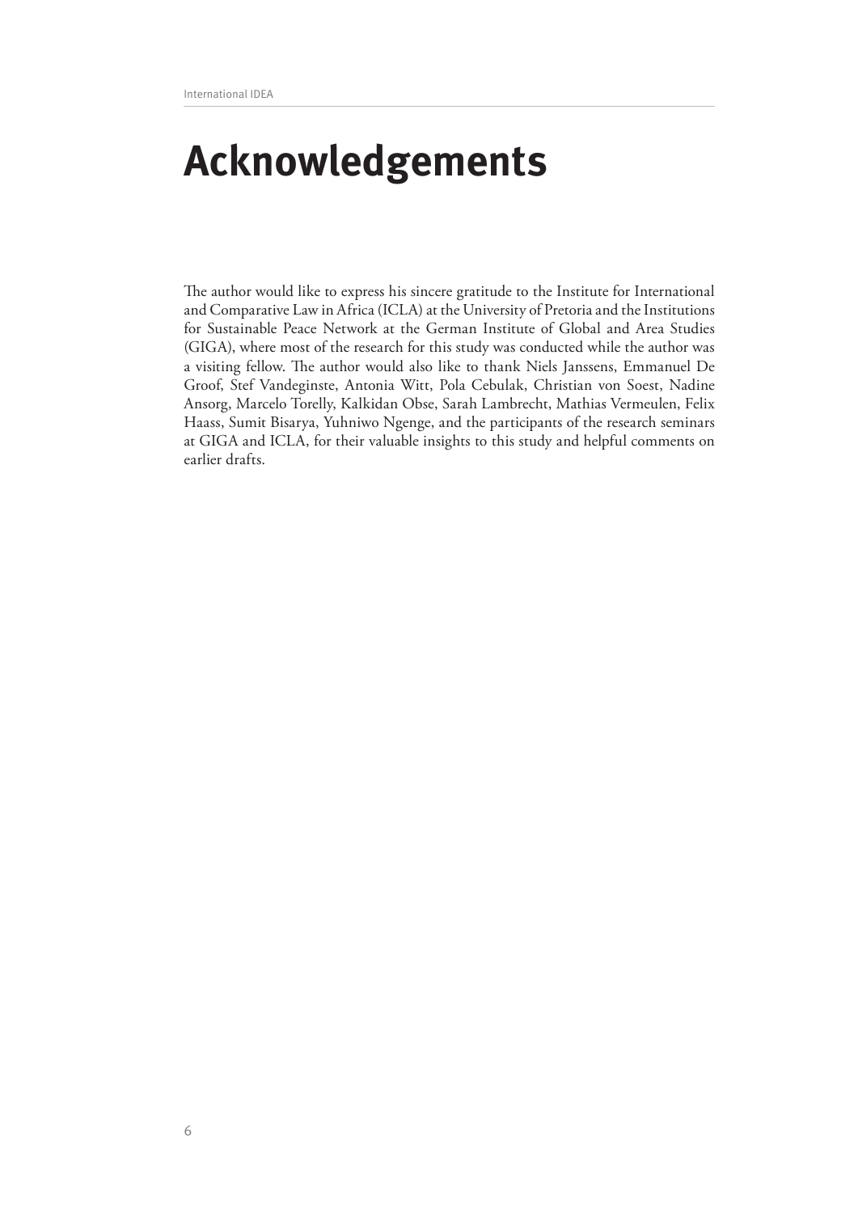# Acknowledgements

The author would like to express his sincere gratitude to the Institute for International and Comparative Law in Africa (ICLA) at the University of Pretoria and the Institutions for Sustainable Peace Network at the German Institute of Global and Area Studies (GIGA), where most of the research for this study was conducted while the author was a visiting fellow. The author would also like to thank Niels Janssens, Emmanuel De Groof, Stef Vandeginste, Antonia Witt, Pola Cebulak, Christian von Soest, Nadine Ansorg, Marcelo Torelly, Kalkidan Obse, Sarah Lambrecht, Mathias Vermeulen, Felix Haass, Sumit Bisarya, Yuhniwo Ngenge, and the participants of the research seminars at GIGA and ICLA, for their valuable insights to this study and helpful comments on earlier drafts.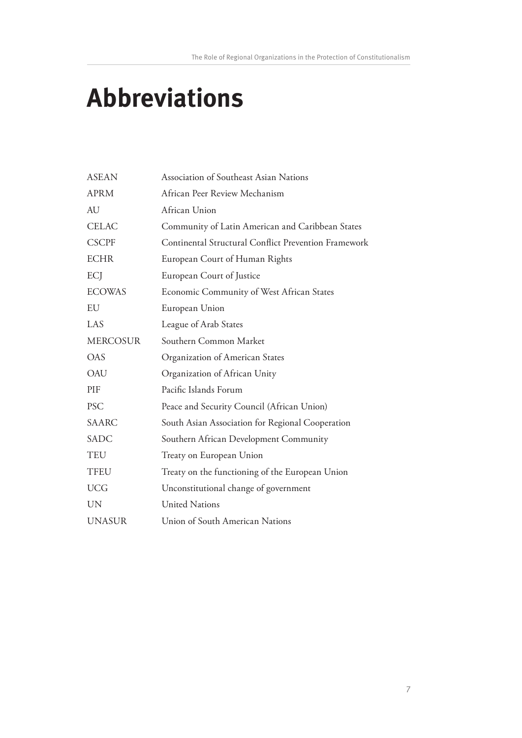# Abbreviations

| | |
|---|---|
| ASEAN | Association of Southeast Asian Nations |
| APRM | African Peer Review Mechanism |
| AU | African Union |
| CELAC | Community of Latin American and Caribbean States |
| CSCPF | Continental Structural Conflict Prevention Framework |
| ECHR | European Court of Human Rights |
| ECJ | European Court of Justice |
| ECOWAS | Economic Community of West African States |
| EU | European Union |
| LAS | League of Arab States |
| MERCOSUR | Southern Common Market |
| OAS | Organization of American States |
| OAU | Organization of African Unity |
| PIF | Pacific Islands Forum |
| PSC | Peace and Security Council (African Union) |
| SAARC | South Asian Association for Regional Cooperation |
| SADC | Southern African Development Community |
| TEU | Treaty on European Union |
| TFEU | Treaty on the functioning of the European Union |
| UCG | Unconstitutional change of government |
| UN | United Nations |
| UNASUR | Union of South American Nations |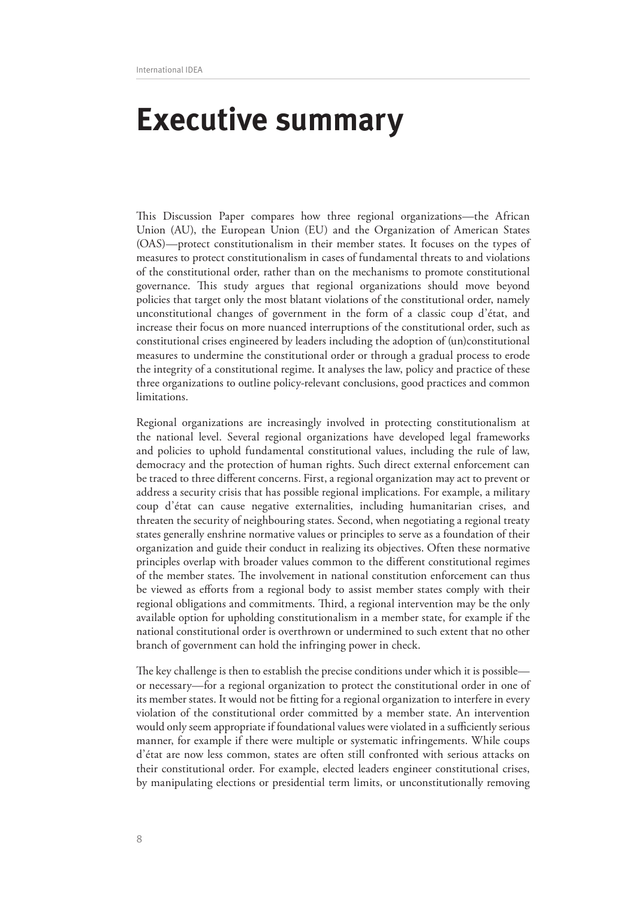# Executive summary

This Discussion Paper compares how three regional organizations—the African Union (AU), the European Union (EU) and the Organization of American States (OAS)—protect constitutionalism in their member states. It focuses on the types of measures to protect constitutionalism in cases of fundamental threats to and violations of the constitutional order, rather than on the mechanisms to promote constitutional governance. This study argues that regional organizations should move beyond policies that target only the most blatant violations of the constitutional order, namely unconstitutional changes of government in the form of a classic coup d'état, and increase their focus on more nuanced interruptions of the constitutional order, such as constitutional crises engineered by leaders including the adoption of (un)constitutional measures to undermine the constitutional order or through a gradual process to erode the integrity of a constitutional regime. It analyses the law, policy and practice of these three organizations to outline policy-relevant conclusions, good practices and common limitations.

Regional organizations are increasingly involved in protecting constitutionalism at the national level. Several regional organizations have developed legal frameworks and policies to uphold fundamental constitutional values, including the rule of law, democracy and the protection of human rights. Such direct external enforcement can be traced to three different concerns. First, a regional organization may act to prevent or address a security crisis that has possible regional implications. For example, a military coup d'état can cause negative externalities, including humanitarian crises, and threaten the security of neighbouring states. Second, when negotiating a regional treaty states generally enshrine normative values or principles to serve as a foundation of their organization and guide their conduct in realizing its objectives. Often these normative principles overlap with broader values common to the different constitutional regimes of the member states. The involvement in national constitution enforcement can thus be viewed as efforts from a regional body to assist member states comply with their regional obligations and commitments. Third, a regional intervention may be the only available option for upholding constitutionalism in a member state, for example if the national constitutional order is overthrown or undermined to such extent that no other branch of government can hold the infringing power in check.

The key challenge is then to establish the precise conditions under which it is possible—or necessary—for a regional organization to protect the constitutional order in one of its member states. It would not be fitting for a regional organization to interfere in every violation of the constitutional order committed by a member state. An intervention would only seem appropriate if foundational values were violated in a sufficiently serious manner, for example if there were multiple or systematic infringements. While coups d'état are now less common, states are often still confronted with serious attacks on their constitutional order. For example, elected leaders engineer constitutional crises, by manipulating elections or presidential term limits, or unconstitutionally removing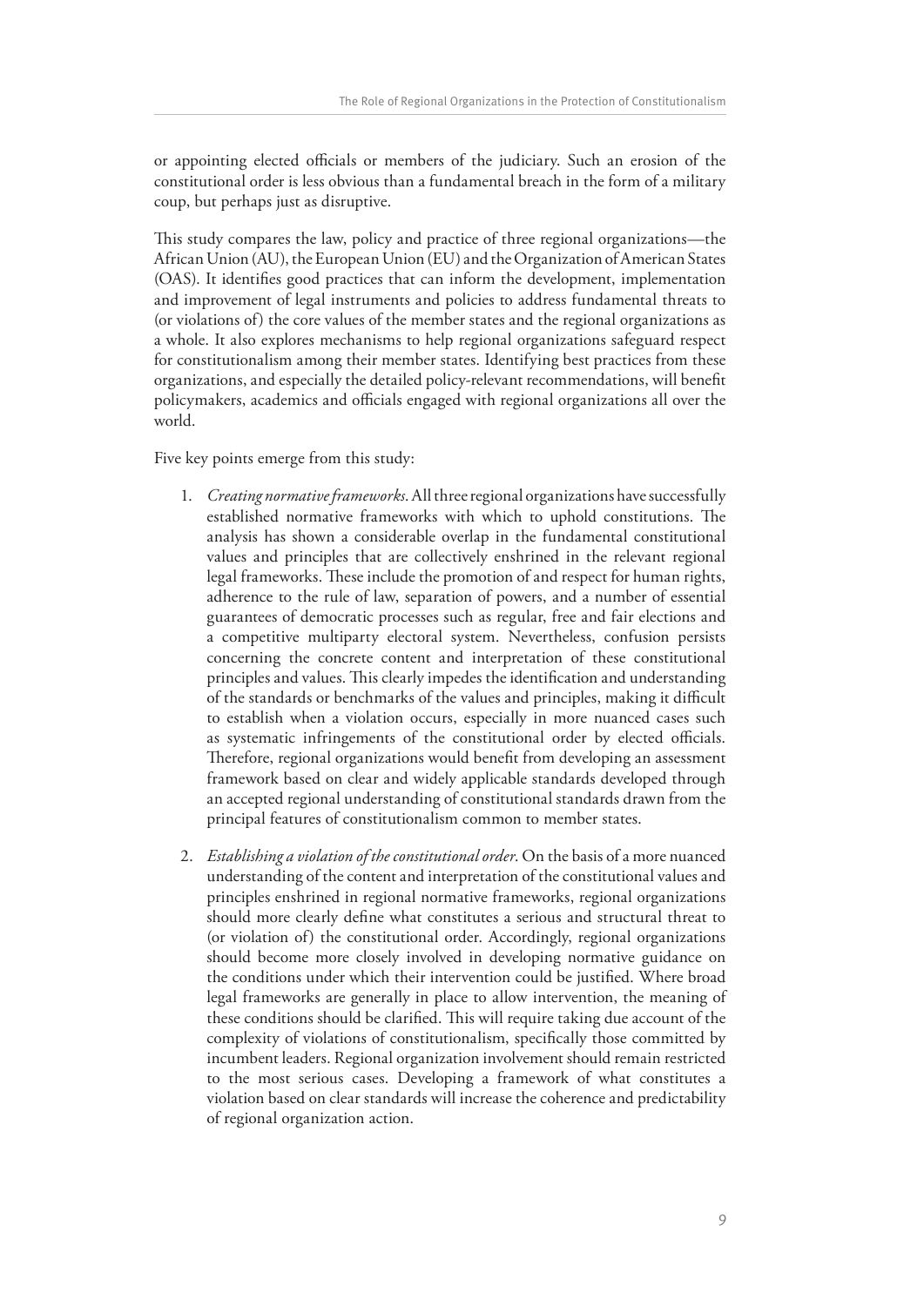or appointing elected officials or members of the judiciary. Such an erosion of the constitutional order is less obvious than a fundamental breach in the form of a military coup, but perhaps just as disruptive.

This study compares the law, policy and practice of three regional organizations—the African Union (AU), the European Union (EU) and the Organization of American States (OAS). It identifies good practices that can inform the development, implementation and improvement of legal instruments and policies to address fundamental threats to (or violations of) the core values of the member states and the regional organizations as a whole. It also explores mechanisms to help regional organizations safeguard respect for constitutionalism among their member states. Identifying best practices from these organizations, and especially the detailed policy-relevant recommendations, will benefit policymakers, academics and officials engaged with regional organizations all over the world.

Five key points emerge from this study:

1. *Creating normative frameworks*. All three regional organizations have successfully established normative frameworks with which to uphold constitutions. The analysis has shown a considerable overlap in the fundamental constitutional values and principles that are collectively enshrined in the relevant regional legal frameworks. These include the promotion of and respect for human rights, adherence to the rule of law, separation of powers, and a number of essential guarantees of democratic processes such as regular, free and fair elections and a competitive multiparty electoral system. Nevertheless, confusion persists concerning the concrete content and interpretation of these constitutional principles and values. This clearly impedes the identification and understanding of the standards or benchmarks of the values and principles, making it difficult to establish when a violation occurs, especially in more nuanced cases such as systematic infringements of the constitutional order by elected officials. Therefore, regional organizations would benefit from developing an assessment framework based on clear and widely applicable standards developed through an accepted regional understanding of constitutional standards drawn from the principal features of constitutionalism common to member states.

2. *Establishing a violation of the constitutional order*. On the basis of a more nuanced understanding of the content and interpretation of the constitutional values and principles enshrined in regional normative frameworks, regional organizations should more clearly define what constitutes a serious and structural threat to (or violation of) the constitutional order. Accordingly, regional organizations should become more closely involved in developing normative guidance on the conditions under which their intervention could be justified. Where broad legal frameworks are generally in place to allow intervention, the meaning of these conditions should be clarified. This will require taking due account of the complexity of violations of constitutionalism, specifically those committed by incumbent leaders. Regional organization involvement should remain restricted to the most serious cases. Developing a framework of what constitutes a violation based on clear standards will increase the coherence and predictability of regional organization action.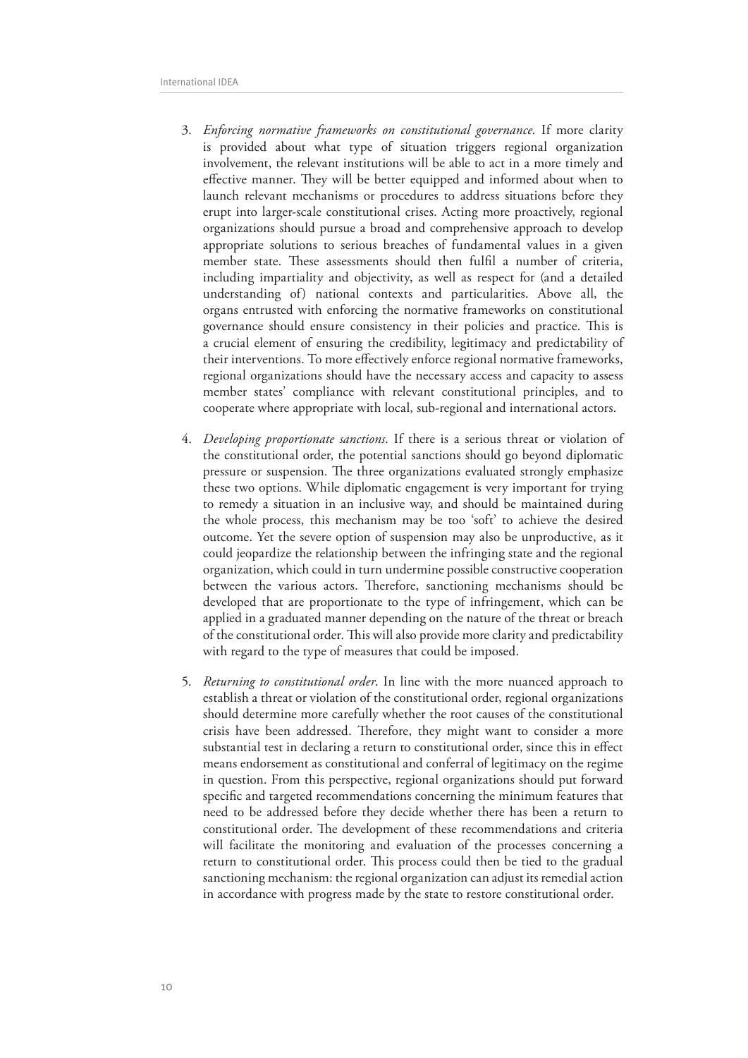3. *Enforcing normative frameworks on constitutional governance*. If more clarity is provided about what type of situation triggers regional organization involvement, the relevant institutions will be able to act in a more timely and effective manner. They will be better equipped and informed about when to launch relevant mechanisms or procedures to address situations before they erupt into larger-scale constitutional crises. Acting more proactively, regional organizations should pursue a broad and comprehensive approach to develop appropriate solutions to serious breaches of fundamental values in a given member state. These assessments should then fulfil a number of criteria, including impartiality and objectivity, as well as respect for (and a detailed understanding of) national contexts and particularities. Above all, the organs entrusted with enforcing the normative frameworks on constitutional governance should ensure consistency in their policies and practice. This is a crucial element of ensuring the credibility, legitimacy and predictability of their interventions. To more effectively enforce regional normative frameworks, regional organizations should have the necessary access and capacity to assess member states' compliance with relevant constitutional principles, and to cooperate where appropriate with local, sub-regional and international actors.

4. *Developing proportionate sanctions*. If there is a serious threat or violation of the constitutional order, the potential sanctions should go beyond diplomatic pressure or suspension. The three organizations evaluated strongly emphasize these two options. While diplomatic engagement is very important for trying to remedy a situation in an inclusive way, and should be maintained during the whole process, this mechanism may be too 'soft' to achieve the desired outcome. Yet the severe option of suspension may also be unproductive, as it could jeopardize the relationship between the infringing state and the regional organization, which could in turn undermine possible constructive cooperation between the various actors. Therefore, sanctioning mechanisms should be developed that are proportionate to the type of infringement, which can be applied in a graduated manner depending on the nature of the threat or breach of the constitutional order. This will also provide more clarity and predictability with regard to the type of measures that could be imposed.

5. *Returning to constitutional order*. In line with the more nuanced approach to establish a threat or violation of the constitutional order, regional organizations should determine more carefully whether the root causes of the constitutional crisis have been addressed. Therefore, they might want to consider a more substantial test in declaring a return to constitutional order, since this in effect means endorsement as constitutional and conferral of legitimacy on the regime in question. From this perspective, regional organizations should put forward specific and targeted recommendations concerning the minimum features that need to be addressed before they decide whether there has been a return to constitutional order. The development of these recommendations and criteria will facilitate the monitoring and evaluation of the processes concerning a return to constitutional order. This process could then be tied to the gradual sanctioning mechanism: the regional organization can adjust its remedial action in accordance with progress made by the state to restore constitutional order.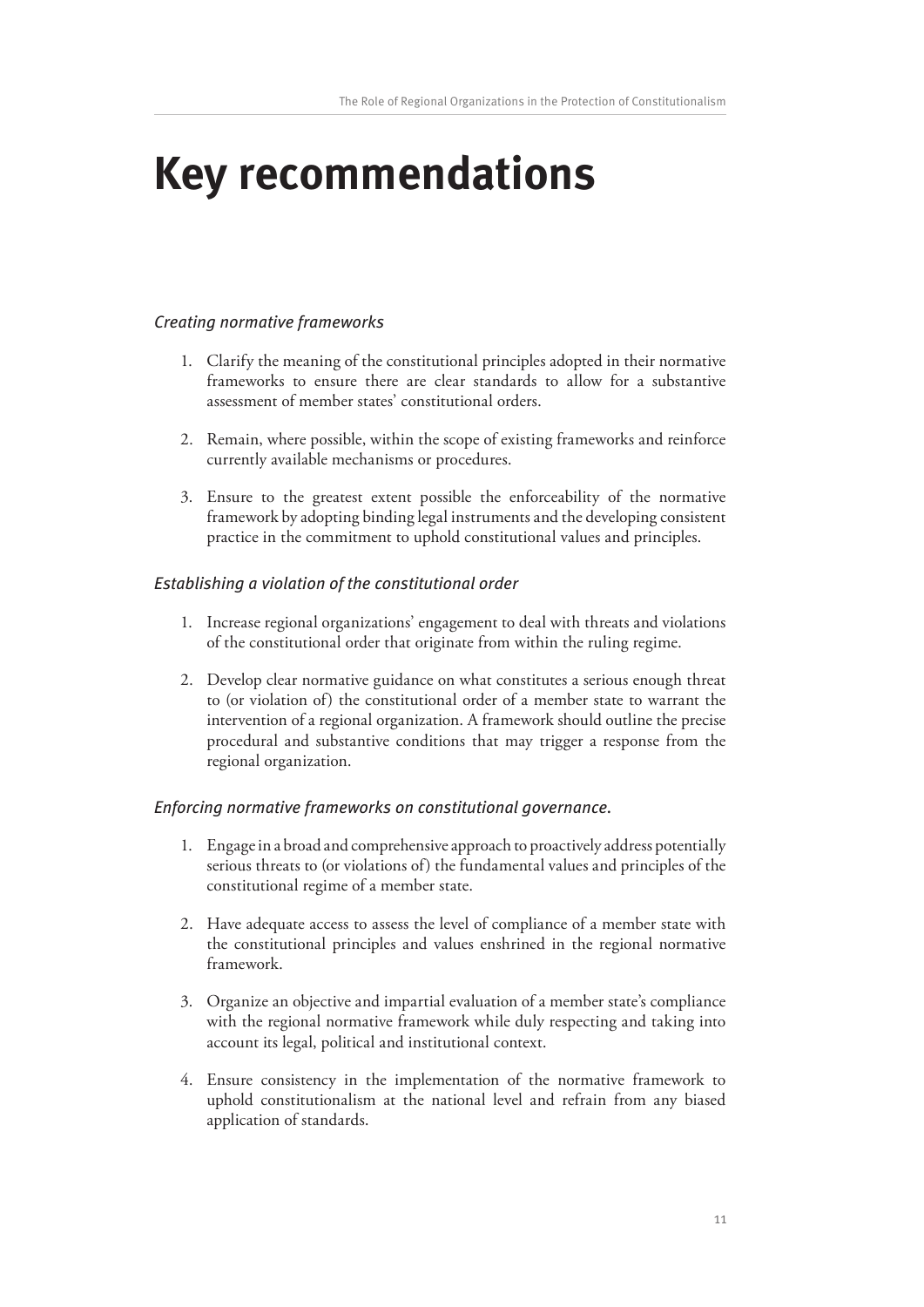# Key recommendations

*Creating normative frameworks*

1. Clarify the meaning of the constitutional principles adopted in their normative frameworks to ensure there are clear standards to allow for a substantive assessment of member states' constitutional orders.
2. Remain, where possible, within the scope of existing frameworks and reinforce currently available mechanisms or procedures.
3. Ensure to the greatest extent possible the enforceability of the normative framework by adopting binding legal instruments and the developing consistent practice in the commitment to uphold constitutional values and principles.

*Establishing a violation of the constitutional order*

1. Increase regional organizations' engagement to deal with threats and violations of the constitutional order that originate from within the ruling regime.
2. Develop clear normative guidance on what constitutes a serious enough threat to (or violation of) the constitutional order of a member state to warrant the intervention of a regional organization. A framework should outline the precise procedural and substantive conditions that may trigger a response from the regional organization.

*Enforcing normative frameworks on constitutional governance.*

1. Engage in a broad and comprehensive approach to proactively address potentially serious threats to (or violations of) the fundamental values and principles of the constitutional regime of a member state.
2. Have adequate access to assess the level of compliance of a member state with the constitutional principles and values enshrined in the regional normative framework.
3. Organize an objective and impartial evaluation of a member state's compliance with the regional normative framework while duly respecting and taking into account its legal, political and institutional context.
4. Ensure consistency in the implementation of the normative framework to uphold constitutionalism at the national level and refrain from any biased application of standards.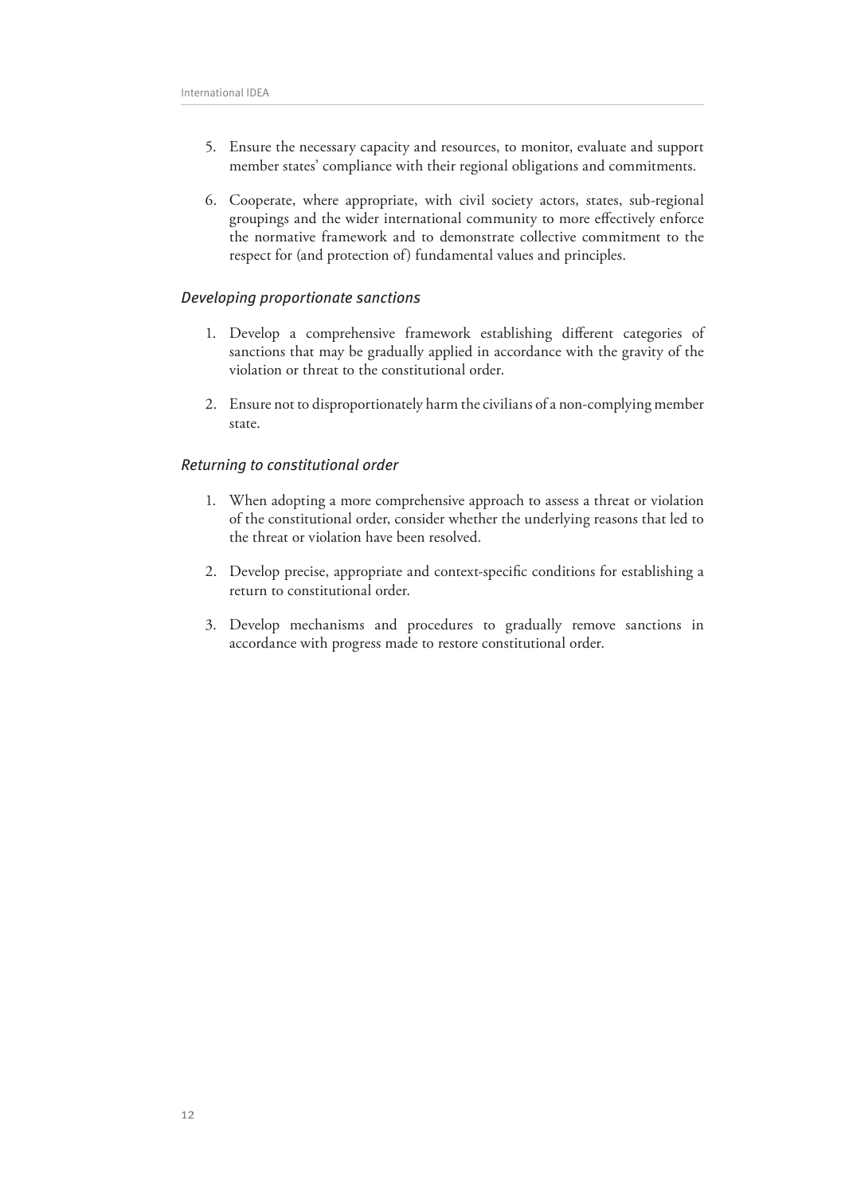5. Ensure the necessary capacity and resources, to monitor, evaluate and support member states' compliance with their regional obligations and commitments.

6. Cooperate, where appropriate, with civil society actors, states, sub-regional groupings and the wider international community to more effectively enforce the normative framework and to demonstrate collective commitment to the respect for (and protection of) fundamental values and principles.

### *Developing proportionate sanctions*

1. Develop a comprehensive framework establishing different categories of sanctions that may be gradually applied in accordance with the gravity of the violation or threat to the constitutional order.

2. Ensure not to disproportionately harm the civilians of a non-complying member state.

### *Returning to constitutional order*

1. When adopting a more comprehensive approach to assess a threat or violation of the constitutional order, consider whether the underlying reasons that led to the threat or violation have been resolved.

2. Develop precise, appropriate and context-specific conditions for establishing a return to constitutional order.

3. Develop mechanisms and procedures to gradually remove sanctions in accordance with progress made to restore constitutional order.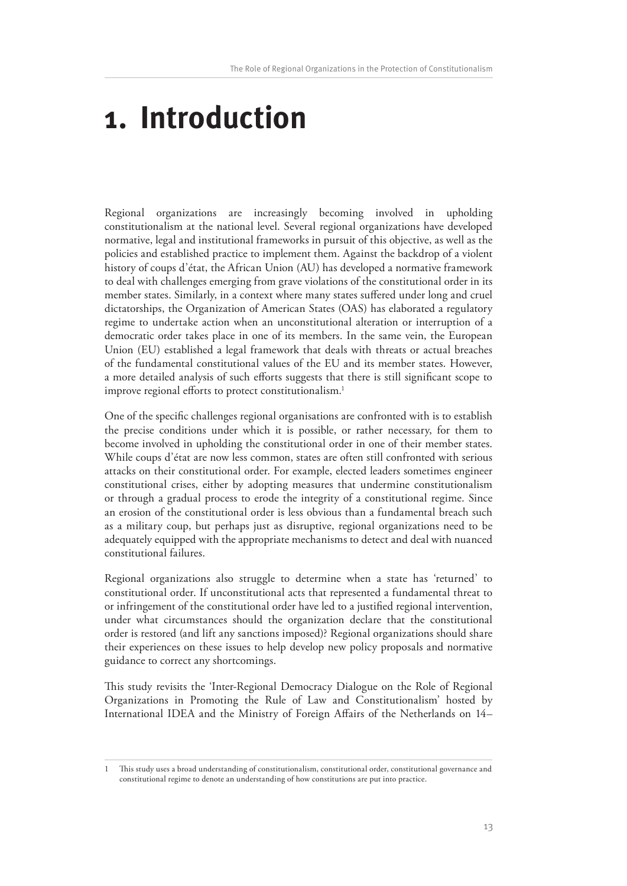# 1. Introduction

Regional organizations are increasingly becoming involved in upholding constitutionalism at the national level. Several regional organizations have developed normative, legal and institutional frameworks in pursuit of this objective, as well as the policies and established practice to implement them. Against the backdrop of a violent history of coups d'état, the African Union (AU) has developed a normative framework to deal with challenges emerging from grave violations of the constitutional order in its member states. Similarly, in a context where many states suffered under long and cruel dictatorships, the Organization of American States (OAS) has elaborated a regulatory regime to undertake action when an unconstitutional alteration or interruption of a democratic order takes place in one of its members. In the same vein, the European Union (EU) established a legal framework that deals with threats or actual breaches of the fundamental constitutional values of the EU and its member states. However, a more detailed analysis of such efforts suggests that there is still significant scope to improve regional efforts to protect constitutionalism.[1]

One of the specific challenges regional organisations are confronted with is to establish the precise conditions under which it is possible, or rather necessary, for them to become involved in upholding the constitutional order in one of their member states. While coups d'état are now less common, states are often still confronted with serious attacks on their constitutional order. For example, elected leaders sometimes engineer constitutional crises, either by adopting measures that undermine constitutionalism or through a gradual process to erode the integrity of a constitutional regime. Since an erosion of the constitutional order is less obvious than a fundamental breach such as a military coup, but perhaps just as disruptive, regional organizations need to be adequately equipped with the appropriate mechanisms to detect and deal with nuanced constitutional failures.

Regional organizations also struggle to determine when a state has 'returned' to constitutional order. If unconstitutional acts that represented a fundamental threat to or infringement of the constitutional order have led to a justified regional intervention, under what circumstances should the organization declare that the constitutional order is restored (and lift any sanctions imposed)? Regional organizations should share their experiences on these issues to help develop new policy proposals and normative guidance to correct any shortcomings.

This study revisits the 'Inter-Regional Democracy Dialogue on the Role of Regional Organizations in Promoting the Rule of Law and Constitutionalism' hosted by International IDEA and the Ministry of Foreign Affairs of the Netherlands on 14–

---

1 This study uses a broad understanding of constitutionalism, constitutional order, constitutional governance and constitutional regime to denote an understanding of how constitutions are put into practice.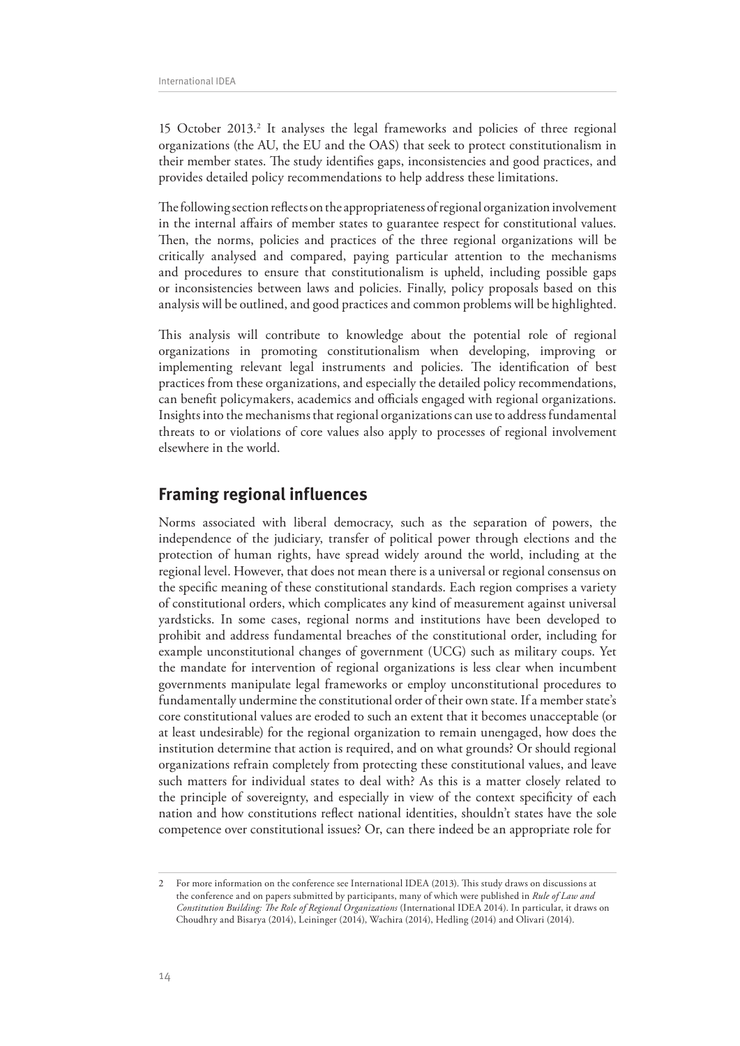15 October 2013.[2] It analyses the legal frameworks and policies of three regional organizations (the AU, the EU and the OAS) that seek to protect constitutionalism in their member states. The study identifies gaps, inconsistencies and good practices, and provides detailed policy recommendations to help address these limitations.

The following section reflects on the appropriateness of regional organization involvement in the internal affairs of member states to guarantee respect for constitutional values. Then, the norms, policies and practices of the three regional organizations will be critically analysed and compared, paying particular attention to the mechanisms and procedures to ensure that constitutionalism is upheld, including possible gaps or inconsistencies between laws and policies. Finally, policy proposals based on this analysis will be outlined, and good practices and common problems will be highlighted.

This analysis will contribute to knowledge about the potential role of regional organizations in promoting constitutionalism when developing, improving or implementing relevant legal instruments and policies. The identification of best practices from these organizations, and especially the detailed policy recommendations, can benefit policymakers, academics and officials engaged with regional organizations. Insights into the mechanisms that regional organizations can use to address fundamental threats to or violations of core values also apply to processes of regional involvement elsewhere in the world.

## Framing regional influences

Norms associated with liberal democracy, such as the separation of powers, the independence of the judiciary, transfer of political power through elections and the protection of human rights, have spread widely around the world, including at the regional level. However, that does not mean there is a universal or regional consensus on the specific meaning of these constitutional standards. Each region comprises a variety of constitutional orders, which complicates any kind of measurement against universal yardsticks. In some cases, regional norms and institutions have been developed to prohibit and address fundamental breaches of the constitutional order, including for example unconstitutional changes of government (UCG) such as military coups. Yet the mandate for intervention of regional organizations is less clear when incumbent governments manipulate legal frameworks or employ unconstitutional procedures to fundamentally undermine the constitutional order of their own state. If a member state's core constitutional values are eroded to such an extent that it becomes unacceptable (or at least undesirable) for the regional organization to remain unengaged, how does the institution determine that action is required, and on what grounds? Or should regional organizations refrain completely from protecting these constitutional values, and leave such matters for individual states to deal with? As this is a matter closely related to the principle of sovereignty, and especially in view of the context specificity of each nation and how constitutions reflect national identities, shouldn't states have the sole competence over constitutional issues? Or, can there indeed be an appropriate role for

---

2 For more information on the conference see International IDEA (2013). This study draws on discussions at the conference and on papers submitted by participants, many of which were published in *Rule of Law and Constitution Building: The Role of Regional Organizations* (International IDEA 2014). In particular, it draws on Choudhry and Bisarya (2014), Leininger (2014), Wachira (2014), Hedling (2014) and Olivari (2014).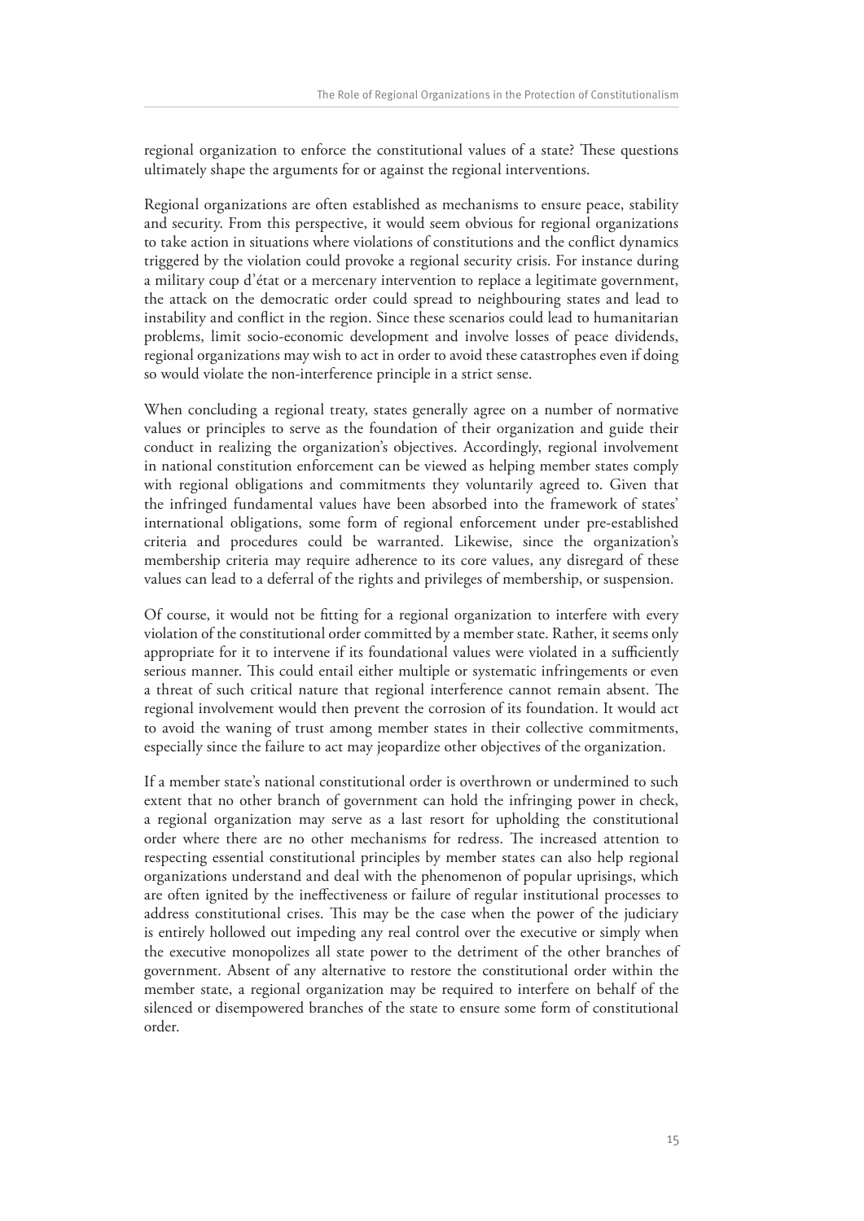regional organization to enforce the constitutional values of a state? These questions ultimately shape the arguments for or against the regional interventions.

Regional organizations are often established as mechanisms to ensure peace, stability and security. From this perspective, it would seem obvious for regional organizations to take action in situations where violations of constitutions and the conflict dynamics triggered by the violation could provoke a regional security crisis. For instance during a military coup d'état or a mercenary intervention to replace a legitimate government, the attack on the democratic order could spread to neighbouring states and lead to instability and conflict in the region. Since these scenarios could lead to humanitarian problems, limit socio-economic development and involve losses of peace dividends, regional organizations may wish to act in order to avoid these catastrophes even if doing so would violate the non-interference principle in a strict sense.

When concluding a regional treaty, states generally agree on a number of normative values or principles to serve as the foundation of their organization and guide their conduct in realizing the organization's objectives. Accordingly, regional involvement in national constitution enforcement can be viewed as helping member states comply with regional obligations and commitments they voluntarily agreed to. Given that the infringed fundamental values have been absorbed into the framework of states' international obligations, some form of regional enforcement under pre-established criteria and procedures could be warranted. Likewise, since the organization's membership criteria may require adherence to its core values, any disregard of these values can lead to a deferral of the rights and privileges of membership, or suspension.

Of course, it would not be fitting for a regional organization to interfere with every violation of the constitutional order committed by a member state. Rather, it seems only appropriate for it to intervene if its foundational values were violated in a sufficiently serious manner. This could entail either multiple or systematic infringements or even a threat of such critical nature that regional interference cannot remain absent. The regional involvement would then prevent the corrosion of its foundation. It would act to avoid the waning of trust among member states in their collective commitments, especially since the failure to act may jeopardize other objectives of the organization.

If a member state's national constitutional order is overthrown or undermined to such extent that no other branch of government can hold the infringing power in check, a regional organization may serve as a last resort for upholding the constitutional order where there are no other mechanisms for redress. The increased attention to respecting essential constitutional principles by member states can also help regional organizations understand and deal with the phenomenon of popular uprisings, which are often ignited by the ineffectiveness or failure of regular institutional processes to address constitutional crises. This may be the case when the power of the judiciary is entirely hollowed out impeding any real control over the executive or simply when the executive monopolizes all state power to the detriment of the other branches of government. Absent of any alternative to restore the constitutional order within the member state, a regional organization may be required to interfere on behalf of the silenced or disempowered branches of the state to ensure some form of constitutional order.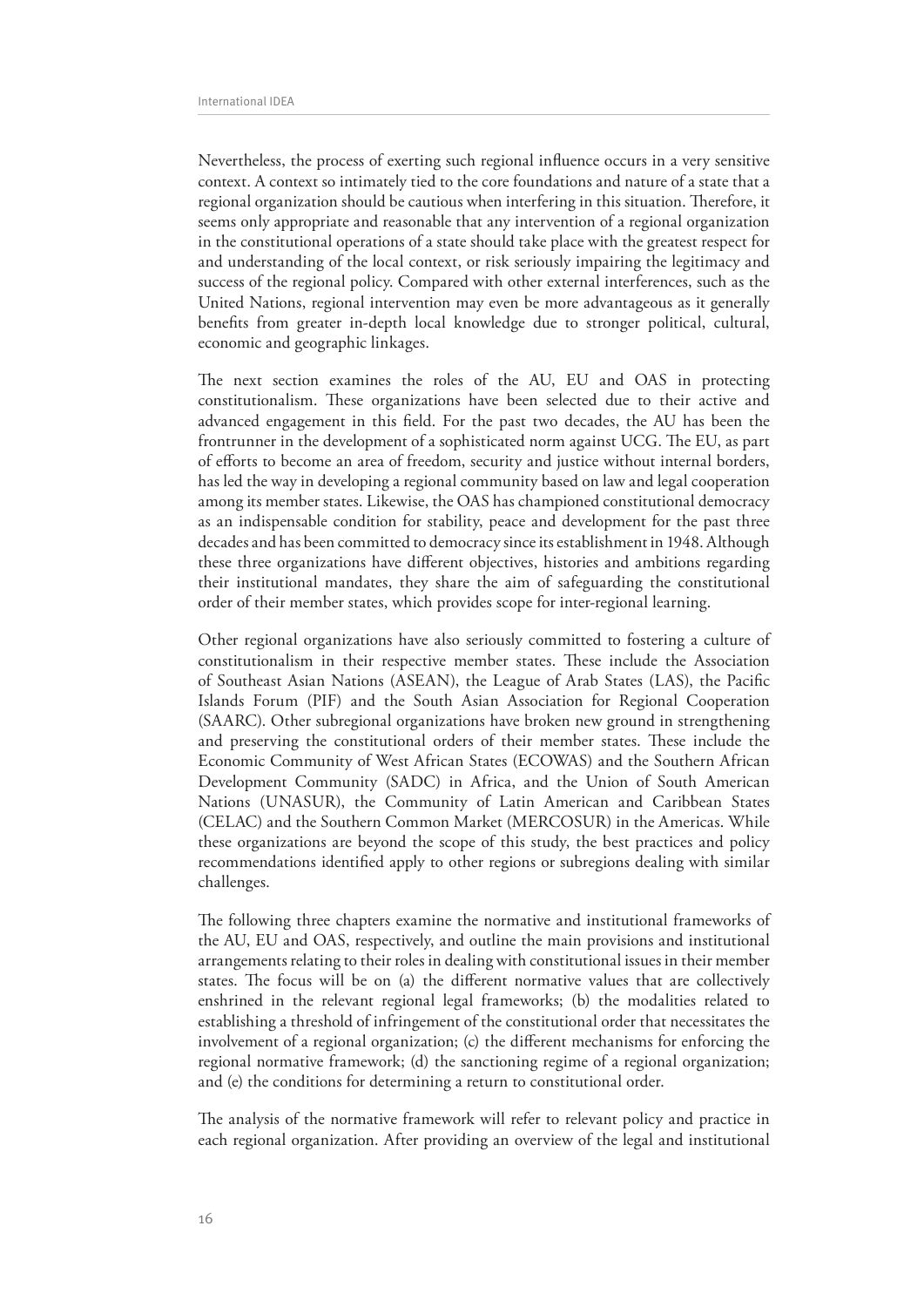Nevertheless, the process of exerting such regional influence occurs in a very sensitive context. A context so intimately tied to the core foundations and nature of a state that a regional organization should be cautious when interfering in this situation. Therefore, it seems only appropriate and reasonable that any intervention of a regional organization in the constitutional operations of a state should take place with the greatest respect for and understanding of the local context, or risk seriously impairing the legitimacy and success of the regional policy. Compared with other external interferences, such as the United Nations, regional intervention may even be more advantageous as it generally benefits from greater in-depth local knowledge due to stronger political, cultural, economic and geographic linkages.

The next section examines the roles of the AU, EU and OAS in protecting constitutionalism. These organizations have been selected due to their active and advanced engagement in this field. For the past two decades, the AU has been the frontrunner in the development of a sophisticated norm against UCG. The EU, as part of efforts to become an area of freedom, security and justice without internal borders, has led the way in developing a regional community based on law and legal cooperation among its member states. Likewise, the OAS has championed constitutional democracy as an indispensable condition for stability, peace and development for the past three decades and has been committed to democracy since its establishment in 1948. Although these three organizations have different objectives, histories and ambitions regarding their institutional mandates, they share the aim of safeguarding the constitutional order of their member states, which provides scope for inter-regional learning.

Other regional organizations have also seriously committed to fostering a culture of constitutionalism in their respective member states. These include the Association of Southeast Asian Nations (ASEAN), the League of Arab States (LAS), the Pacific Islands Forum (PIF) and the South Asian Association for Regional Cooperation (SAARC). Other subregional organizations have broken new ground in strengthening and preserving the constitutional orders of their member states. These include the Economic Community of West African States (ECOWAS) and the Southern African Development Community (SADC) in Africa, and the Union of South American Nations (UNASUR), the Community of Latin American and Caribbean States (CELAC) and the Southern Common Market (MERCOSUR) in the Americas. While these organizations are beyond the scope of this study, the best practices and policy recommendations identified apply to other regions or subregions dealing with similar challenges.

The following three chapters examine the normative and institutional frameworks of the AU, EU and OAS, respectively, and outline the main provisions and institutional arrangements relating to their roles in dealing with constitutional issues in their member states. The focus will be on (a) the different normative values that are collectively enshrined in the relevant regional legal frameworks; (b) the modalities related to establishing a threshold of infringement of the constitutional order that necessitates the involvement of a regional organization; (c) the different mechanisms for enforcing the regional normative framework; (d) the sanctioning regime of a regional organization; and (e) the conditions for determining a return to constitutional order.

The analysis of the normative framework will refer to relevant policy and practice in each regional organization. After providing an overview of the legal and institutional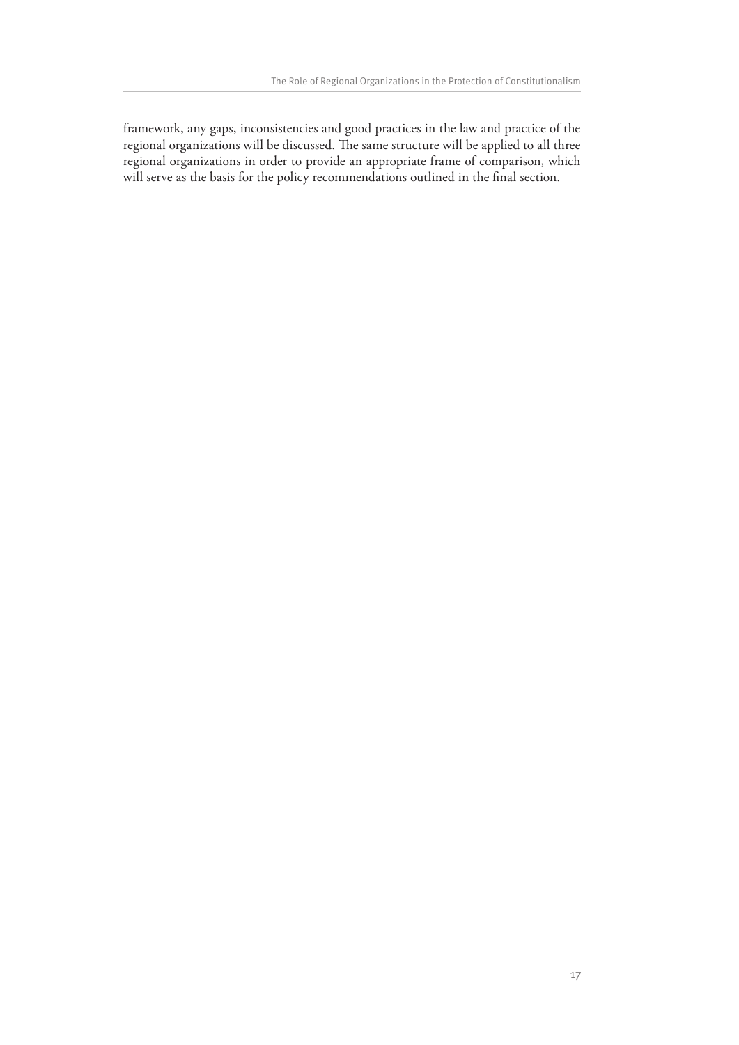framework, any gaps, inconsistencies and good practices in the law and practice of the regional organizations will be discussed. The same structure will be applied to all three regional organizations in order to provide an appropriate frame of comparison, which will serve as the basis for the policy recommendations outlined in the final section.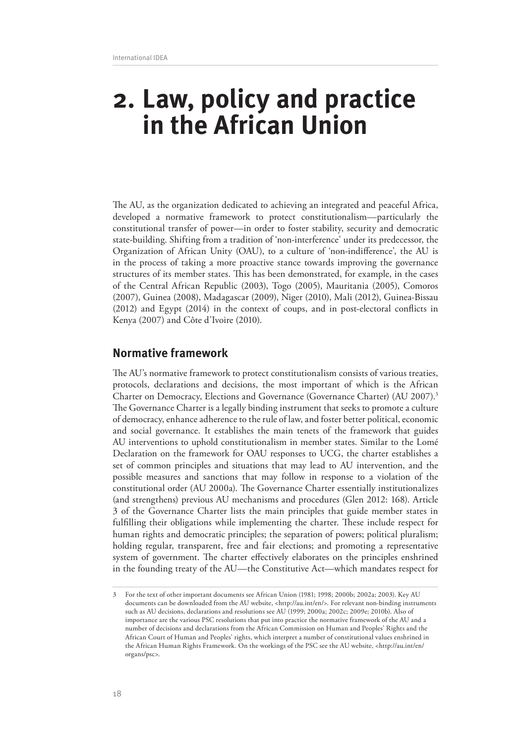# 2. Law, policy and practice in the African Union

The AU, as the organization dedicated to achieving an integrated and peaceful Africa, developed a normative framework to protect constitutionalism—particularly the constitutional transfer of power—in order to foster stability, security and democratic state-building. Shifting from a tradition of 'non-interference' under its predecessor, the Organization of African Unity (OAU), to a culture of 'non-indifference', the AU is in the process of taking a more proactive stance towards improving the governance structures of its member states. This has been demonstrated, for example, in the cases of the Central African Republic (2003), Togo (2005), Mauritania (2005), Comoros (2007), Guinea (2008), Madagascar (2009), Niger (2010), Mali (2012), Guinea-Bissau (2012) and Egypt (2014) in the context of coups, and in post-electoral conflicts in Kenya (2007) and Côte d'Ivoire (2010).

## Normative framework

The AU's normative framework to protect constitutionalism consists of various treaties, protocols, declarations and decisions, the most important of which is the African Charter on Democracy, Elections and Governance (Governance Charter) (AU 2007).[3] The Governance Charter is a legally binding instrument that seeks to promote a culture of democracy, enhance adherence to the rule of law, and foster better political, economic and social governance. It establishes the main tenets of the framework that guides AU interventions to uphold constitutionalism in member states. Similar to the Lomé Declaration on the framework for OAU responses to UCG, the charter establishes a set of common principles and situations that may lead to AU intervention, and the possible measures and sanctions that may follow in response to a violation of the constitutional order (AU 2000a). The Governance Charter essentially institutionalizes (and strengthens) previous AU mechanisms and procedures (Glen 2012: 168). Article 3 of the Governance Charter lists the main principles that guide member states in fulfilling their obligations while implementing the charter. These include respect for human rights and democratic principles; the separation of powers; political pluralism; holding regular, transparent, free and fair elections; and promoting a representative system of government. The charter effectively elaborates on the principles enshrined in the founding treaty of the AU—the Constitutive Act—which mandates respect for

---

3 For the text of other important documents see African Union (1981; 1998; 2000b; 2002a; 2003). Key AU documents can be downloaded from the AU website, <http://au.int/en/>. For relevant non-binding instruments such as AU decisions, declarations and resolutions see AU (1999; 2000a; 2002c; 2009e; 2010b). Also of importance are the various PSC resolutions that put into practice the normative framework of the AU and a number of decisions and declarations from the African Commission on Human and Peoples' Rights and the African Court of Human and Peoples' rights, which interpret a number of constitutional values enshrined in the African Human Rights Framework. On the workings of the PSC see the AU website, <http://au.int/en/organs/psc>.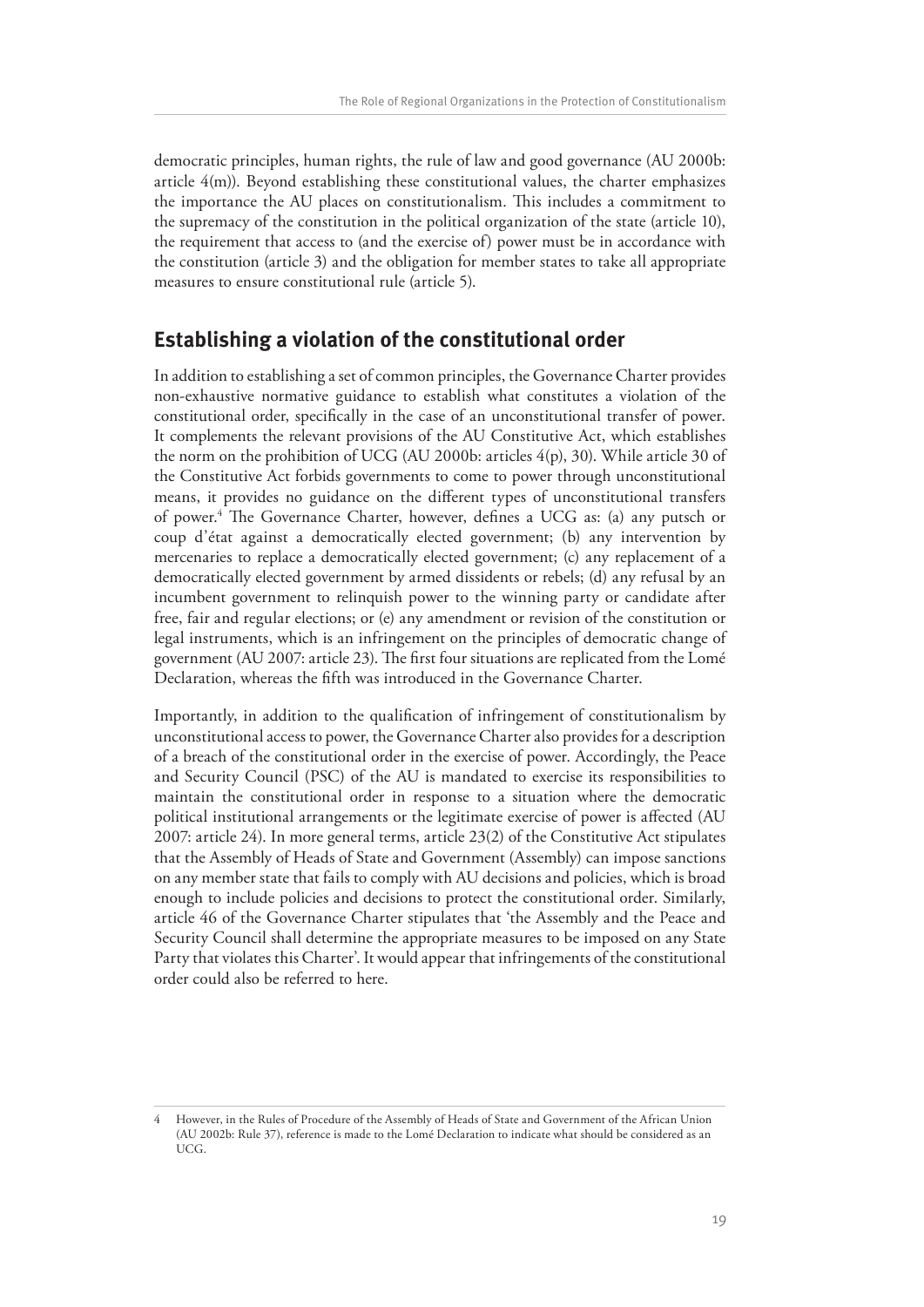democratic principles, human rights, the rule of law and good governance (AU 2000b: article 4(m)). Beyond establishing these constitutional values, the charter emphasizes the importance the AU places on constitutionalism. This includes a commitment to the supremacy of the constitution in the political organization of the state (article 10), the requirement that access to (and the exercise of) power must be in accordance with the constitution (article 3) and the obligation for member states to take all appropriate measures to ensure constitutional rule (article 5).

## Establishing a violation of the constitutional order

In addition to establishing a set of common principles, the Governance Charter provides non-exhaustive normative guidance to establish what constitutes a violation of the constitutional order, specifically in the case of an unconstitutional transfer of power. It complements the relevant provisions of the AU Constitutive Act, which establishes the norm on the prohibition of UCG (AU 2000b: articles 4(p), 30). While article 30 of the Constitutive Act forbids governments to come to power through unconstitutional means, it provides no guidance on the different types of unconstitutional transfers of power.[4] The Governance Charter, however, defines a UCG as: (a) any putsch or coup d'état against a democratically elected government; (b) any intervention by mercenaries to replace a democratically elected government; (c) any replacement of a democratically elected government by armed dissidents or rebels; (d) any refusal by an incumbent government to relinquish power to the winning party or candidate after free, fair and regular elections; or (e) any amendment or revision of the constitution or legal instruments, which is an infringement on the principles of democratic change of government (AU 2007: article 23). The first four situations are replicated from the Lomé Declaration, whereas the fifth was introduced in the Governance Charter.

Importantly, in addition to the qualification of infringement of constitutionalism by unconstitutional access to power, the Governance Charter also provides for a description of a breach of the constitutional order in the exercise of power. Accordingly, the Peace and Security Council (PSC) of the AU is mandated to exercise its responsibilities to maintain the constitutional order in response to a situation where the democratic political institutional arrangements or the legitimate exercise of power is affected (AU 2007: article 24). In more general terms, article 23(2) of the Constitutive Act stipulates that the Assembly of Heads of State and Government (Assembly) can impose sanctions on any member state that fails to comply with AU decisions and policies, which is broad enough to include policies and decisions to protect the constitutional order. Similarly, article 46 of the Governance Charter stipulates that 'the Assembly and the Peace and Security Council shall determine the appropriate measures to be imposed on any State Party that violates this Charter'. It would appear that infringements of the constitutional order could also be referred to here.

---

4 However, in the Rules of Procedure of the Assembly of Heads of State and Government of the African Union (AU 2002b: Rule 37), reference is made to the Lomé Declaration to indicate what should be considered as an UCG.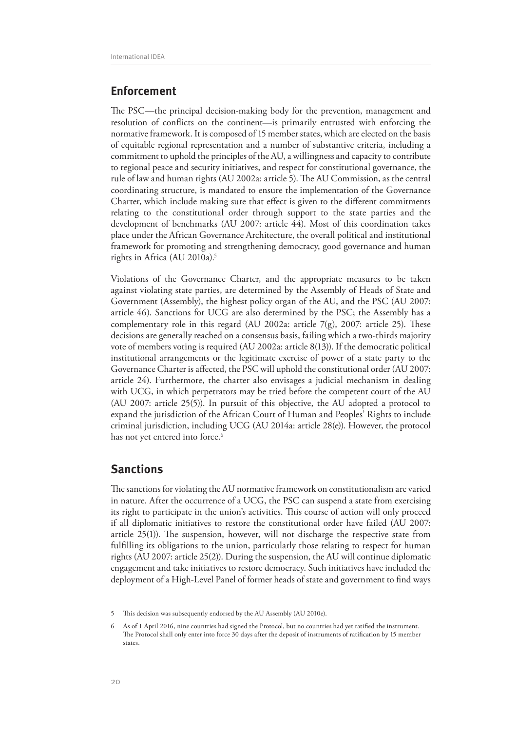## Enforcement

The PSC—the principal decision-making body for the prevention, management and resolution of conflicts on the continent—is primarily entrusted with enforcing the normative framework. It is composed of 15 member states, which are elected on the basis of equitable regional representation and a number of substantive criteria, including a commitment to uphold the principles of the AU, a willingness and capacity to contribute to regional peace and security initiatives, and respect for constitutional governance, the rule of law and human rights (AU 2002a: article 5). The AU Commission, as the central coordinating structure, is mandated to ensure the implementation of the Governance Charter, which include making sure that effect is given to the different commitments relating to the constitutional order through support to the state parties and the development of benchmarks (AU 2007: article 44). Most of this coordination takes place under the African Governance Architecture, the overall political and institutional framework for promoting and strengthening democracy, good governance and human rights in Africa (AU 2010a).[5]

Violations of the Governance Charter, and the appropriate measures to be taken against violating state parties, are determined by the Assembly of Heads of State and Government (Assembly), the highest policy organ of the AU, and the PSC (AU 2007: article 46). Sanctions for UCG are also determined by the PSC; the Assembly has a complementary role in this regard (AU 2002a: article 7(g), 2007: article 25). These decisions are generally reached on a consensus basis, failing which a two-thirds majority vote of members voting is required (AU 2002a: article 8(13)). If the democratic political institutional arrangements or the legitimate exercise of power of a state party to the Governance Charter is affected, the PSC will uphold the constitutional order (AU 2007: article 24). Furthermore, the charter also envisages a judicial mechanism in dealing with UCG, in which perpetrators may be tried before the competent court of the AU (AU 2007: article 25(5)). In pursuit of this objective, the AU adopted a protocol to expand the jurisdiction of the African Court of Human and Peoples' Rights to include criminal jurisdiction, including UCG (AU 2014a: article 28(e)). However, the protocol has not yet entered into force.[6]

## Sanctions

The sanctions for violating the AU normative framework on constitutionalism are varied in nature. After the occurrence of a UCG, the PSC can suspend a state from exercising its right to participate in the union's activities. This course of action will only proceed if all diplomatic initiatives to restore the constitutional order have failed (AU 2007: article 25(1)). The suspension, however, will not discharge the respective state from fulfilling its obligations to the union, particularly those relating to respect for human rights (AU 2007: article 25(2)). During the suspension, the AU will continue diplomatic engagement and take initiatives to restore democracy. Such initiatives have included the deployment of a High-Level Panel of former heads of state and government to find ways

---

5 This decision was subsequently endorsed by the AU Assembly (AU 2010e).

6 As of 1 April 2016, nine countries had signed the Protocol, but no countries had yet ratified the instrument. The Protocol shall only enter into force 30 days after the deposit of instruments of ratification by 15 member states.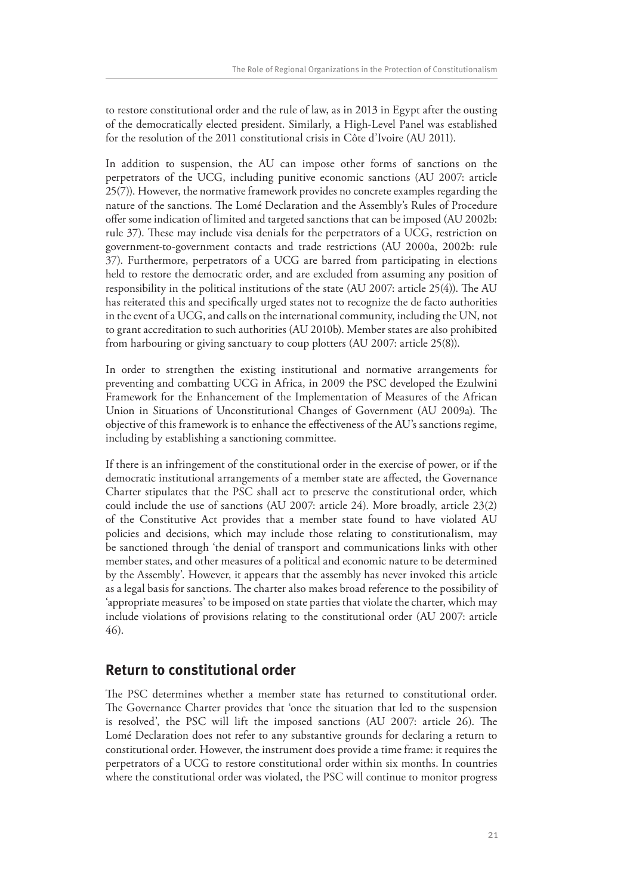to restore constitutional order and the rule of law, as in 2013 in Egypt after the ousting of the democratically elected president. Similarly, a High-Level Panel was established for the resolution of the 2011 constitutional crisis in Côte d'Ivoire (AU 2011).

In addition to suspension, the AU can impose other forms of sanctions on the perpetrators of the UCG, including punitive economic sanctions (AU 2007: article 25(7)). However, the normative framework provides no concrete examples regarding the nature of the sanctions. The Lomé Declaration and the Assembly's Rules of Procedure offer some indication of limited and targeted sanctions that can be imposed (AU 2002b: rule 37). These may include visa denials for the perpetrators of a UCG, restriction on government-to-government contacts and trade restrictions (AU 2000a, 2002b: rule 37). Furthermore, perpetrators of a UCG are barred from participating in elections held to restore the democratic order, and are excluded from assuming any position of responsibility in the political institutions of the state (AU 2007: article 25(4)). The AU has reiterated this and specifically urged states not to recognize the de facto authorities in the event of a UCG, and calls on the international community, including the UN, not to grant accreditation to such authorities (AU 2010b). Member states are also prohibited from harbouring or giving sanctuary to coup plotters (AU 2007: article 25(8)).

In order to strengthen the existing institutional and normative arrangements for preventing and combatting UCG in Africa, in 2009 the PSC developed the Ezulwini Framework for the Enhancement of the Implementation of Measures of the African Union in Situations of Unconstitutional Changes of Government (AU 2009a). The objective of this framework is to enhance the effectiveness of the AU's sanctions regime, including by establishing a sanctioning committee.

If there is an infringement of the constitutional order in the exercise of power, or if the democratic institutional arrangements of a member state are affected, the Governance Charter stipulates that the PSC shall act to preserve the constitutional order, which could include the use of sanctions (AU 2007: article 24). More broadly, article 23(2) of the Constitutive Act provides that a member state found to have violated AU policies and decisions, which may include those relating to constitutionalism, may be sanctioned through 'the denial of transport and communications links with other member states, and other measures of a political and economic nature to be determined by the Assembly'. However, it appears that the assembly has never invoked this article as a legal basis for sanctions. The charter also makes broad reference to the possibility of 'appropriate measures' to be imposed on state parties that violate the charter, which may include violations of provisions relating to the constitutional order (AU 2007: article 46).

## Return to constitutional order

The PSC determines whether a member state has returned to constitutional order. The Governance Charter provides that 'once the situation that led to the suspension is resolved', the PSC will lift the imposed sanctions (AU 2007: article 26). The Lomé Declaration does not refer to any substantive grounds for declaring a return to constitutional order. However, the instrument does provide a time frame: it requires the perpetrators of a UCG to restore constitutional order within six months. In countries where the constitutional order was violated, the PSC will continue to monitor progress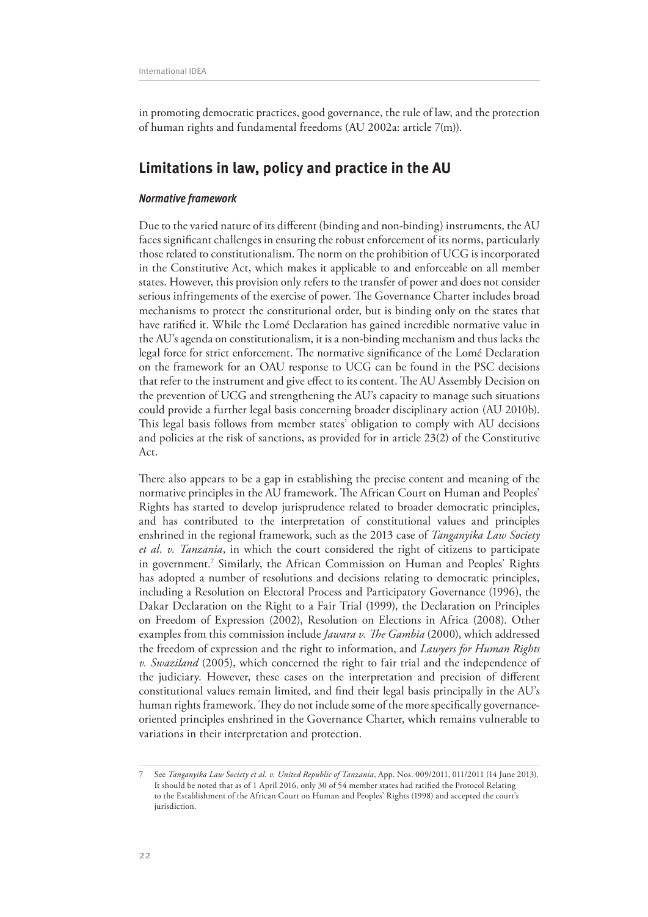in promoting democratic practices, good governance, the rule of law, and the protection of human rights and fundamental freedoms (AU 2002a: article 7(m)).

## Limitations in law, policy and practice in the AU

### *Normative framework*

Due to the varied nature of its different (binding and non-binding) instruments, the AU faces significant challenges in ensuring the robust enforcement of its norms, particularly those related to constitutionalism. The norm on the prohibition of UCG is incorporated in the Constitutive Act, which makes it applicable to and enforceable on all member states. However, this provision only refers to the transfer of power and does not consider serious infringements of the exercise of power. The Governance Charter includes broad mechanisms to protect the constitutional order, but is binding only on the states that have ratified it. While the Lomé Declaration has gained incredible normative value in the AU's agenda on constitutionalism, it is a non-binding mechanism and thus lacks the legal force for strict enforcement. The normative significance of the Lomé Declaration on the framework for an OAU response to UCG can be found in the PSC decisions that refer to the instrument and give effect to its content. The AU Assembly Decision on the prevention of UCG and strengthening the AU's capacity to manage such situations could provide a further legal basis concerning broader disciplinary action (AU 2010b). This legal basis follows from member states' obligation to comply with AU decisions and policies at the risk of sanctions, as provided for in article 23(2) of the Constitutive Act.

There also appears to be a gap in establishing the precise content and meaning of the normative principles in the AU framework. The African Court on Human and Peoples' Rights has started to develop jurisprudence related to broader democratic principles, and has contributed to the interpretation of constitutional values and principles enshrined in the regional framework, such as the 2013 case of *Tanganyika Law Society et al. v. Tanzania*, in which the court considered the right of citizens to participate in government.[7] Similarly, the African Commission on Human and Peoples' Rights has adopted a number of resolutions and decisions relating to democratic principles, including a Resolution on Electoral Process and Participatory Governance (1996), the Dakar Declaration on the Right to a Fair Trial (1999), the Declaration on Principles on Freedom of Expression (2002), Resolution on Elections in Africa (2008). Other examples from this commission include *Jawara v. The Gambia* (2000), which addressed the freedom of expression and the right to information, and *Lawyers for Human Rights v. Swaziland* (2005), which concerned the right to fair trial and the independence of the judiciary. However, these cases on the interpretation and precision of different constitutional values remain limited, and find their legal basis principally in the AU's human rights framework. They do not include some of the more specifically governance-oriented principles enshrined in the Governance Charter, which remains vulnerable to variations in their interpretation and protection.

---

7 See *Tanganyika Law Society et al. v. United Republic of Tanzania*, App. Nos. 009/2011, 011/2011 (14 June 2013). It should be noted that as of 1 April 2016, only 30 of 54 member states had ratified the Protocol Relating to the Establishment of the African Court on Human and Peoples' Rights (1998) and accepted the court's jurisdiction.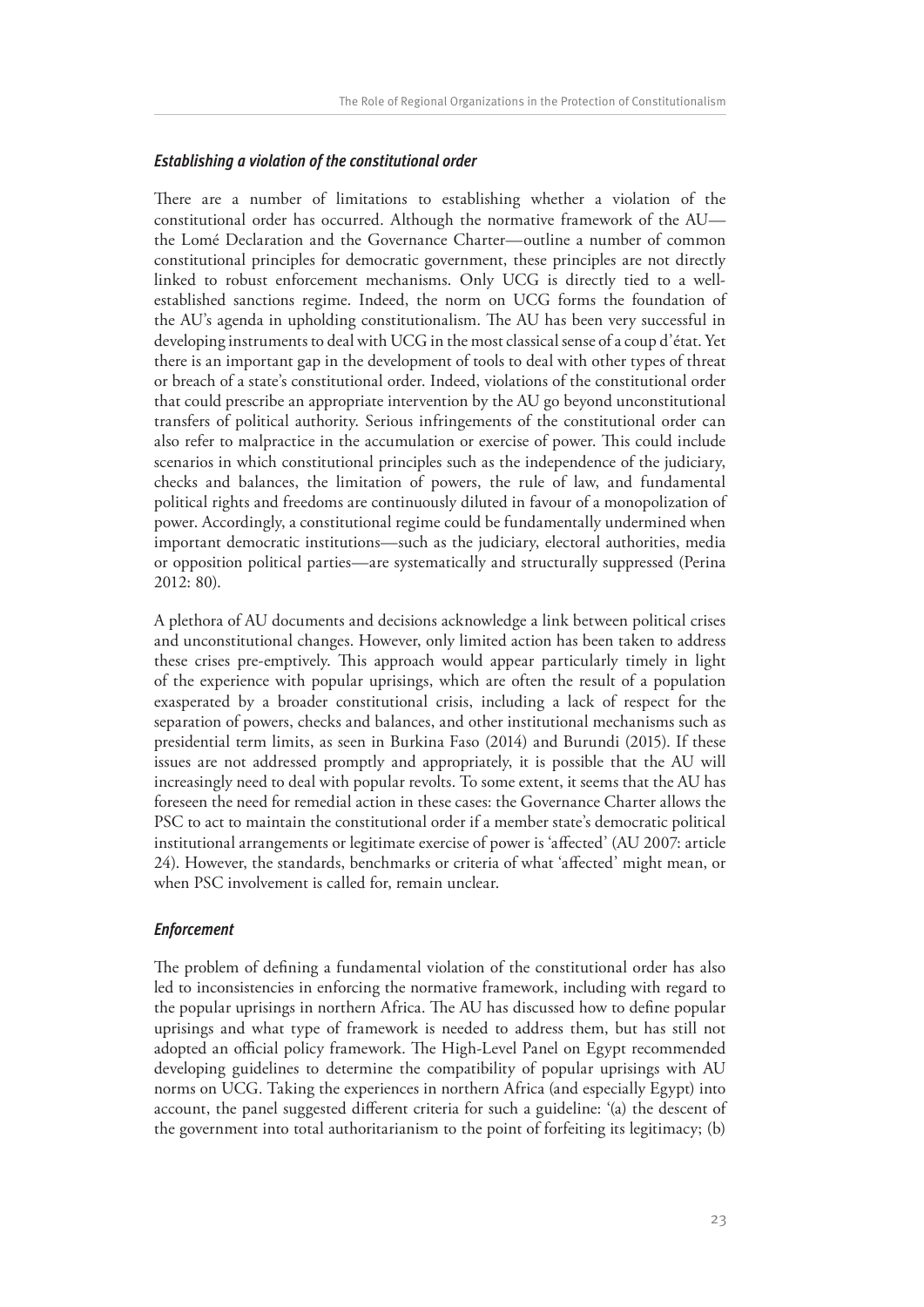### *Establishing a violation of the constitutional order*

There are a number of limitations to establishing whether a violation of the constitutional order has occurred. Although the normative framework of the AU—the Lomé Declaration and the Governance Charter—outline a number of common constitutional principles for democratic government, these principles are not directly linked to robust enforcement mechanisms. Only UCG is directly tied to a well-established sanctions regime. Indeed, the norm on UCG forms the foundation of the AU's agenda in upholding constitutionalism. The AU has been very successful in developing instruments to deal with UCG in the most classical sense of a coup d'état. Yet there is an important gap in the development of tools to deal with other types of threat or breach of a state's constitutional order. Indeed, violations of the constitutional order that could prescribe an appropriate intervention by the AU go beyond unconstitutional transfers of political authority. Serious infringements of the constitutional order can also refer to malpractice in the accumulation or exercise of power. This could include scenarios in which constitutional principles such as the independence of the judiciary, checks and balances, the limitation of powers, the rule of law, and fundamental political rights and freedoms are continuously diluted in favour of a monopolization of power. Accordingly, a constitutional regime could be fundamentally undermined when important democratic institutions—such as the judiciary, electoral authorities, media or opposition political parties—are systematically and structurally suppressed (Perina 2012: 80).

A plethora of AU documents and decisions acknowledge a link between political crises and unconstitutional changes. However, only limited action has been taken to address these crises pre-emptively. This approach would appear particularly timely in light of the experience with popular uprisings, which are often the result of a population exasperated by a broader constitutional crisis, including a lack of respect for the separation of powers, checks and balances, and other institutional mechanisms such as presidential term limits, as seen in Burkina Faso (2014) and Burundi (2015). If these issues are not addressed promptly and appropriately, it is possible that the AU will increasingly need to deal with popular revolts. To some extent, it seems that the AU has foreseen the need for remedial action in these cases: the Governance Charter allows the PSC to act to maintain the constitutional order if a member state's democratic political institutional arrangements or legitimate exercise of power is 'affected' (AU 2007: article 24). However, the standards, benchmarks or criteria of what 'affected' might mean, or when PSC involvement is called for, remain unclear.

### *Enforcement*

The problem of defining a fundamental violation of the constitutional order has also led to inconsistencies in enforcing the normative framework, including with regard to the popular uprisings in northern Africa. The AU has discussed how to define popular uprisings and what type of framework is needed to address them, but has still not adopted an official policy framework. The High-Level Panel on Egypt recommended developing guidelines to determine the compatibility of popular uprisings with AU norms on UCG. Taking the experiences in northern Africa (and especially Egypt) into account, the panel suggested different criteria for such a guideline: '(a) the descent of the government into total authoritarianism to the point of forfeiting its legitimacy; (b)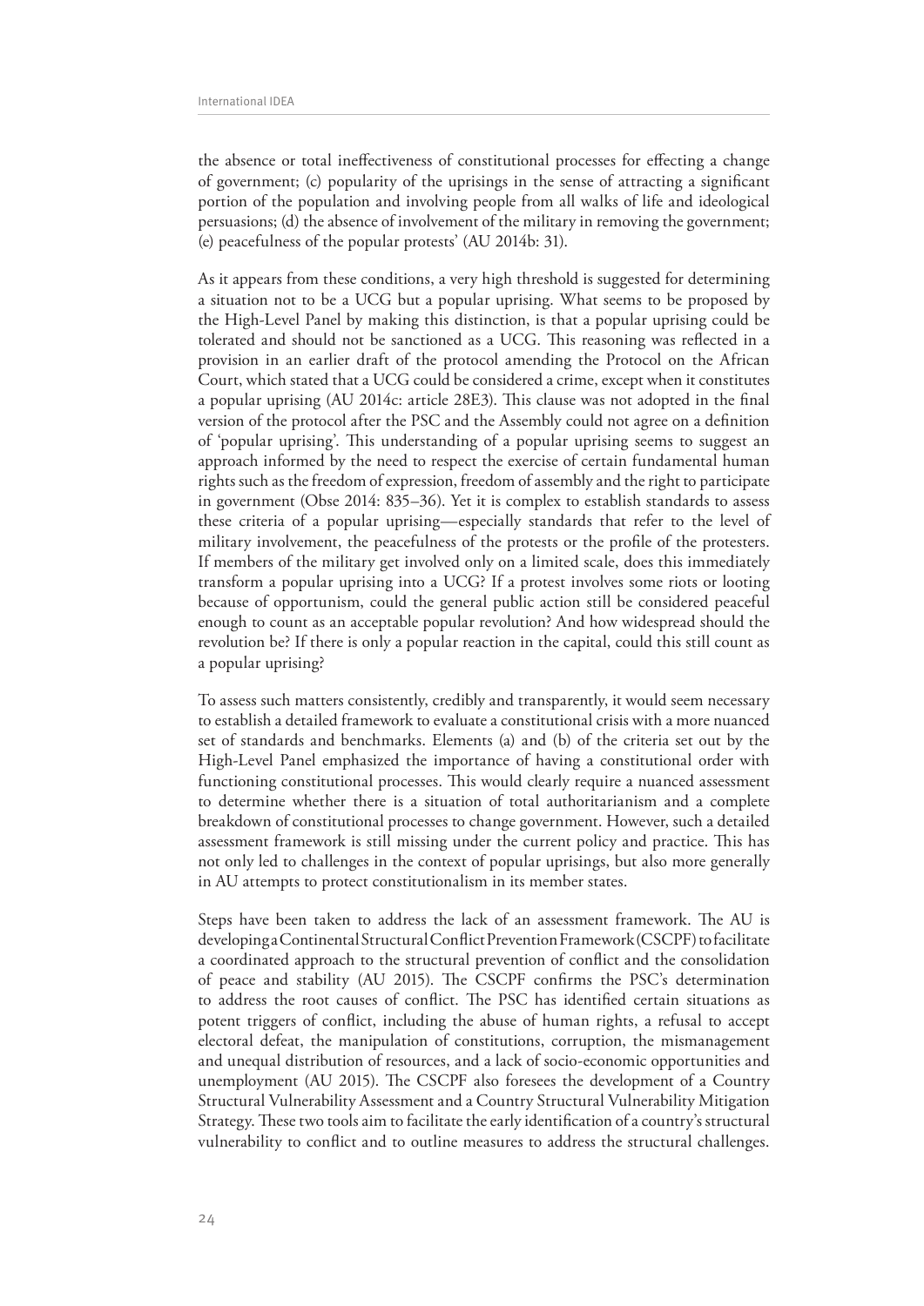the absence or total ineffectiveness of constitutional processes for effecting a change of government; (c) popularity of the uprisings in the sense of attracting a significant portion of the population and involving people from all walks of life and ideological persuasions; (d) the absence of involvement of the military in removing the government; (e) peacefulness of the popular protests' (AU 2014b: 31).

As it appears from these conditions, a very high threshold is suggested for determining a situation not to be a UCG but a popular uprising. What seems to be proposed by the High-Level Panel by making this distinction, is that a popular uprising could be tolerated and should not be sanctioned as a UCG. This reasoning was reflected in a provision in an earlier draft of the protocol amending the Protocol on the African Court, which stated that a UCG could be considered a crime, except when it constitutes a popular uprising (AU 2014c: article 28E3). This clause was not adopted in the final version of the protocol after the PSC and the Assembly could not agree on a definition of 'popular uprising'. This understanding of a popular uprising seems to suggest an approach informed by the need to respect the exercise of certain fundamental human rights such as the freedom of expression, freedom of assembly and the right to participate in government (Obse 2014: 835–36). Yet it is complex to establish standards to assess these criteria of a popular uprising—especially standards that refer to the level of military involvement, the peacefulness of the protests or the profile of the protesters. If members of the military get involved only on a limited scale, does this immediately transform a popular uprising into a UCG? If a protest involves some riots or looting because of opportunism, could the general public action still be considered peaceful enough to count as an acceptable popular revolution? And how widespread should the revolution be? If there is only a popular reaction in the capital, could this still count as a popular uprising?

To assess such matters consistently, credibly and transparently, it would seem necessary to establish a detailed framework to evaluate a constitutional crisis with a more nuanced set of standards and benchmarks. Elements (a) and (b) of the criteria set out by the High-Level Panel emphasized the importance of having a constitutional order with functioning constitutional processes. This would clearly require a nuanced assessment to determine whether there is a situation of total authoritarianism and a complete breakdown of constitutional processes to change government. However, such a detailed assessment framework is still missing under the current policy and practice. This has not only led to challenges in the context of popular uprisings, but also more generally in AU attempts to protect constitutionalism in its member states.

Steps have been taken to address the lack of an assessment framework. The AU is developing a Continental Structural Conflict Prevention Framework (CSCPF) to facilitate a coordinated approach to the structural prevention of conflict and the consolidation of peace and stability (AU 2015). The CSCPF confirms the PSC's determination to address the root causes of conflict. The PSC has identified certain situations as potent triggers of conflict, including the abuse of human rights, a refusal to accept electoral defeat, the manipulation of constitutions, corruption, the mismanagement and unequal distribution of resources, and a lack of socio-economic opportunities and unemployment (AU 2015). The CSCPF also foresees the development of a Country Structural Vulnerability Assessment and a Country Structural Vulnerability Mitigation Strategy. These two tools aim to facilitate the early identification of a country's structural vulnerability to conflict and to outline measures to address the structural challenges.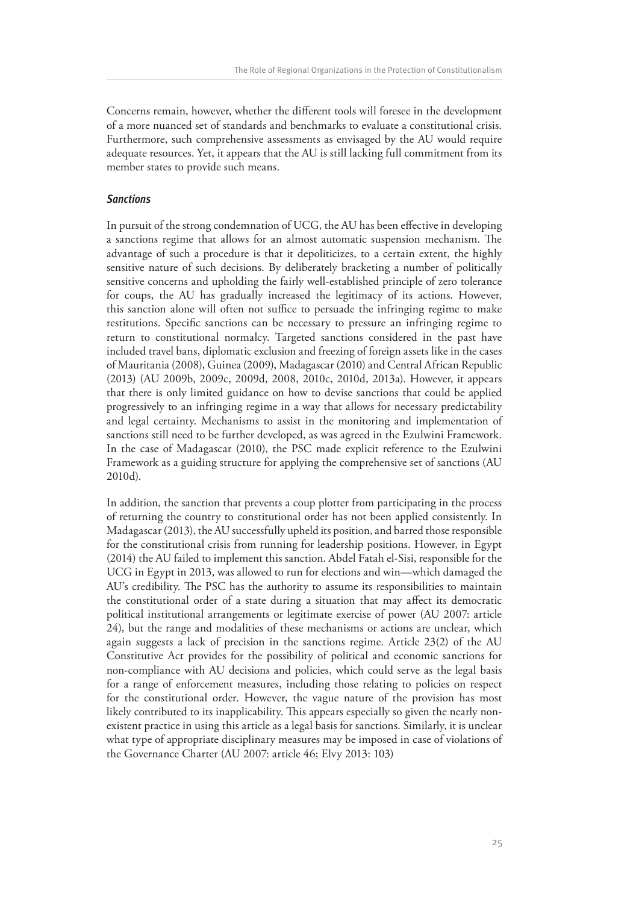Concerns remain, however, whether the different tools will foresee in the development of a more nuanced set of standards and benchmarks to evaluate a constitutional crisis. Furthermore, such comprehensive assessments as envisaged by the AU would require adequate resources. Yet, it appears that the AU is still lacking full commitment from its member states to provide such means.

### *Sanctions*

In pursuit of the strong condemnation of UCG, the AU has been effective in developing a sanctions regime that allows for an almost automatic suspension mechanism. The advantage of such a procedure is that it depoliticizes, to a certain extent, the highly sensitive nature of such decisions. By deliberately bracketing a number of politically sensitive concerns and upholding the fairly well-established principle of zero tolerance for coups, the AU has gradually increased the legitimacy of its actions. However, this sanction alone will often not suffice to persuade the infringing regime to make restitutions. Specific sanctions can be necessary to pressure an infringing regime to return to constitutional normalcy. Targeted sanctions considered in the past have included travel bans, diplomatic exclusion and freezing of foreign assets like in the cases of Mauritania (2008), Guinea (2009), Madagascar (2010) and Central African Republic (2013) (AU 2009b, 2009c, 2009d, 2008, 2010c, 2010d, 2013a). However, it appears that there is only limited guidance on how to devise sanctions that could be applied progressively to an infringing regime in a way that allows for necessary predictability and legal certainty. Mechanisms to assist in the monitoring and implementation of sanctions still need to be further developed, as was agreed in the Ezulwini Framework. In the case of Madagascar (2010), the PSC made explicit reference to the Ezulwini Framework as a guiding structure for applying the comprehensive set of sanctions (AU 2010d).

In addition, the sanction that prevents a coup plotter from participating in the process of returning the country to constitutional order has not been applied consistently. In Madagascar (2013), the AU successfully upheld its position, and barred those responsible for the constitutional crisis from running for leadership positions. However, in Egypt (2014) the AU failed to implement this sanction. Abdel Fatah el-Sisi, responsible for the UCG in Egypt in 2013, was allowed to run for elections and win—which damaged the AU's credibility. The PSC has the authority to assume its responsibilities to maintain the constitutional order of a state during a situation that may affect its democratic political institutional arrangements or legitimate exercise of power (AU 2007: article 24), but the range and modalities of these mechanisms or actions are unclear, which again suggests a lack of precision in the sanctions regime. Article 23(2) of the AU Constitutive Act provides for the possibility of political and economic sanctions for non-compliance with AU decisions and policies, which could serve as the legal basis for a range of enforcement measures, including those relating to policies on respect for the constitutional order. However, the vague nature of the provision has most likely contributed to its inapplicability. This appears especially so given the nearly non-existent practice in using this article as a legal basis for sanctions. Similarly, it is unclear what type of appropriate disciplinary measures may be imposed in case of violations of the Governance Charter (AU 2007: article 46; Elvy 2013: 103)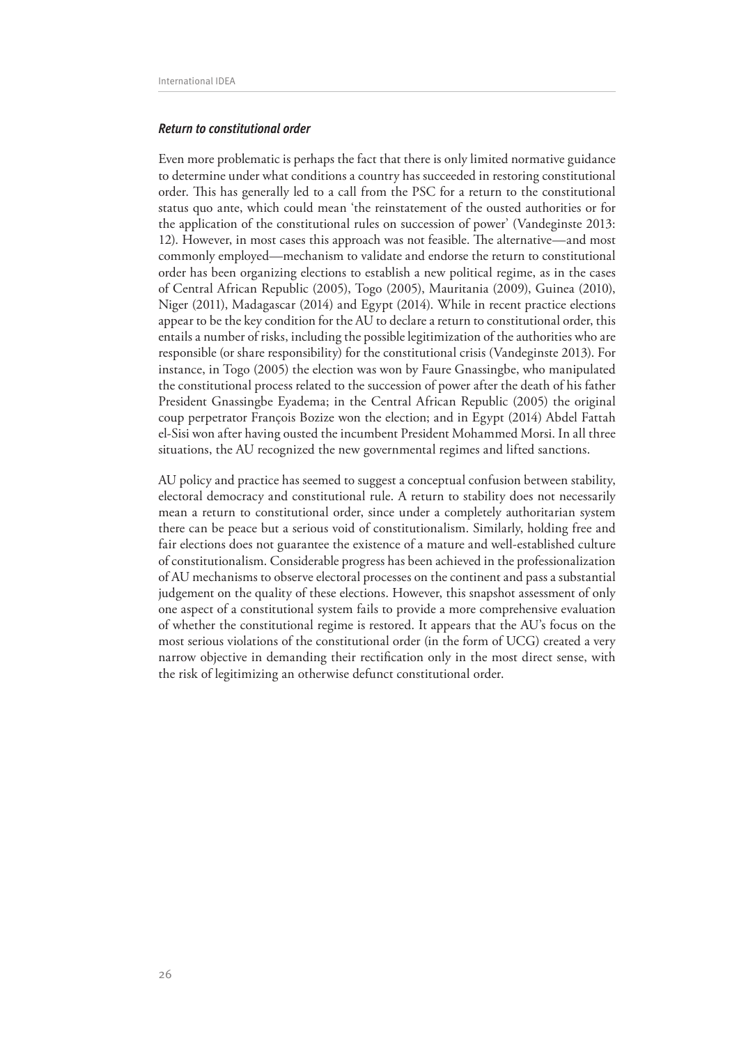### *Return to constitutional order*

Even more problematic is perhaps the fact that there is only limited normative guidance to determine under what conditions a country has succeeded in restoring constitutional order. This has generally led to a call from the PSC for a return to the constitutional status quo ante, which could mean 'the reinstatement of the ousted authorities or for the application of the constitutional rules on succession of power' (Vandeginste 2013: 12). However, in most cases this approach was not feasible. The alternative—and most commonly employed—mechanism to validate and endorse the return to constitutional order has been organizing elections to establish a new political regime, as in the cases of Central African Republic (2005), Togo (2005), Mauritania (2009), Guinea (2010), Niger (2011), Madagascar (2014) and Egypt (2014). While in recent practice elections appear to be the key condition for the AU to declare a return to constitutional order, this entails a number of risks, including the possible legitimization of the authorities who are responsible (or share responsibility) for the constitutional crisis (Vandeginste 2013). For instance, in Togo (2005) the election was won by Faure Gnassingbe, who manipulated the constitutional process related to the succession of power after the death of his father President Gnassingbe Eyadema; in the Central African Republic (2005) the original coup perpetrator François Bozize won the election; and in Egypt (2014) Abdel Fattah el-Sisi won after having ousted the incumbent President Mohammed Morsi. In all three situations, the AU recognized the new governmental regimes and lifted sanctions.

AU policy and practice has seemed to suggest a conceptual confusion between stability, electoral democracy and constitutional rule. A return to stability does not necessarily mean a return to constitutional order, since under a completely authoritarian system there can be peace but a serious void of constitutionalism. Similarly, holding free and fair elections does not guarantee the existence of a mature and well-established culture of constitutionalism. Considerable progress has been achieved in the professionalization of AU mechanisms to observe electoral processes on the continent and pass a substantial judgement on the quality of these elections. However, this snapshot assessment of only one aspect of a constitutional system fails to provide a more comprehensive evaluation of whether the constitutional regime is restored. It appears that the AU's focus on the most serious violations of the constitutional order (in the form of UCG) created a very narrow objective in demanding their rectification only in the most direct sense, with the risk of legitimizing an otherwise defunct constitutional order.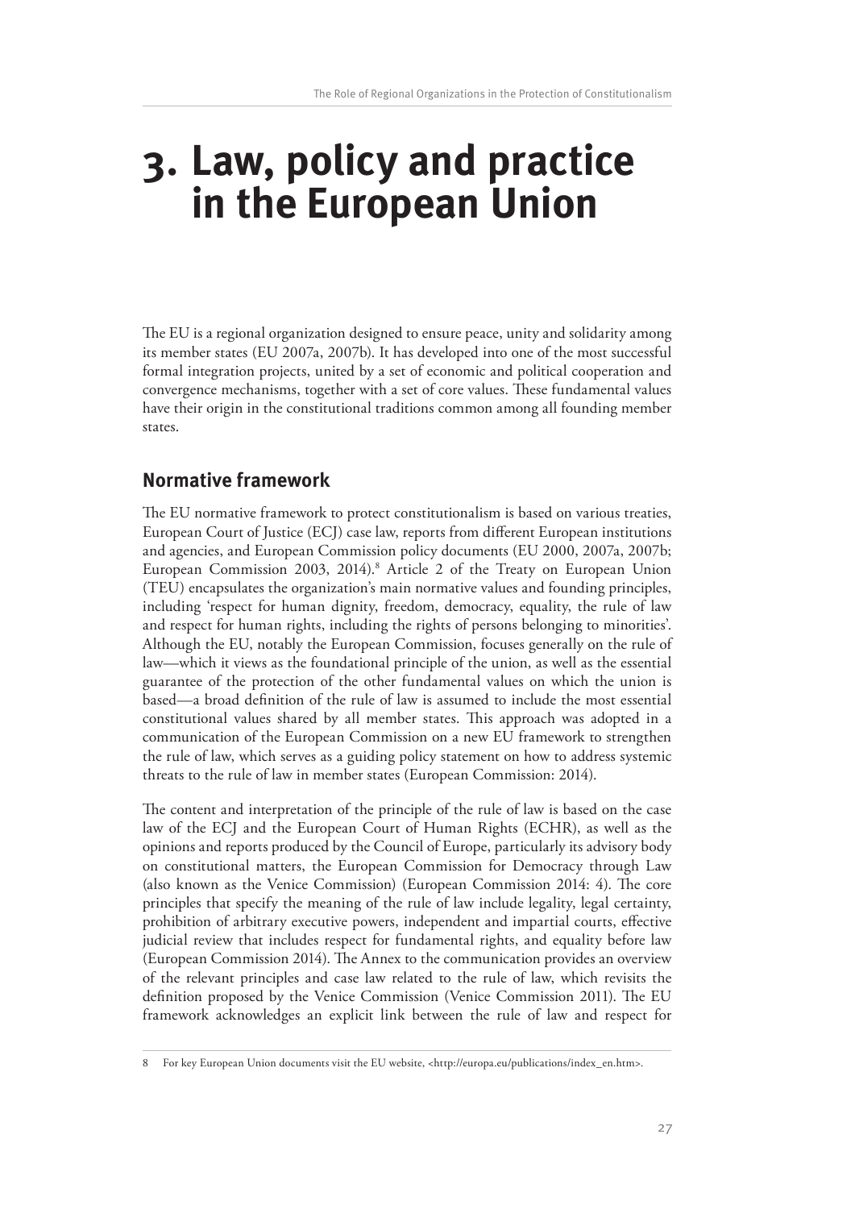# 3. Law, policy and practice in the European Union

The EU is a regional organization designed to ensure peace, unity and solidarity among its member states (EU 2007a, 2007b). It has developed into one of the most successful formal integration projects, united by a set of economic and political cooperation and convergence mechanisms, together with a set of core values. These fundamental values have their origin in the constitutional traditions common among all founding member states.

## Normative framework

The EU normative framework to protect constitutionalism is based on various treaties, European Court of Justice (ECJ) case law, reports from different European institutions and agencies, and European Commission policy documents (EU 2000, 2007a, 2007b; European Commission 2003, 2014).[8] Article 2 of the Treaty on European Union (TEU) encapsulates the organization's main normative values and founding principles, including 'respect for human dignity, freedom, democracy, equality, the rule of law and respect for human rights, including the rights of persons belonging to minorities'. Although the EU, notably the European Commission, focuses generally on the rule of law—which it views as the foundational principle of the union, as well as the essential guarantee of the protection of the other fundamental values on which the union is based—a broad definition of the rule of law is assumed to include the most essential constitutional values shared by all member states. This approach was adopted in a communication of the European Commission on a new EU framework to strengthen the rule of law, which serves as a guiding policy statement on how to address systemic threats to the rule of law in member states (European Commission: 2014).

The content and interpretation of the principle of the rule of law is based on the case law of the ECJ and the European Court of Human Rights (ECHR), as well as the opinions and reports produced by the Council of Europe, particularly its advisory body on constitutional matters, the European Commission for Democracy through Law (also known as the Venice Commission) (European Commission 2014: 4). The core principles that specify the meaning of the rule of law include legality, legal certainty, prohibition of arbitrary executive powers, independent and impartial courts, effective judicial review that includes respect for fundamental rights, and equality before law (European Commission 2014). The Annex to the communication provides an overview of the relevant principles and case law related to the rule of law, which revisits the definition proposed by the Venice Commission (Venice Commission 2011). The EU framework acknowledges an explicit link between the rule of law and respect for

8 For key European Union documents visit the EU website, <http://europa.eu/publications/index_en.htm>.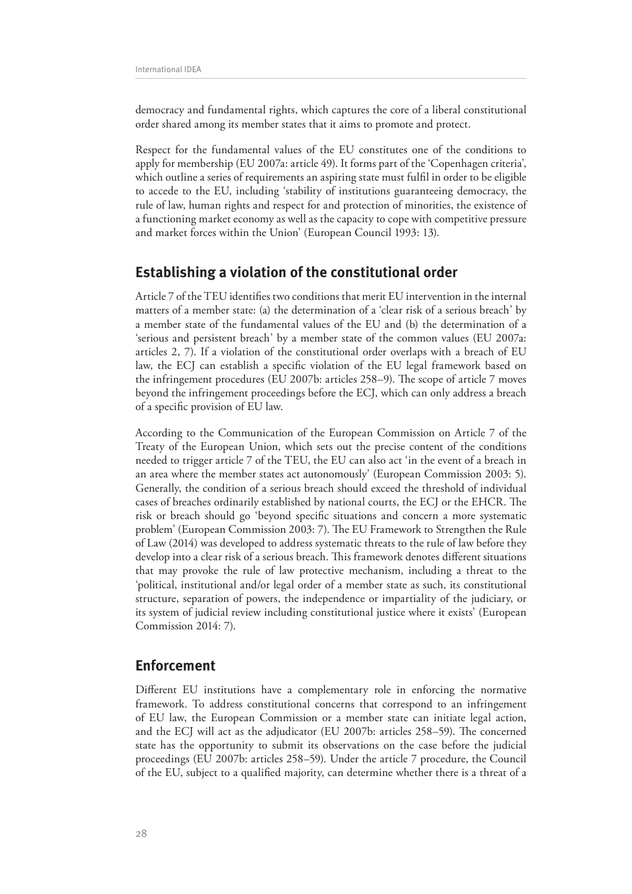democracy and fundamental rights, which captures the core of a liberal constitutional order shared among its member states that it aims to promote and protect.

Respect for the fundamental values of the EU constitutes one of the conditions to apply for membership (EU 2007a: article 49). It forms part of the 'Copenhagen criteria', which outline a series of requirements an aspiring state must fulfil in order to be eligible to accede to the EU, including 'stability of institutions guaranteeing democracy, the rule of law, human rights and respect for and protection of minorities, the existence of a functioning market economy as well as the capacity to cope with competitive pressure and market forces within the Union' (European Council 1993: 13).

## Establishing a violation of the constitutional order

Article 7 of the TEU identifies two conditions that merit EU intervention in the internal matters of a member state: (a) the determination of a 'clear risk of a serious breach' by a member state of the fundamental values of the EU and (b) the determination of a 'serious and persistent breach' by a member state of the common values (EU 2007a: articles 2, 7). If a violation of the constitutional order overlaps with a breach of EU law, the ECJ can establish a specific violation of the EU legal framework based on the infringement procedures (EU 2007b: articles 258–9). The scope of article 7 moves beyond the infringement proceedings before the ECJ, which can only address a breach of a specific provision of EU law.

According to the Communication of the European Commission on Article 7 of the Treaty of the European Union, which sets out the precise content of the conditions needed to trigger article 7 of the TEU, the EU can also act 'in the event of a breach in an area where the member states act autonomously' (European Commission 2003: 5). Generally, the condition of a serious breach should exceed the threshold of individual cases of breaches ordinarily established by national courts, the ECJ or the EHCR. The risk or breach should go 'beyond specific situations and concern a more systematic problem' (European Commission 2003: 7). The EU Framework to Strengthen the Rule of Law (2014) was developed to address systematic threats to the rule of law before they develop into a clear risk of a serious breach. This framework denotes different situations that may provoke the rule of law protective mechanism, including a threat to the 'political, institutional and/or legal order of a member state as such, its constitutional structure, separation of powers, the independence or impartiality of the judiciary, or its system of judicial review including constitutional justice where it exists' (European Commission 2014: 7).

## Enforcement

Different EU institutions have a complementary role in enforcing the normative framework. To address constitutional concerns that correspond to an infringement of EU law, the European Commission or a member state can initiate legal action, and the ECJ will act as the adjudicator (EU 2007b: articles 258–59). The concerned state has the opportunity to submit its observations on the case before the judicial proceedings (EU 2007b: articles 258–59). Under the article 7 procedure, the Council of the EU, subject to a qualified majority, can determine whether there is a threat of a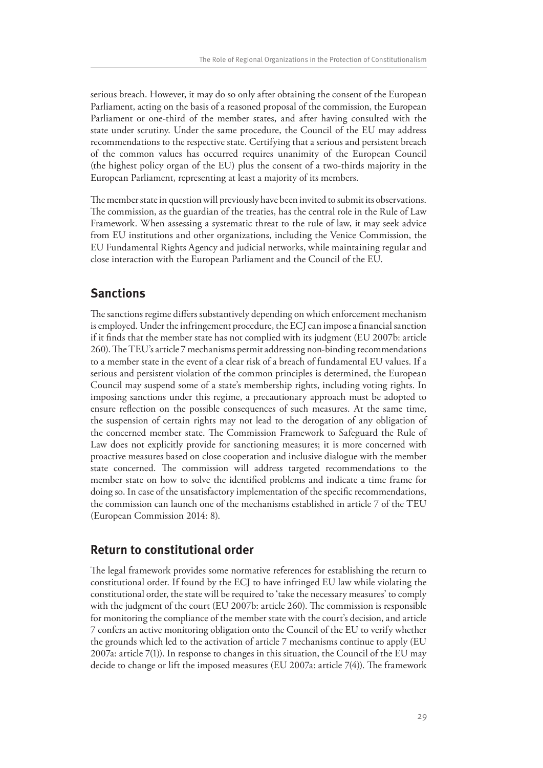serious breach. However, it may do so only after obtaining the consent of the European Parliament, acting on the basis of a reasoned proposal of the commission, the European Parliament or one-third of the member states, and after having consulted with the state under scrutiny. Under the same procedure, the Council of the EU may address recommendations to the respective state. Certifying that a serious and persistent breach of the common values has occurred requires unanimity of the European Council (the highest policy organ of the EU) plus the consent of a two-thirds majority in the European Parliament, representing at least a majority of its members.

The member state in question will previously have been invited to submit its observations. The commission, as the guardian of the treaties, has the central role in the Rule of Law Framework. When assessing a systematic threat to the rule of law, it may seek advice from EU institutions and other organizations, including the Venice Commission, the EU Fundamental Rights Agency and judicial networks, while maintaining regular and close interaction with the European Parliament and the Council of the EU.

## Sanctions

The sanctions regime differs substantively depending on which enforcement mechanism is employed. Under the infringement procedure, the ECJ can impose a financial sanction if it finds that the member state has not complied with its judgment (EU 2007b: article 260). The TEU's article 7 mechanisms permit addressing non-binding recommendations to a member state in the event of a clear risk of a breach of fundamental EU values. If a serious and persistent violation of the common principles is determined, the European Council may suspend some of a state's membership rights, including voting rights. In imposing sanctions under this regime, a precautionary approach must be adopted to ensure reflection on the possible consequences of such measures. At the same time, the suspension of certain rights may not lead to the derogation of any obligation of the concerned member state. The Commission Framework to Safeguard the Rule of Law does not explicitly provide for sanctioning measures; it is more concerned with proactive measures based on close cooperation and inclusive dialogue with the member state concerned. The commission will address targeted recommendations to the member state on how to solve the identified problems and indicate a time frame for doing so. In case of the unsatisfactory implementation of the specific recommendations, the commission can launch one of the mechanisms established in article 7 of the TEU (European Commission 2014: 8).

## Return to constitutional order

The legal framework provides some normative references for establishing the return to constitutional order. If found by the ECJ to have infringed EU law while violating the constitutional order, the state will be required to 'take the necessary measures' to comply with the judgment of the court (EU 2007b: article 260). The commission is responsible for monitoring the compliance of the member state with the court's decision, and article 7 confers an active monitoring obligation onto the Council of the EU to verify whether the grounds which led to the activation of article 7 mechanisms continue to apply (EU 2007a: article 7(1)). In response to changes in this situation, the Council of the EU may decide to change or lift the imposed measures (EU 2007a: article 7(4)). The framework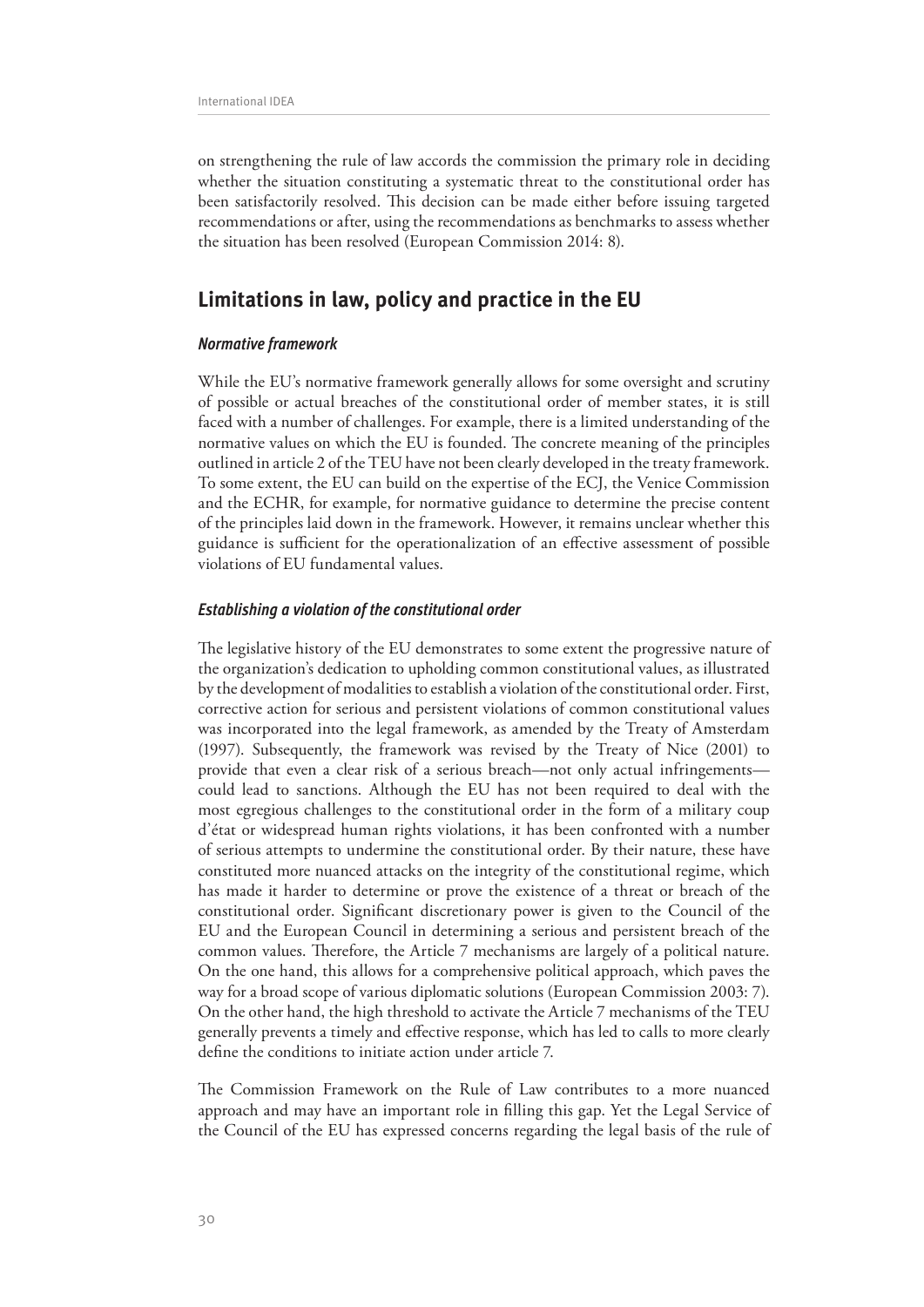on strengthening the rule of law accords the commission the primary role in deciding whether the situation constituting a systematic threat to the constitutional order has been satisfactorily resolved. This decision can be made either before issuing targeted recommendations or after, using the recommendations as benchmarks to assess whether the situation has been resolved (European Commission 2014: 8).

## Limitations in law, policy and practice in the EU

### *Normative framework*

While the EU's normative framework generally allows for some oversight and scrutiny of possible or actual breaches of the constitutional order of member states, it is still faced with a number of challenges. For example, there is a limited understanding of the normative values on which the EU is founded. The concrete meaning of the principles outlined in article 2 of the TEU have not been clearly developed in the treaty framework. To some extent, the EU can build on the expertise of the ECJ, the Venice Commission and the ECHR, for example, for normative guidance to determine the precise content of the principles laid down in the framework. However, it remains unclear whether this guidance is sufficient for the operationalization of an effective assessment of possible violations of EU fundamental values.

### *Establishing a violation of the constitutional order*

The legislative history of the EU demonstrates to some extent the progressive nature of the organization's dedication to upholding common constitutional values, as illustrated by the development of modalities to establish a violation of the constitutional order. First, corrective action for serious and persistent violations of common constitutional values was incorporated into the legal framework, as amended by the Treaty of Amsterdam (1997). Subsequently, the framework was revised by the Treaty of Nice (2001) to provide that even a clear risk of a serious breach—not only actual infringements—could lead to sanctions. Although the EU has not been required to deal with the most egregious challenges to the constitutional order in the form of a military coup d'état or widespread human rights violations, it has been confronted with a number of serious attempts to undermine the constitutional order. By their nature, these have constituted more nuanced attacks on the integrity of the constitutional regime, which has made it harder to determine or prove the existence of a threat or breach of the constitutional order. Significant discretionary power is given to the Council of the EU and the European Council in determining a serious and persistent breach of the common values. Therefore, the Article 7 mechanisms are largely of a political nature. On the one hand, this allows for a comprehensive political approach, which paves the way for a broad scope of various diplomatic solutions (European Commission 2003: 7). On the other hand, the high threshold to activate the Article 7 mechanisms of the TEU generally prevents a timely and effective response, which has led to calls to more clearly define the conditions to initiate action under article 7.

The Commission Framework on the Rule of Law contributes to a more nuanced approach and may have an important role in filling this gap. Yet the Legal Service of the Council of the EU has expressed concerns regarding the legal basis of the rule of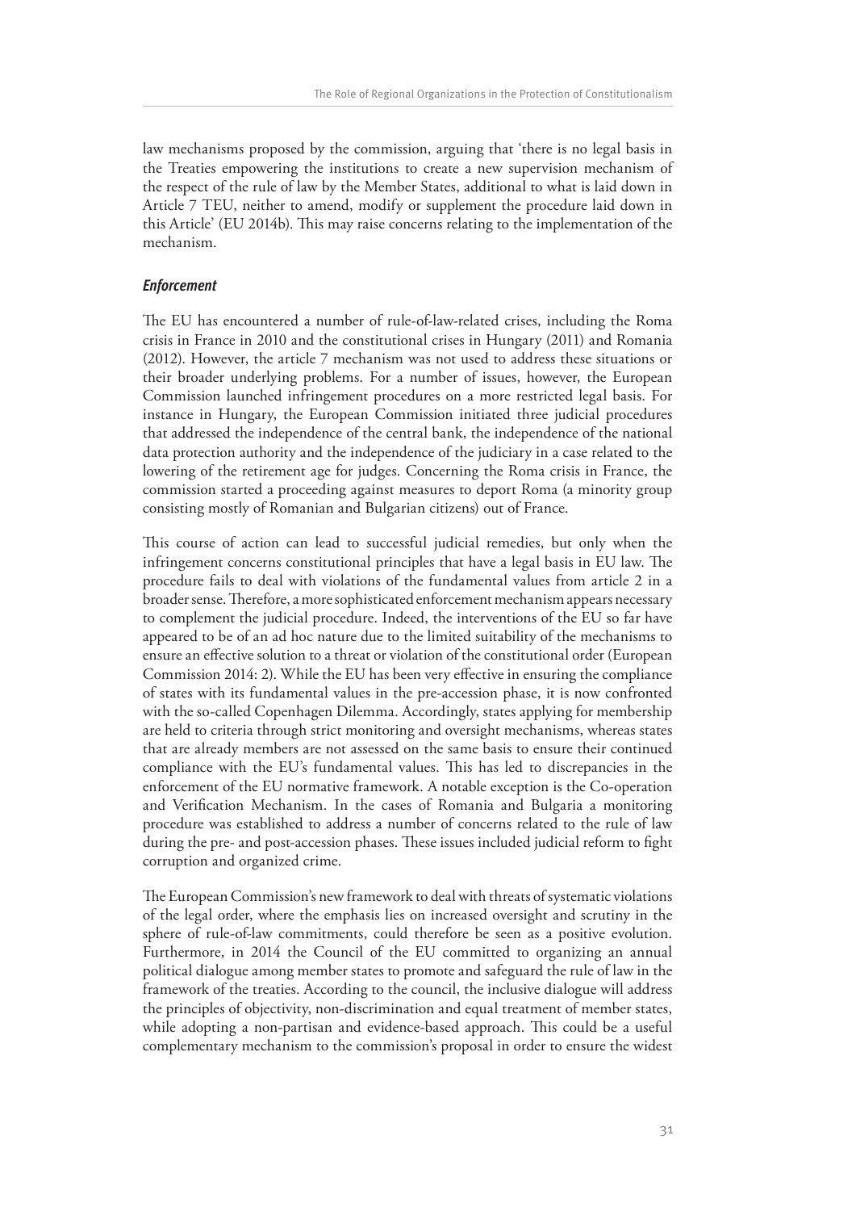law mechanisms proposed by the commission, arguing that 'there is no legal basis in the Treaties empowering the institutions to create a new supervision mechanism of the respect of the rule of law by the Member States, additional to what is laid down in Article 7 TEU, neither to amend, modify or supplement the procedure laid down in this Article' (EU 2014b). This may raise concerns relating to the implementation of the mechanism.

### *Enforcement*

The EU has encountered a number of rule-of-law-related crises, including the Roma crisis in France in 2010 and the constitutional crises in Hungary (2011) and Romania (2012). However, the article 7 mechanism was not used to address these situations or their broader underlying problems. For a number of issues, however, the European Commission launched infringement procedures on a more restricted legal basis. For instance in Hungary, the European Commission initiated three judicial procedures that addressed the independence of the central bank, the independence of the national data protection authority and the independence of the judiciary in a case related to the lowering of the retirement age for judges. Concerning the Roma crisis in France, the commission started a proceeding against measures to deport Roma (a minority group consisting mostly of Romanian and Bulgarian citizens) out of France.

This course of action can lead to successful judicial remedies, but only when the infringement concerns constitutional principles that have a legal basis in EU law. The procedure fails to deal with violations of the fundamental values from article 2 in a broader sense. Therefore, a more sophisticated enforcement mechanism appears necessary to complement the judicial procedure. Indeed, the interventions of the EU so far have appeared to be of an ad hoc nature due to the limited suitability of the mechanisms to ensure an effective solution to a threat or violation of the constitutional order (European Commission 2014: 2). While the EU has been very effective in ensuring the compliance of states with its fundamental values in the pre-accession phase, it is now confronted with the so-called Copenhagen Dilemma. Accordingly, states applying for membership are held to criteria through strict monitoring and oversight mechanisms, whereas states that are already members are not assessed on the same basis to ensure their continued compliance with the EU's fundamental values. This has led to discrepancies in the enforcement of the EU normative framework. A notable exception is the Co-operation and Verification Mechanism. In the cases of Romania and Bulgaria a monitoring procedure was established to address a number of concerns related to the rule of law during the pre- and post-accession phases. These issues included judicial reform to fight corruption and organized crime.

The European Commission's new framework to deal with threats of systematic violations of the legal order, where the emphasis lies on increased oversight and scrutiny in the sphere of rule-of-law commitments, could therefore be seen as a positive evolution. Furthermore, in 2014 the Council of the EU committed to organizing an annual political dialogue among member states to promote and safeguard the rule of law in the framework of the treaties. According to the council, the inclusive dialogue will address the principles of objectivity, non-discrimination and equal treatment of member states, while adopting a non-partisan and evidence-based approach. This could be a useful complementary mechanism to the commission's proposal in order to ensure the widest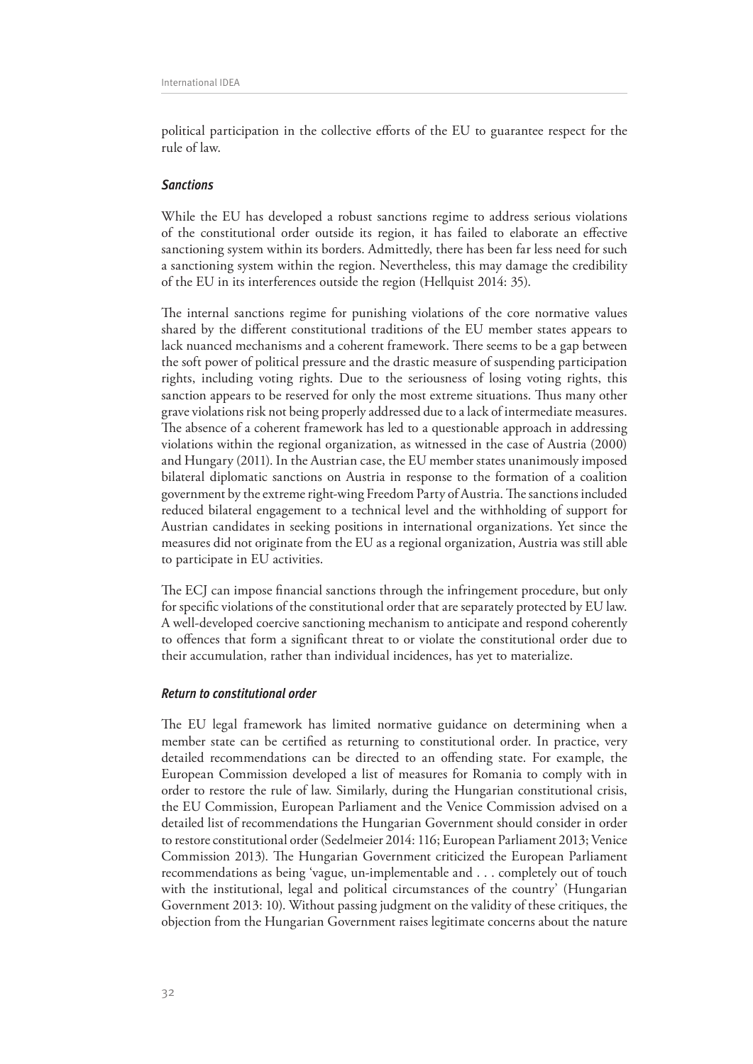political participation in the collective efforts of the EU to guarantee respect for the rule of law.

### *Sanctions*

While the EU has developed a robust sanctions regime to address serious violations of the constitutional order outside its region, it has failed to elaborate an effective sanctioning system within its borders. Admittedly, there has been far less need for such a sanctioning system within the region. Nevertheless, this may damage the credibility of the EU in its interferences outside the region (Hellquist 2014: 35).

The internal sanctions regime for punishing violations of the core normative values shared by the different constitutional traditions of the EU member states appears to lack nuanced mechanisms and a coherent framework. There seems to be a gap between the soft power of political pressure and the drastic measure of suspending participation rights, including voting rights. Due to the seriousness of losing voting rights, this sanction appears to be reserved for only the most extreme situations. Thus many other grave violations risk not being properly addressed due to a lack of intermediate measures. The absence of a coherent framework has led to a questionable approach in addressing violations within the regional organization, as witnessed in the case of Austria (2000) and Hungary (2011). In the Austrian case, the EU member states unanimously imposed bilateral diplomatic sanctions on Austria in response to the formation of a coalition government by the extreme right-wing Freedom Party of Austria. The sanctions included reduced bilateral engagement to a technical level and the withholding of support for Austrian candidates in seeking positions in international organizations. Yet since the measures did not originate from the EU as a regional organization, Austria was still able to participate in EU activities.

The ECJ can impose financial sanctions through the infringement procedure, but only for specific violations of the constitutional order that are separately protected by EU law. A well-developed coercive sanctioning mechanism to anticipate and respond coherently to offences that form a significant threat to or violate the constitutional order due to their accumulation, rather than individual incidences, has yet to materialize.

### *Return to constitutional order*

The EU legal framework has limited normative guidance on determining when a member state can be certified as returning to constitutional order. In practice, very detailed recommendations can be directed to an offending state. For example, the European Commission developed a list of measures for Romania to comply with in order to restore the rule of law. Similarly, during the Hungarian constitutional crisis, the EU Commission, European Parliament and the Venice Commission advised on a detailed list of recommendations the Hungarian Government should consider in order to restore constitutional order (Sedelmeier 2014: 116; European Parliament 2013; Venice Commission 2013). The Hungarian Government criticized the European Parliament recommendations as being 'vague, un-implementable and . . . completely out of touch with the institutional, legal and political circumstances of the country' (Hungarian Government 2013: 10). Without passing judgment on the validity of these critiques, the objection from the Hungarian Government raises legitimate concerns about the nature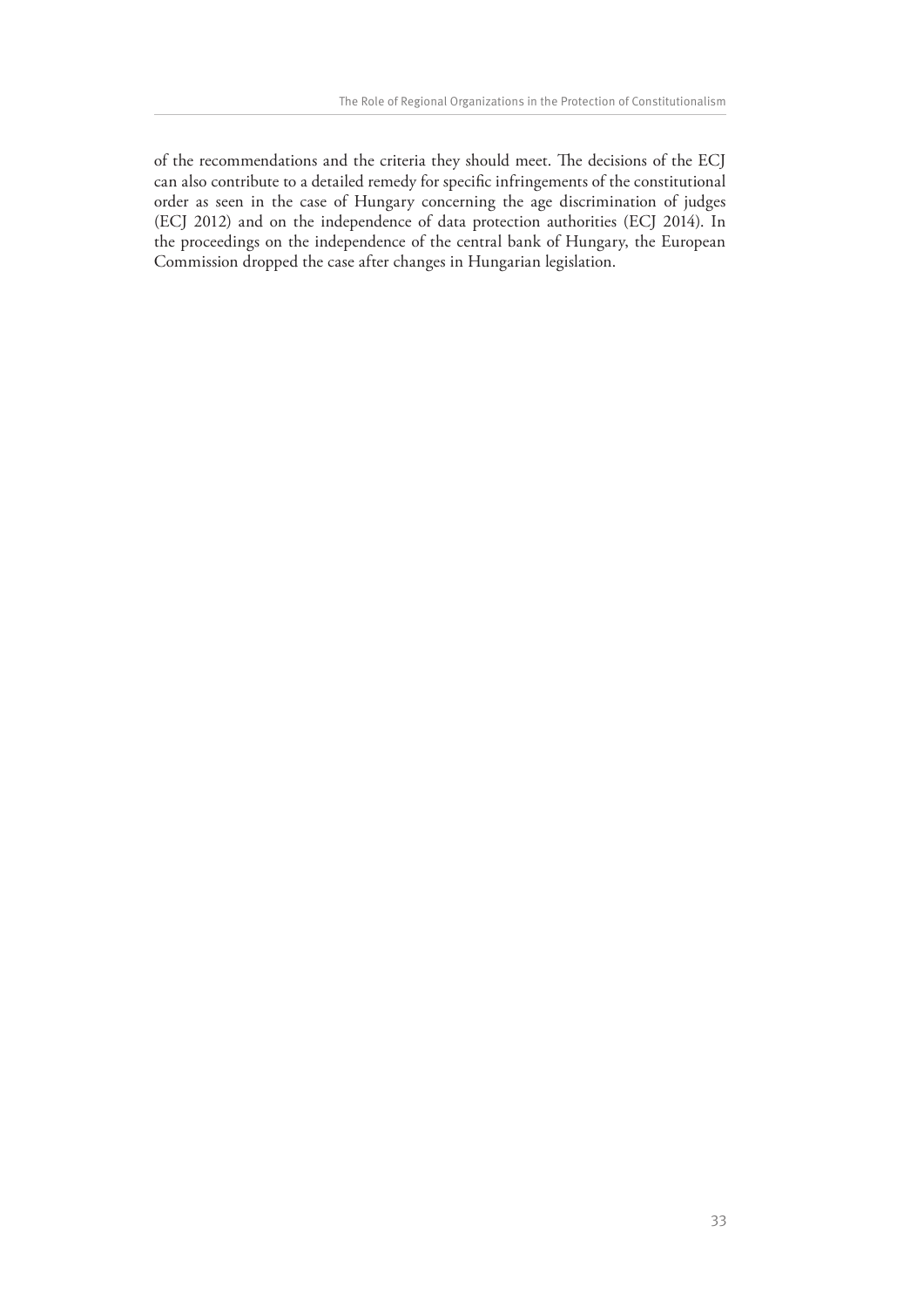of the recommendations and the criteria they should meet. The decisions of the ECJ can also contribute to a detailed remedy for specific infringements of the constitutional order as seen in the case of Hungary concerning the age discrimination of judges (ECJ 2012) and on the independence of data protection authorities (ECJ 2014). In the proceedings on the independence of the central bank of Hungary, the European Commission dropped the case after changes in Hungarian legislation.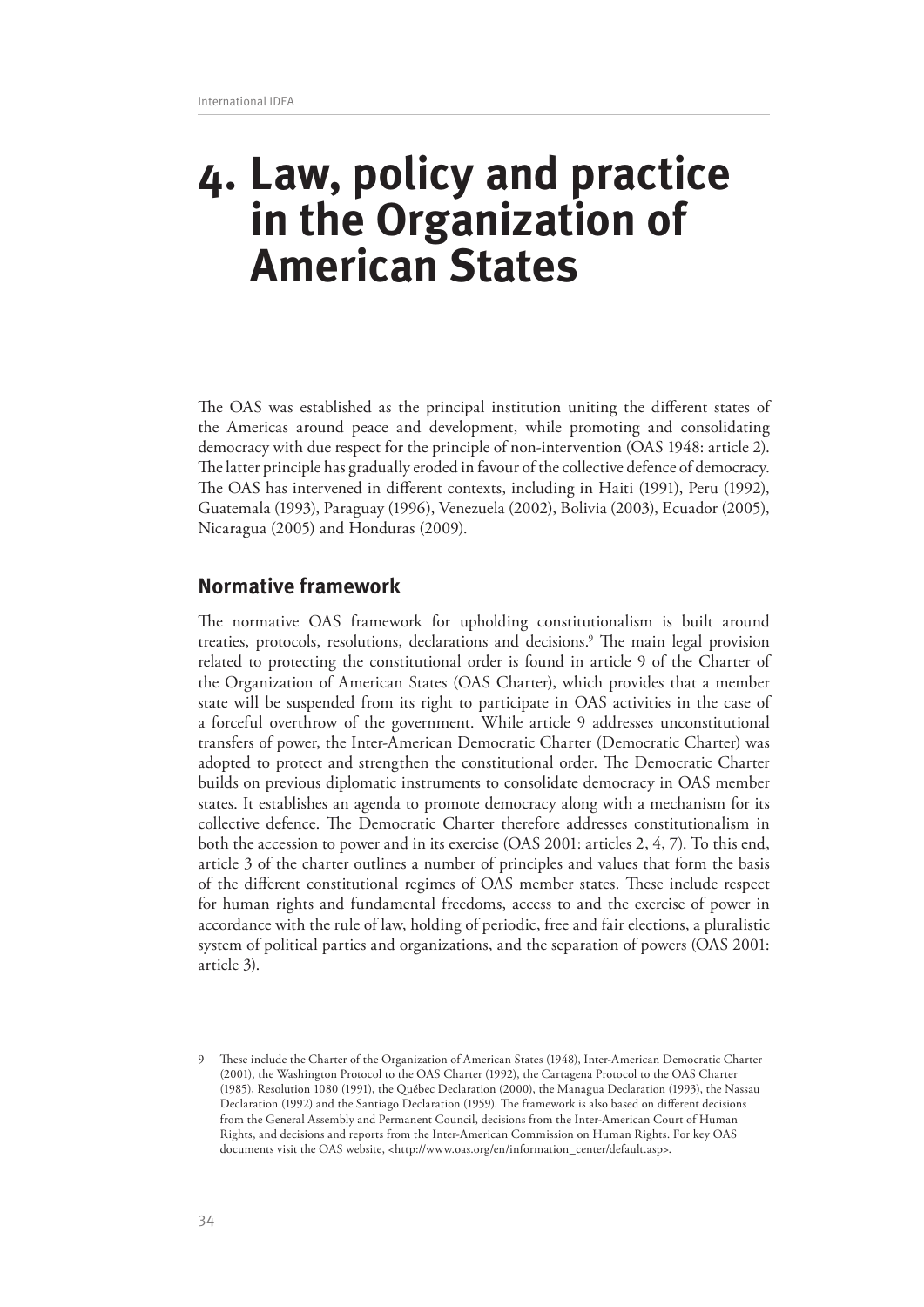# 4. Law, policy and practice in the Organization of American States

The OAS was established as the principal institution uniting the different states of the Americas around peace and development, while promoting and consolidating democracy with due respect for the principle of non-intervention (OAS 1948: article 2). The latter principle has gradually eroded in favour of the collective defence of democracy. The OAS has intervened in different contexts, including in Haiti (1991), Peru (1992), Guatemala (1993), Paraguay (1996), Venezuela (2002), Bolivia (2003), Ecuador (2005), Nicaragua (2005) and Honduras (2009).

## Normative framework

The normative OAS framework for upholding constitutionalism is built around treaties, protocols, resolutions, declarations and decisions.[9] The main legal provision related to protecting the constitutional order is found in article 9 of the Charter of the Organization of American States (OAS Charter), which provides that a member state will be suspended from its right to participate in OAS activities in the case of a forceful overthrow of the government. While article 9 addresses unconstitutional transfers of power, the Inter-American Democratic Charter (Democratic Charter) was adopted to protect and strengthen the constitutional order. The Democratic Charter builds on previous diplomatic instruments to consolidate democracy in OAS member states. It establishes an agenda to promote democracy along with a mechanism for its collective defence. The Democratic Charter therefore addresses constitutionalism in both the accession to power and in its exercise (OAS 2001: articles 2, 4, 7). To this end, article 3 of the charter outlines a number of principles and values that form the basis of the different constitutional regimes of OAS member states. These include respect for human rights and fundamental freedoms, access to and the exercise of power in accordance with the rule of law, holding of periodic, free and fair elections, a pluralistic system of political parties and organizations, and the separation of powers (OAS 2001: article 3).

---

9 These include the Charter of the Organization of American States (1948), Inter-American Democratic Charter (2001), the Washington Protocol to the OAS Charter (1992), the Cartagena Protocol to the OAS Charter (1985), Resolution 1080 (1991), the Québec Declaration (2000), the Managua Declaration (1993), the Nassau Declaration (1992) and the Santiago Declaration (1959). The framework is also based on different decisions from the General Assembly and Permanent Council, decisions from the Inter-American Court of Human Rights, and decisions and reports from the Inter-American Commission on Human Rights. For key OAS documents visit the OAS website, <http://www.oas.org/en/information_center/default.asp>.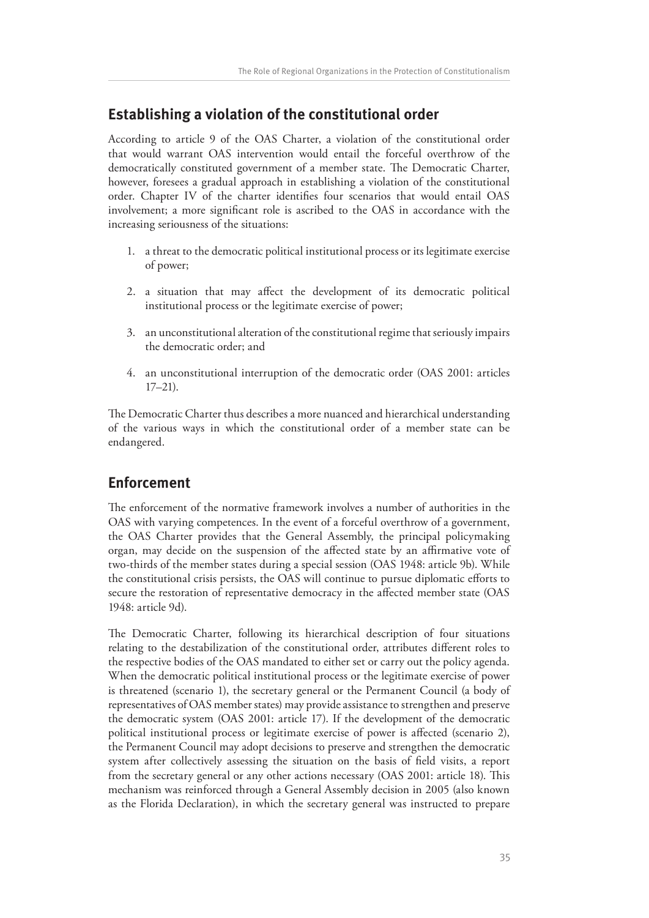## Establishing a violation of the constitutional order

According to article 9 of the OAS Charter, a violation of the constitutional order that would warrant OAS intervention would entail the forceful overthrow of the democratically constituted government of a member state. The Democratic Charter, however, foresees a gradual approach in establishing a violation of the constitutional order. Chapter IV of the charter identifies four scenarios that would entail OAS involvement; a more significant role is ascribed to the OAS in accordance with the increasing seriousness of the situations:

1. a threat to the democratic political institutional process or its legitimate exercise of power;
2. a situation that may affect the development of its democratic political institutional process or the legitimate exercise of power;
3. an unconstitutional alteration of the constitutional regime that seriously impairs the democratic order; and
4. an unconstitutional interruption of the democratic order (OAS 2001: articles 17–21).

The Democratic Charter thus describes a more nuanced and hierarchical understanding of the various ways in which the constitutional order of a member state can be endangered.

## Enforcement

The enforcement of the normative framework involves a number of authorities in the OAS with varying competences. In the event of a forceful overthrow of a government, the OAS Charter provides that the General Assembly, the principal policymaking organ, may decide on the suspension of the affected state by an affirmative vote of two-thirds of the member states during a special session (OAS 1948: article 9b). While the constitutional crisis persists, the OAS will continue to pursue diplomatic efforts to secure the restoration of representative democracy in the affected member state (OAS 1948: article 9d).

The Democratic Charter, following its hierarchical description of four situations relating to the destabilization of the constitutional order, attributes different roles to the respective bodies of the OAS mandated to either set or carry out the policy agenda. When the democratic political institutional process or the legitimate exercise of power is threatened (scenario 1), the secretary general or the Permanent Council (a body of representatives of OAS member states) may provide assistance to strengthen and preserve the democratic system (OAS 2001: article 17). If the development of the democratic political institutional process or legitimate exercise of power is affected (scenario 2), the Permanent Council may adopt decisions to preserve and strengthen the democratic system after collectively assessing the situation on the basis of field visits, a report from the secretary general or any other actions necessary (OAS 2001: article 18). This mechanism was reinforced through a General Assembly decision in 2005 (also known as the Florida Declaration), in which the secretary general was instructed to prepare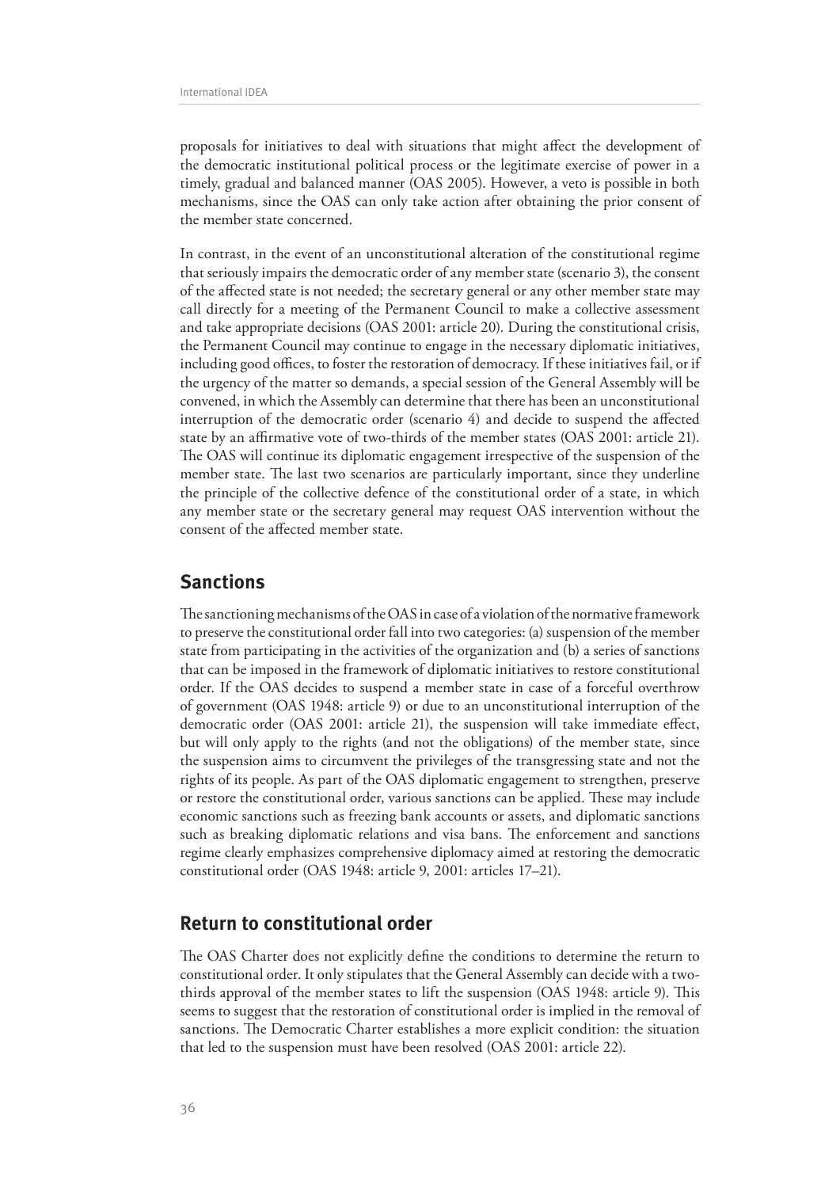proposals for initiatives to deal with situations that might affect the development of the democratic institutional political process or the legitimate exercise of power in a timely, gradual and balanced manner (OAS 2005). However, a veto is possible in both mechanisms, since the OAS can only take action after obtaining the prior consent of the member state concerned.

In contrast, in the event of an unconstitutional alteration of the constitutional regime that seriously impairs the democratic order of any member state (scenario 3), the consent of the affected state is not needed; the secretary general or any other member state may call directly for a meeting of the Permanent Council to make a collective assessment and take appropriate decisions (OAS 2001: article 20). During the constitutional crisis, the Permanent Council may continue to engage in the necessary diplomatic initiatives, including good offices, to foster the restoration of democracy. If these initiatives fail, or if the urgency of the matter so demands, a special session of the General Assembly will be convened, in which the Assembly can determine that there has been an unconstitutional interruption of the democratic order (scenario 4) and decide to suspend the affected state by an affirmative vote of two-thirds of the member states (OAS 2001: article 21). The OAS will continue its diplomatic engagement irrespective of the suspension of the member state. The last two scenarios are particularly important, since they underline the principle of the collective defence of the constitutional order of a state, in which any member state or the secretary general may request OAS intervention without the consent of the affected member state.

## Sanctions

The sanctioning mechanisms of the OAS in case of a violation of the normative framework to preserve the constitutional order fall into two categories: (a) suspension of the member state from participating in the activities of the organization and (b) a series of sanctions that can be imposed in the framework of diplomatic initiatives to restore constitutional order. If the OAS decides to suspend a member state in case of a forceful overthrow of government (OAS 1948: article 9) or due to an unconstitutional interruption of the democratic order (OAS 2001: article 21), the suspension will take immediate effect, but will only apply to the rights (and not the obligations) of the member state, since the suspension aims to circumvent the privileges of the transgressing state and not the rights of its people. As part of the OAS diplomatic engagement to strengthen, preserve or restore the constitutional order, various sanctions can be applied. These may include economic sanctions such as freezing bank accounts or assets, and diplomatic sanctions such as breaking diplomatic relations and visa bans. The enforcement and sanctions regime clearly emphasizes comprehensive diplomacy aimed at restoring the democratic constitutional order (OAS 1948: article 9, 2001: articles 17–21).

## Return to constitutional order

The OAS Charter does not explicitly define the conditions to determine the return to constitutional order. It only stipulates that the General Assembly can decide with a two-thirds approval of the member states to lift the suspension (OAS 1948: article 9). This seems to suggest that the restoration of constitutional order is implied in the removal of sanctions. The Democratic Charter establishes a more explicit condition: the situation that led to the suspension must have been resolved (OAS 2001: article 22).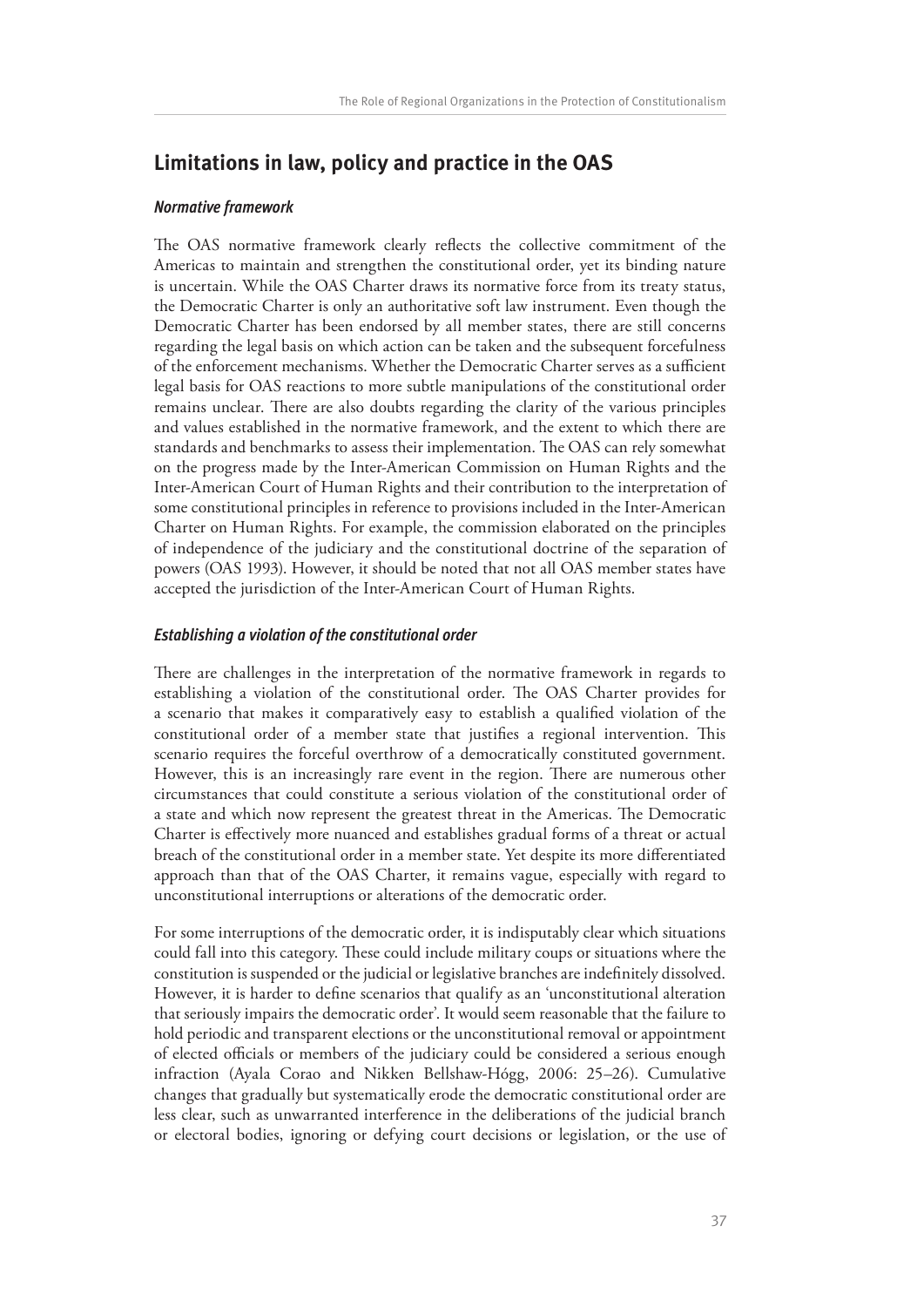## Limitations in law, policy and practice in the OAS

### *Normative framework*

The OAS normative framework clearly reflects the collective commitment of the Americas to maintain and strengthen the constitutional order, yet its binding nature is uncertain. While the OAS Charter draws its normative force from its treaty status, the Democratic Charter is only an authoritative soft law instrument. Even though the Democratic Charter has been endorsed by all member states, there are still concerns regarding the legal basis on which action can be taken and the subsequent forcefulness of the enforcement mechanisms. Whether the Democratic Charter serves as a sufficient legal basis for OAS reactions to more subtle manipulations of the constitutional order remains unclear. There are also doubts regarding the clarity of the various principles and values established in the normative framework, and the extent to which there are standards and benchmarks to assess their implementation. The OAS can rely somewhat on the progress made by the Inter-American Commission on Human Rights and the Inter-American Court of Human Rights and their contribution to the interpretation of some constitutional principles in reference to provisions included in the Inter-American Charter on Human Rights. For example, the commission elaborated on the principles of independence of the judiciary and the constitutional doctrine of the separation of powers (OAS 1993). However, it should be noted that not all OAS member states have accepted the jurisdiction of the Inter-American Court of Human Rights.

### *Establishing a violation of the constitutional order*

There are challenges in the interpretation of the normative framework in regards to establishing a violation of the constitutional order. The OAS Charter provides for a scenario that makes it comparatively easy to establish a qualified violation of the constitutional order of a member state that justifies a regional intervention. This scenario requires the forceful overthrow of a democratically constituted government. However, this is an increasingly rare event in the region. There are numerous other circumstances that could constitute a serious violation of the constitutional order of a state and which now represent the greatest threat in the Americas. The Democratic Charter is effectively more nuanced and establishes gradual forms of a threat or actual breach of the constitutional order in a member state. Yet despite its more differentiated approach than that of the OAS Charter, it remains vague, especially with regard to unconstitutional interruptions or alterations of the democratic order.

For some interruptions of the democratic order, it is indisputably clear which situations could fall into this category. These could include military coups or situations where the constitution is suspended or the judicial or legislative branches are indefinitely dissolved. However, it is harder to define scenarios that qualify as an 'unconstitutional alteration that seriously impairs the democratic order'. It would seem reasonable that the failure to hold periodic and transparent elections or the unconstitutional removal or appointment of elected officials or members of the judiciary could be considered a serious enough infraction (Ayala Corao and Nikken Bellshaw-Hógg, 2006: 25–26). Cumulative changes that gradually but systematically erode the democratic constitutional order are less clear, such as unwarranted interference in the deliberations of the judicial branch or electoral bodies, ignoring or defying court decisions or legislation, or the use of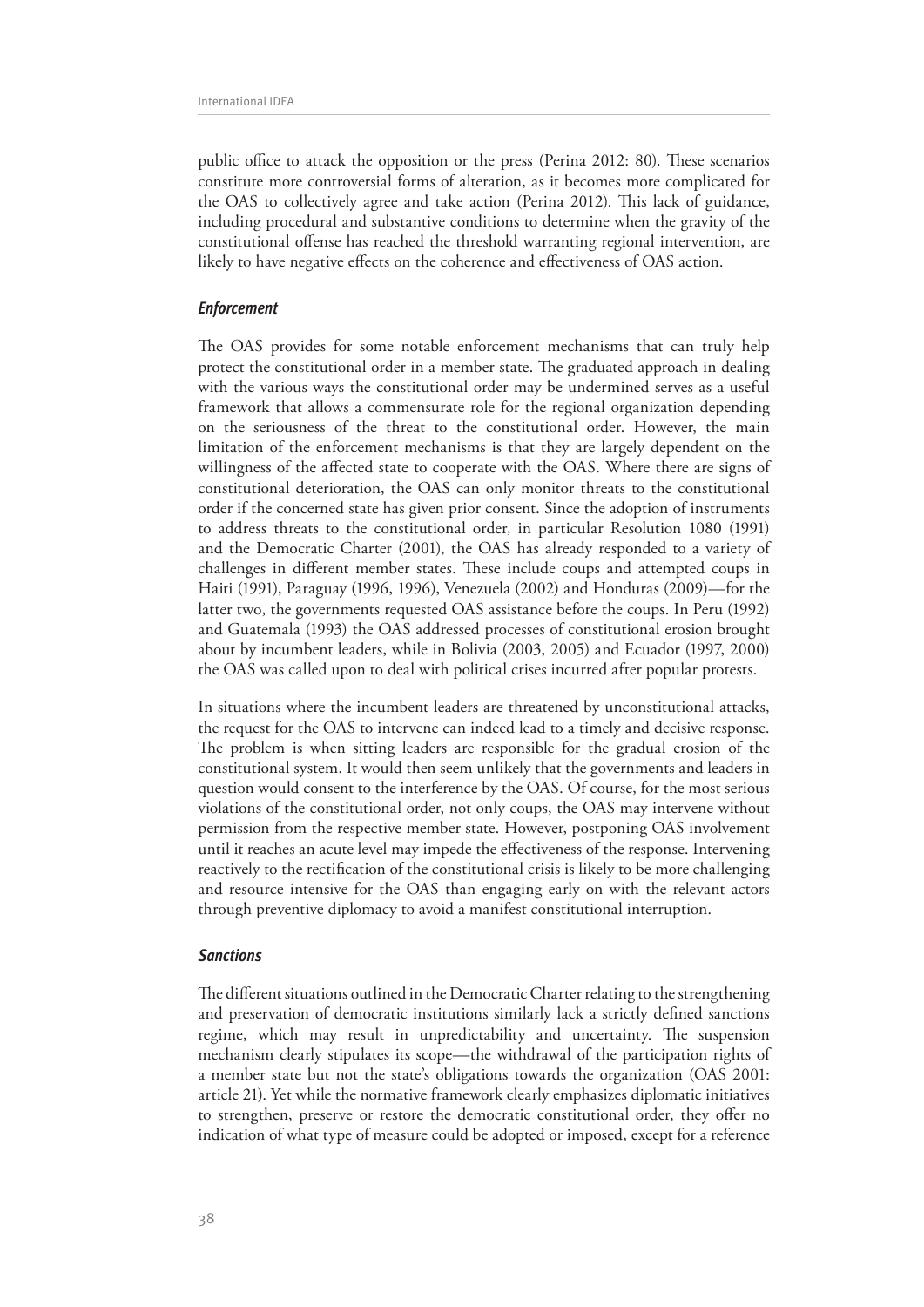public office to attack the opposition or the press (Perina 2012: 80). These scenarios constitute more controversial forms of alteration, as it becomes more complicated for the OAS to collectively agree and take action (Perina 2012). This lack of guidance, including procedural and substantive conditions to determine when the gravity of the constitutional offense has reached the threshold warranting regional intervention, are likely to have negative effects on the coherence and effectiveness of OAS action.

### *Enforcement*

The OAS provides for some notable enforcement mechanisms that can truly help protect the constitutional order in a member state. The graduated approach in dealing with the various ways the constitutional order may be undermined serves as a useful framework that allows a commensurate role for the regional organization depending on the seriousness of the threat to the constitutional order. However, the main limitation of the enforcement mechanisms is that they are largely dependent on the willingness of the affected state to cooperate with the OAS. Where there are signs of constitutional deterioration, the OAS can only monitor threats to the constitutional order if the concerned state has given prior consent. Since the adoption of instruments to address threats to the constitutional order, in particular Resolution 1080 (1991) and the Democratic Charter (2001), the OAS has already responded to a variety of challenges in different member states. These include coups and attempted coups in Haiti (1991), Paraguay (1996, 1996), Venezuela (2002) and Honduras (2009)—for the latter two, the governments requested OAS assistance before the coups. In Peru (1992) and Guatemala (1993) the OAS addressed processes of constitutional erosion brought about by incumbent leaders, while in Bolivia (2003, 2005) and Ecuador (1997, 2000) the OAS was called upon to deal with political crises incurred after popular protests.

In situations where the incumbent leaders are threatened by unconstitutional attacks, the request for the OAS to intervene can indeed lead to a timely and decisive response. The problem is when sitting leaders are responsible for the gradual erosion of the constitutional system. It would then seem unlikely that the governments and leaders in question would consent to the interference by the OAS. Of course, for the most serious violations of the constitutional order, not only coups, the OAS may intervene without permission from the respective member state. However, postponing OAS involvement until it reaches an acute level may impede the effectiveness of the response. Intervening reactively to the rectification of the constitutional crisis is likely to be more challenging and resource intensive for the OAS than engaging early on with the relevant actors through preventive diplomacy to avoid a manifest constitutional interruption.

### *Sanctions*

The different situations outlined in the Democratic Charter relating to the strengthening and preservation of democratic institutions similarly lack a strictly defined sanctions regime, which may result in unpredictability and uncertainty. The suspension mechanism clearly stipulates its scope—the withdrawal of the participation rights of a member state but not the state's obligations towards the organization (OAS 2001: article 21). Yet while the normative framework clearly emphasizes diplomatic initiatives to strengthen, preserve or restore the democratic constitutional order, they offer no indication of what type of measure could be adopted or imposed, except for a reference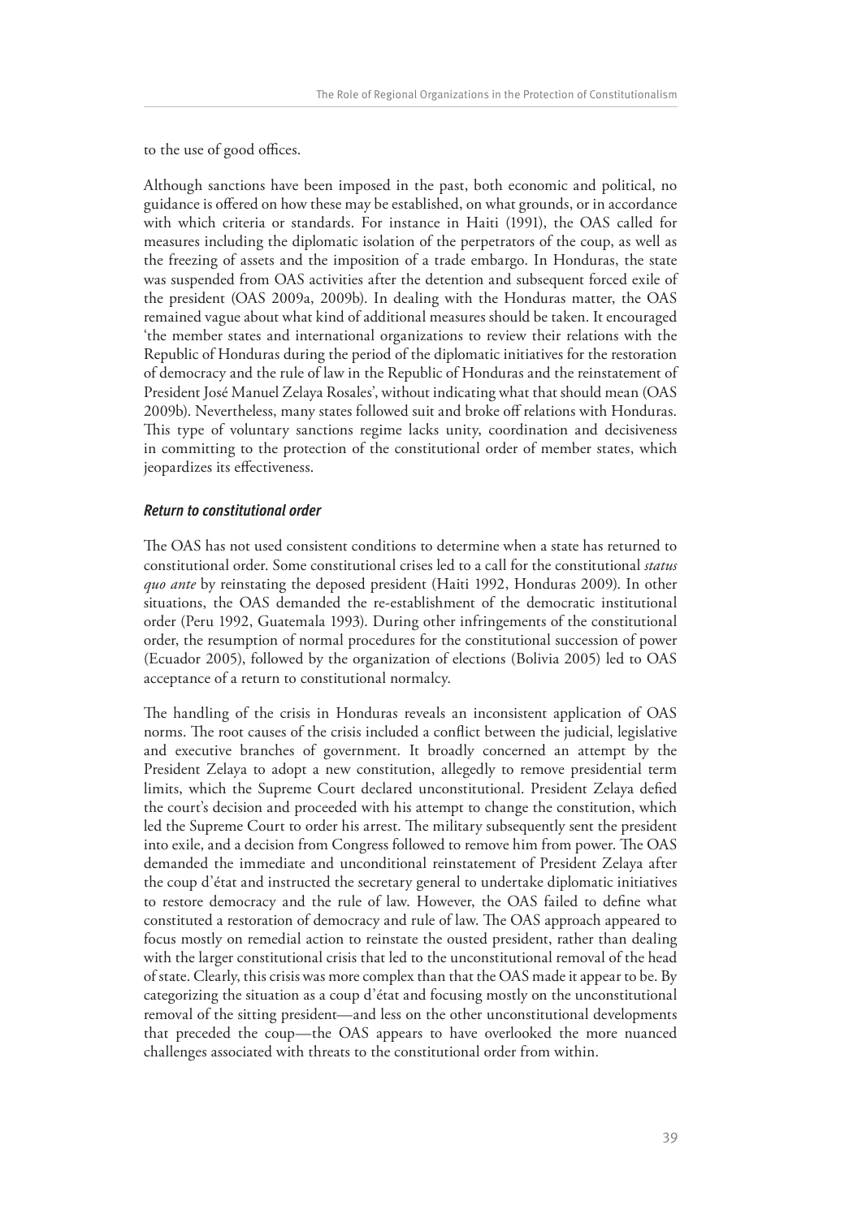to the use of good offices.

Although sanctions have been imposed in the past, both economic and political, no guidance is offered on how these may be established, on what grounds, or in accordance with which criteria or standards. For instance in Haiti (1991), the OAS called for measures including the diplomatic isolation of the perpetrators of the coup, as well as the freezing of assets and the imposition of a trade embargo. In Honduras, the state was suspended from OAS activities after the detention and subsequent forced exile of the president (OAS 2009a, 2009b). In dealing with the Honduras matter, the OAS remained vague about what kind of additional measures should be taken. It encouraged 'the member states and international organizations to review their relations with the Republic of Honduras during the period of the diplomatic initiatives for the restoration of democracy and the rule of law in the Republic of Honduras and the reinstatement of President José Manuel Zelaya Rosales', without indicating what that should mean (OAS 2009b). Nevertheless, many states followed suit and broke off relations with Honduras. This type of voluntary sanctions regime lacks unity, coordination and decisiveness in committing to the protection of the constitutional order of member states, which jeopardizes its effectiveness.

#### *Return to constitutional order*

The OAS has not used consistent conditions to determine when a state has returned to constitutional order. Some constitutional crises led to a call for the constitutional *status quo ante* by reinstating the deposed president (Haiti 1992, Honduras 2009). In other situations, the OAS demanded the re-establishment of the democratic institutional order (Peru 1992, Guatemala 1993). During other infringements of the constitutional order, the resumption of normal procedures for the constitutional succession of power (Ecuador 2005), followed by the organization of elections (Bolivia 2005) led to OAS acceptance of a return to constitutional normalcy.

The handling of the crisis in Honduras reveals an inconsistent application of OAS norms. The root causes of the crisis included a conflict between the judicial, legislative and executive branches of government. It broadly concerned an attempt by the President Zelaya to adopt a new constitution, allegedly to remove presidential term limits, which the Supreme Court declared unconstitutional. President Zelaya defied the court's decision and proceeded with his attempt to change the constitution, which led the Supreme Court to order his arrest. The military subsequently sent the president into exile, and a decision from Congress followed to remove him from power. The OAS demanded the immediate and unconditional reinstatement of President Zelaya after the coup d'état and instructed the secretary general to undertake diplomatic initiatives to restore democracy and the rule of law. However, the OAS failed to define what constituted a restoration of democracy and rule of law. The OAS approach appeared to focus mostly on remedial action to reinstate the ousted president, rather than dealing with the larger constitutional crisis that led to the unconstitutional removal of the head of state. Clearly, this crisis was more complex than that the OAS made it appear to be. By categorizing the situation as a coup d'état and focusing mostly on the unconstitutional removal of the sitting president—and less on the other unconstitutional developments that preceded the coup—the OAS appears to have overlooked the more nuanced challenges associated with threats to the constitutional order from within.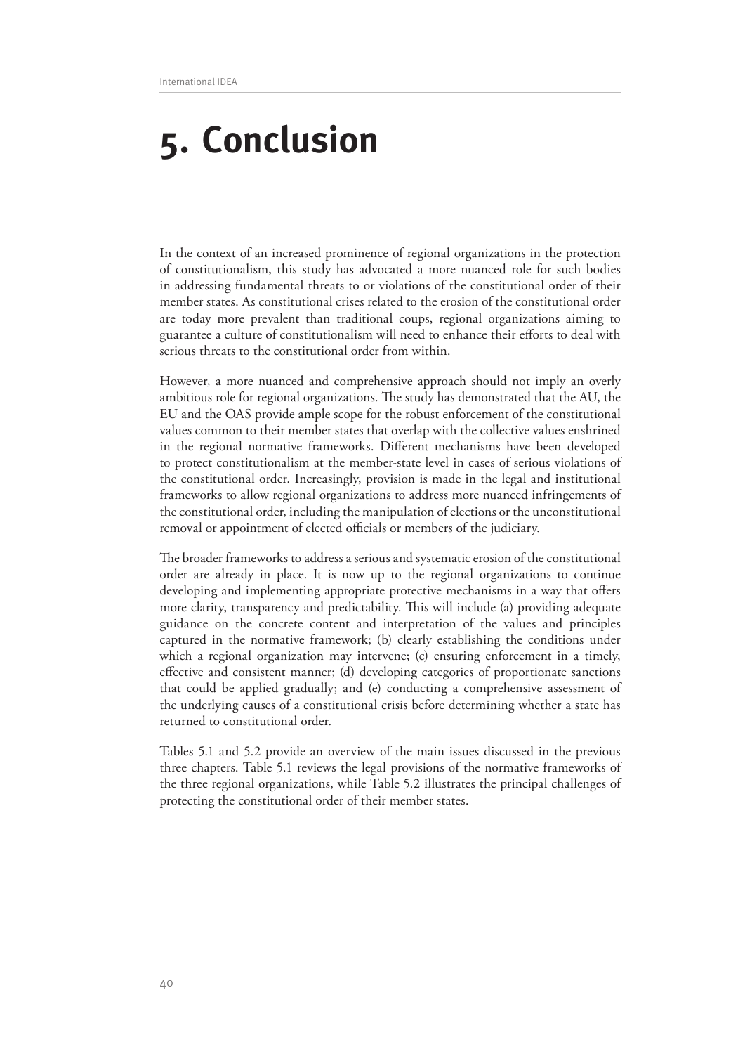# 5. Conclusion

In the context of an increased prominence of regional organizations in the protection of constitutionalism, this study has advocated a more nuanced role for such bodies in addressing fundamental threats to or violations of the constitutional order of their member states. As constitutional crises related to the erosion of the constitutional order are today more prevalent than traditional coups, regional organizations aiming to guarantee a culture of constitutionalism will need to enhance their efforts to deal with serious threats to the constitutional order from within.

However, a more nuanced and comprehensive approach should not imply an overly ambitious role for regional organizations. The study has demonstrated that the AU, the EU and the OAS provide ample scope for the robust enforcement of the constitutional values common to their member states that overlap with the collective values enshrined in the regional normative frameworks. Different mechanisms have been developed to protect constitutionalism at the member-state level in cases of serious violations of the constitutional order. Increasingly, provision is made in the legal and institutional frameworks to allow regional organizations to address more nuanced infringements of the constitutional order, including the manipulation of elections or the unconstitutional removal or appointment of elected officials or members of the judiciary.

The broader frameworks to address a serious and systematic erosion of the constitutional order are already in place. It is now up to the regional organizations to continue developing and implementing appropriate protective mechanisms in a way that offers more clarity, transparency and predictability. This will include (a) providing adequate guidance on the concrete content and interpretation of the values and principles captured in the normative framework; (b) clearly establishing the conditions under which a regional organization may intervene; (c) ensuring enforcement in a timely, effective and consistent manner; (d) developing categories of proportionate sanctions that could be applied gradually; and (e) conducting a comprehensive assessment of the underlying causes of a constitutional crisis before determining whether a state has returned to constitutional order.

Tables 5.1 and 5.2 provide an overview of the main issues discussed in the previous three chapters. Table 5.1 reviews the legal provisions of the normative frameworks of the three regional organizations, while Table 5.2 illustrates the principal challenges of protecting the constitutional order of their member states.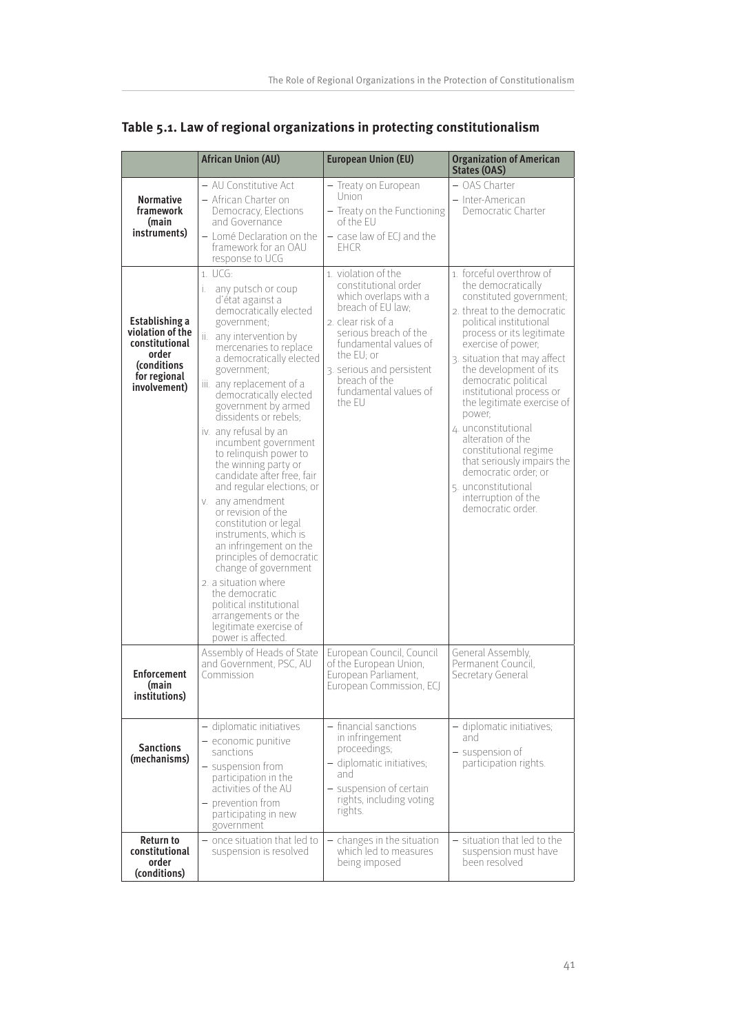**Table 5.1. Law of regional organizations in protecting constitutionalism**

| | African Union (AU) | European Union (EU) | Organization of American States (OAS) |
|---|---|---|---|
| **Normative framework (main instruments)** | – AU Constitutive Act<br>– African Charter on Democracy, Elections and Governance<br>– Lomé Declaration on the framework for an OAU response to UCG | – Treaty on European Union<br>– Treaty on the Functioning of the EU<br>– case law of ECJ and the EHCR | – OAS Charter<br>– Inter-American Democratic Charter |
| **Establishing a violation of the constitutional order (conditions for regional involvement)** | 1. UCG:<br>i. any putsch or coup d'état against a democratically elected government;<br>ii. any intervention by mercenaries to replace a democratically elected government;<br>iii. any replacement of a democratically elected government by armed dissidents or rebels;<br>iv. any refusal by an incumbent government to relinquish power to the winning party or candidate after free, fair and regular elections; or<br>v. any amendment or revision of the constitution or legal instruments, which is an infringement on the principles of democratic change of government<br>2. a situation where the democratic political institutional arrangements or the legitimate exercise of power is affected. | 1. violation of the constitutional order which overlaps with a breach of EU law;<br>2. clear risk of a serious breach of the fundamental values of the EU; or<br>3. serious and persistent breach of the fundamental values of the EU | 1. forceful overthrow of the democratically constituted government;<br>2. threat to the democratic political institutional process or its legitimate exercise of power;<br>3. situation that may affect the development of its democratic political institutional process or the legitimate exercise of power;<br>4. unconstitutional alteration of the constitutional regime that seriously impairs the democratic order; or<br>5. unconstitutional interruption of the democratic order. |
| **Enforcement (main institutions)** | Assembly of Heads of State and Government, PSC, AU Commission | European Council, Council of the European Union, European Parliament, European Commission, ECJ | General Assembly, Permanent Council, Secretary General |
| **Sanctions (mechanisms)** | – diplomatic initiatives<br>– economic punitive sanctions<br>– suspension from participation in the activities of the AU<br>– prevention from participating in new government | – financial sanctions in infringement proceedings;<br>– diplomatic initiatives; and<br>– suspension of certain rights, including voting rights. | – diplomatic initiatives; and<br>– suspension of participation rights. |
| **Return to constitutional order (conditions)** | – once situation that led to suspension is resolved | – changes in the situation which led to measures being imposed | – situation that led to the suspension must have been resolved |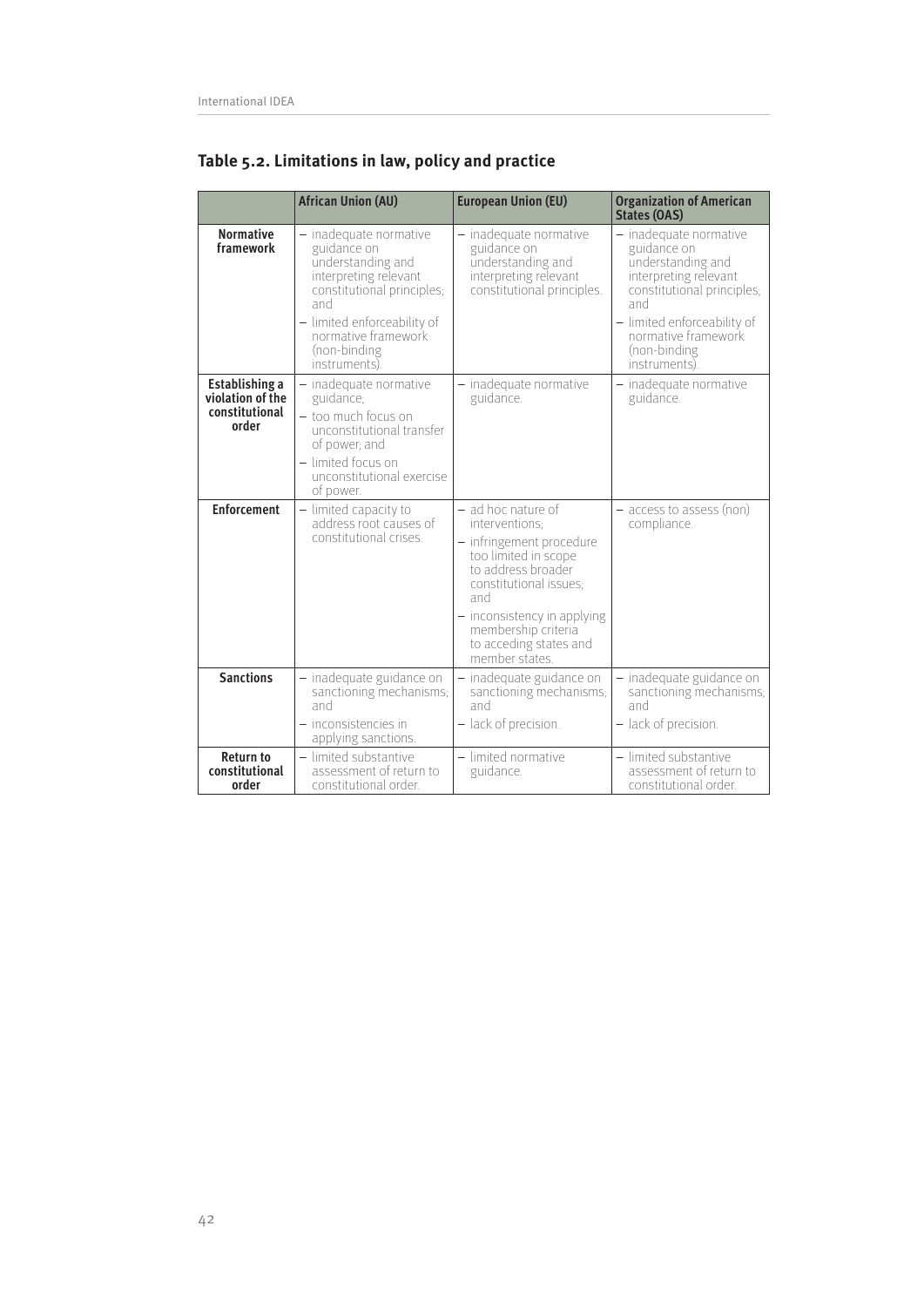## Table 5.2. Limitations in law, policy and practice

| | African Union (AU) | European Union (EU) | Organization of American States (OAS) |
|---|---|---|---|
| **Normative framework** | – inadequate normative guidance on understanding and interpreting relevant constitutional principles; and<br>– limited enforceability of normative framework (non-binding instruments). | – inadequate normative guidance on understanding and interpreting relevant constitutional principles. | – inadequate normative guidance on understanding and interpreting relevant constitutional principles; and<br>– limited enforceability of normative framework (non-binding instruments). |
| **Establishing a violation of the constitutional order** | – inadequate normative guidance;<br>– too much focus on unconstitutional transfer of power; and<br>– limited focus on unconstitutional exercise of power. | – inadequate normative guidance. | – inadequate normative guidance. |
| **Enforcement** | – limited capacity to address root causes of constitutional crises. | – ad hoc nature of interventions;<br>– infringement procedure too limited in scope to address broader constitutional issues; and<br>– inconsistency in applying membership criteria to acceding states and member states. | – access to assess (non) compliance. |
| **Sanctions** | – inadequate guidance on sanctioning mechanisms; and<br>– inconsistencies in applying sanctions. | – inadequate guidance on sanctioning mechanisms; and<br>– lack of precision. | – inadequate guidance on sanctioning mechanisms; and<br>– lack of precision. |
| **Return to constitutional order** | – limited substantive assessment of return to constitutional order. | – limited normative guidance. | – limited substantive assessment of return to constitutional order. |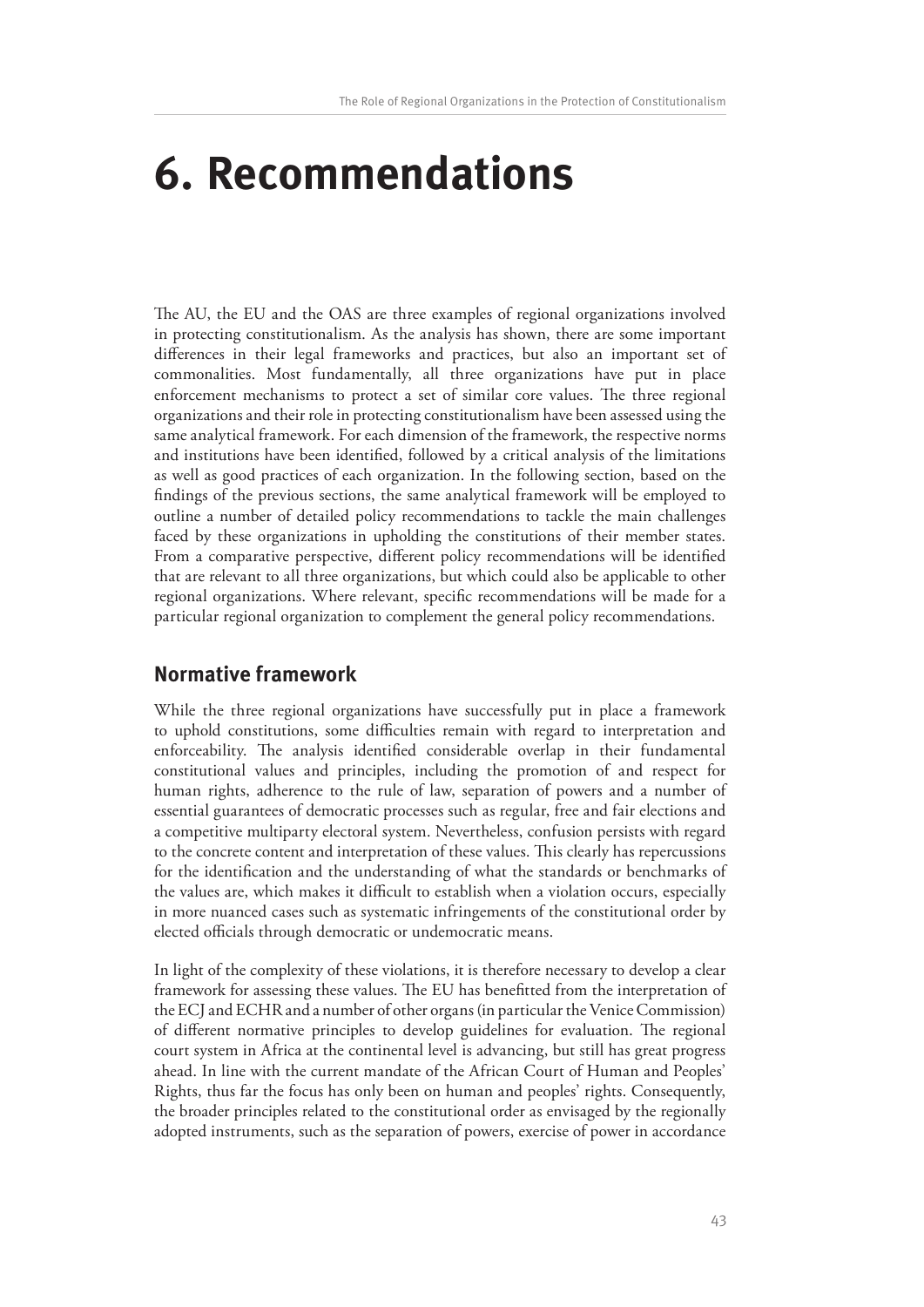# 6. Recommendations

The AU, the EU and the OAS are three examples of regional organizations involved in protecting constitutionalism. As the analysis has shown, there are some important differences in their legal frameworks and practices, but also an important set of commonalities. Most fundamentally, all three organizations have put in place enforcement mechanisms to protect a set of similar core values. The three regional organizations and their role in protecting constitutionalism have been assessed using the same analytical framework. For each dimension of the framework, the respective norms and institutions have been identified, followed by a critical analysis of the limitations as well as good practices of each organization. In the following section, based on the findings of the previous sections, the same analytical framework will be employed to outline a number of detailed policy recommendations to tackle the main challenges faced by these organizations in upholding the constitutions of their member states. From a comparative perspective, different policy recommendations will be identified that are relevant to all three organizations, but which could also be applicable to other regional organizations. Where relevant, specific recommendations will be made for a particular regional organization to complement the general policy recommendations.

## Normative framework

While the three regional organizations have successfully put in place a framework to uphold constitutions, some difficulties remain with regard to interpretation and enforceability. The analysis identified considerable overlap in their fundamental constitutional values and principles, including the promotion of and respect for human rights, adherence to the rule of law, separation of powers and a number of essential guarantees of democratic processes such as regular, free and fair elections and a competitive multiparty electoral system. Nevertheless, confusion persists with regard to the concrete content and interpretation of these values. This clearly has repercussions for the identification and the understanding of what the standards or benchmarks of the values are, which makes it difficult to establish when a violation occurs, especially in more nuanced cases such as systematic infringements of the constitutional order by elected officials through democratic or undemocratic means.

In light of the complexity of these violations, it is therefore necessary to develop a clear framework for assessing these values. The EU has benefitted from the interpretation of the ECJ and ECHR and a number of other organs (in particular the Venice Commission) of different normative principles to develop guidelines for evaluation. The regional court system in Africa at the continental level is advancing, but still has great progress ahead. In line with the current mandate of the African Court of Human and Peoples' Rights, thus far the focus has only been on human and peoples' rights. Consequently, the broader principles related to the constitutional order as envisaged by the regionally adopted instruments, such as the separation of powers, exercise of power in accordance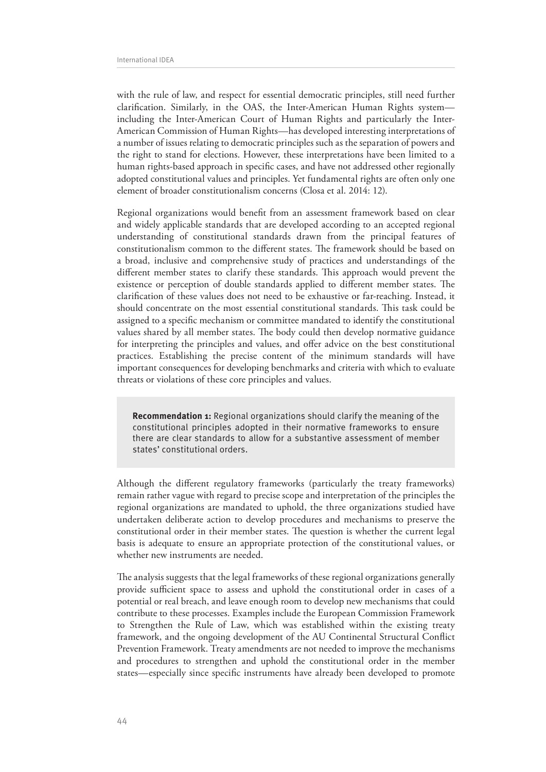with the rule of law, and respect for essential democratic principles, still need further clarification. Similarly, in the OAS, the Inter-American Human Rights system—including the Inter-American Court of Human Rights and particularly the Inter-American Commission of Human Rights—has developed interesting interpretations of a number of issues relating to democratic principles such as the separation of powers and the right to stand for elections. However, these interpretations have been limited to a human rights-based approach in specific cases, and have not addressed other regionally adopted constitutional values and principles. Yet fundamental rights are often only one element of broader constitutionalism concerns (Closa et al. 2014: 12).

Regional organizations would benefit from an assessment framework based on clear and widely applicable standards that are developed according to an accepted regional understanding of constitutional standards drawn from the principal features of constitutionalism common to the different states. The framework should be based on a broad, inclusive and comprehensive study of practices and understandings of the different member states to clarify these standards. This approach would prevent the existence or perception of double standards applied to different member states. The clarification of these values does not need to be exhaustive or far-reaching. Instead, it should concentrate on the most essential constitutional standards. This task could be assigned to a specific mechanism or committee mandated to identify the constitutional values shared by all member states. The body could then develop normative guidance for interpreting the principles and values, and offer advice on the best constitutional practices. Establishing the precise content of the minimum standards will have important consequences for developing benchmarks and criteria with which to evaluate threats or violations of these core principles and values.

> **Recommendation 1:** Regional organizations should clarify the meaning of the constitutional principles adopted in their normative frameworks to ensure there are clear standards to allow for a substantive assessment of member states' constitutional orders.

Although the different regulatory frameworks (particularly the treaty frameworks) remain rather vague with regard to precise scope and interpretation of the principles the regional organizations are mandated to uphold, the three organizations studied have undertaken deliberate action to develop procedures and mechanisms to preserve the constitutional order in their member states. The question is whether the current legal basis is adequate to ensure an appropriate protection of the constitutional values, or whether new instruments are needed.

The analysis suggests that the legal frameworks of these regional organizations generally provide sufficient space to assess and uphold the constitutional order in cases of a potential or real breach, and leave enough room to develop new mechanisms that could contribute to these processes. Examples include the European Commission Framework to Strengthen the Rule of Law, which was established within the existing treaty framework, and the ongoing development of the AU Continental Structural Conflict Prevention Framework. Treaty amendments are not needed to improve the mechanisms and procedures to strengthen and uphold the constitutional order in the member states—especially since specific instruments have already been developed to promote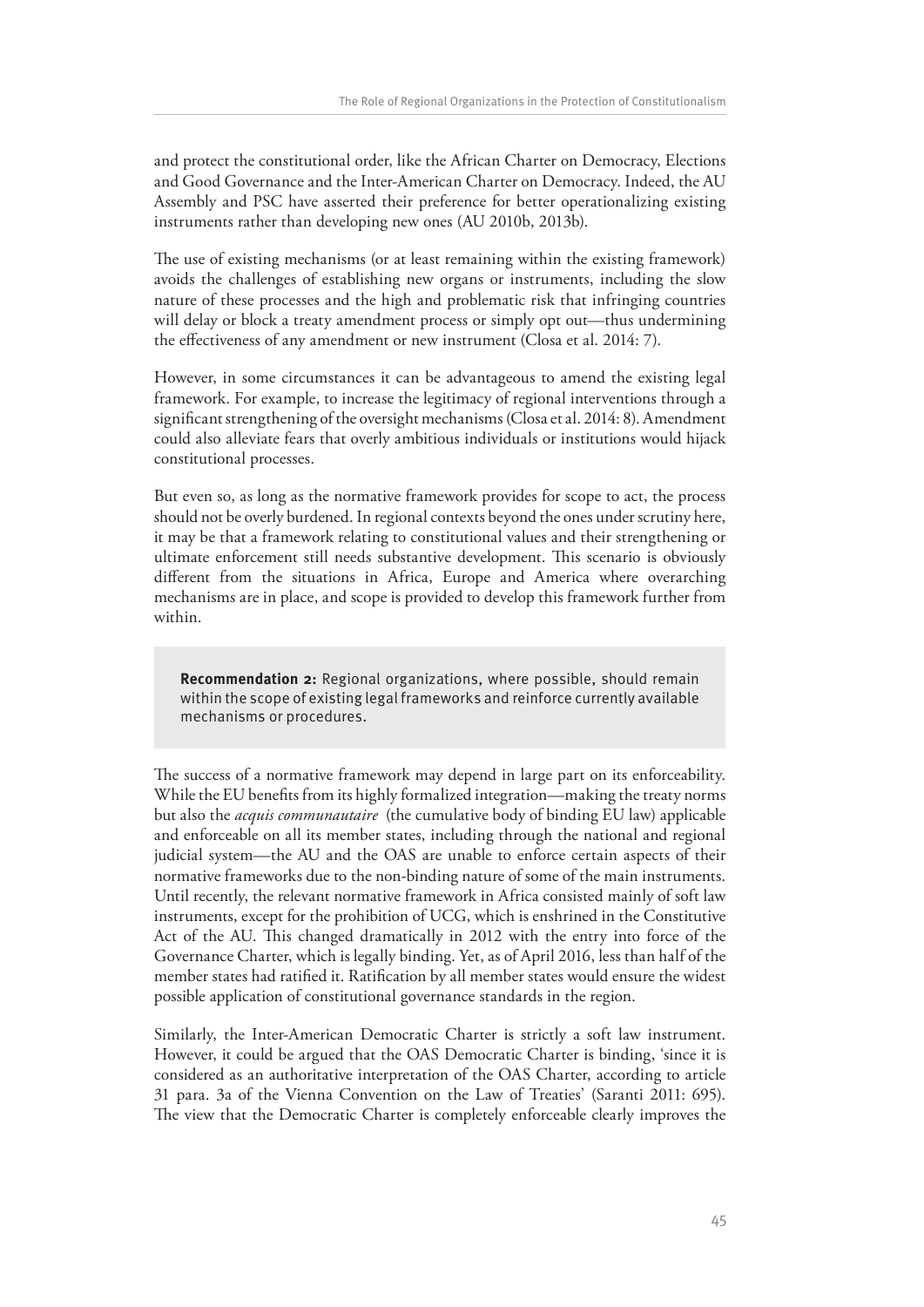and protect the constitutional order, like the African Charter on Democracy, Elections and Good Governance and the Inter-American Charter on Democracy. Indeed, the AU Assembly and PSC have asserted their preference for better operationalizing existing instruments rather than developing new ones (AU 2010b, 2013b).

The use of existing mechanisms (or at least remaining within the existing framework) avoids the challenges of establishing new organs or instruments, including the slow nature of these processes and the high and problematic risk that infringing countries will delay or block a treaty amendment process or simply opt out—thus undermining the effectiveness of any amendment or new instrument (Closa et al. 2014: 7).

However, in some circumstances it can be advantageous to amend the existing legal framework. For example, to increase the legitimacy of regional interventions through a significant strengthening of the oversight mechanisms (Closa et al. 2014: 8). Amendment could also alleviate fears that overly ambitious individuals or institutions would hijack constitutional processes.

But even so, as long as the normative framework provides for scope to act, the process should not be overly burdened. In regional contexts beyond the ones under scrutiny here, it may be that a framework relating to constitutional values and their strengthening or ultimate enforcement still needs substantive development. This scenario is obviously different from the situations in Africa, Europe and America where overarching mechanisms are in place, and scope is provided to develop this framework further from within.

> **Recommendation 2:** Regional organizations, where possible, should remain within the scope of existing legal frameworks and reinforce currently available mechanisms or procedures.

The success of a normative framework may depend in large part on its enforceability. While the EU benefits from its highly formalized integration—making the treaty norms but also the *acquis communautaire* (the cumulative body of binding EU law) applicable and enforceable on all its member states, including through the national and regional judicial system—the AU and the OAS are unable to enforce certain aspects of their normative frameworks due to the non-binding nature of some of the main instruments. Until recently, the relevant normative framework in Africa consisted mainly of soft law instruments, except for the prohibition of UCG, which is enshrined in the Constitutive Act of the AU. This changed dramatically in 2012 with the entry into force of the Governance Charter, which is legally binding. Yet, as of April 2016, less than half of the member states had ratified it. Ratification by all member states would ensure the widest possible application of constitutional governance standards in the region.

Similarly, the Inter-American Democratic Charter is strictly a soft law instrument. However, it could be argued that the OAS Democratic Charter is binding, 'since it is considered as an authoritative interpretation of the OAS Charter, according to article 31 para. 3a of the Vienna Convention on the Law of Treaties' (Saranti 2011: 695). The view that the Democratic Charter is completely enforceable clearly improves the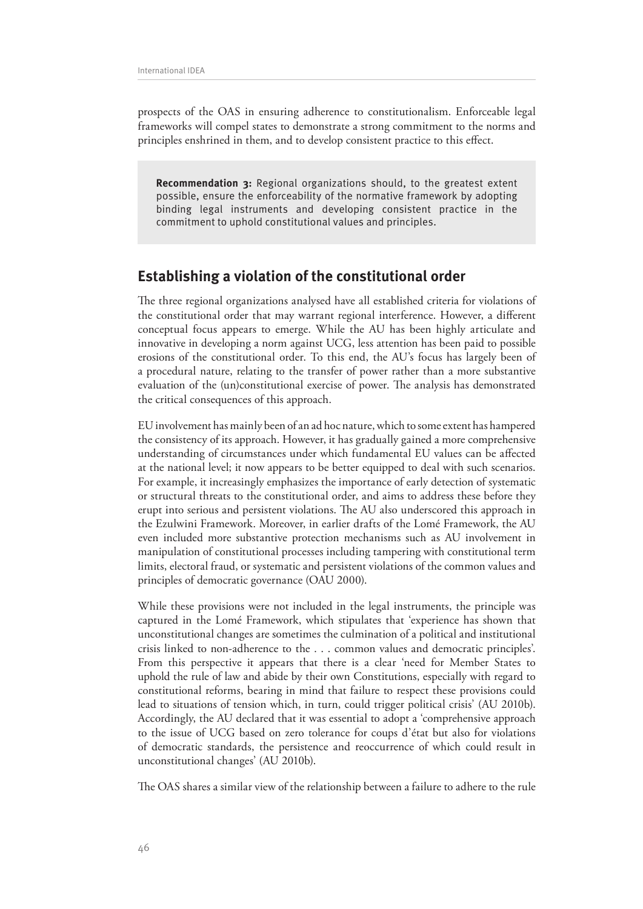prospects of the OAS in ensuring adherence to constitutionalism. Enforceable legal frameworks will compel states to demonstrate a strong commitment to the norms and principles enshrined in them, and to develop consistent practice to this effect.

> **Recommendation 3:** Regional organizations should, to the greatest extent possible, ensure the enforceability of the normative framework by adopting binding legal instruments and developing consistent practice in the commitment to uphold constitutional values and principles.

## Establishing a violation of the constitutional order

The three regional organizations analysed have all established criteria for violations of the constitutional order that may warrant regional interference. However, a different conceptual focus appears to emerge. While the AU has been highly articulate and innovative in developing a norm against UCG, less attention has been paid to possible erosions of the constitutional order. To this end, the AU's focus has largely been of a procedural nature, relating to the transfer of power rather than a more substantive evaluation of the (un)constitutional exercise of power. The analysis has demonstrated the critical consequences of this approach.

EU involvement has mainly been of an ad hoc nature, which to some extent has hampered the consistency of its approach. However, it has gradually gained a more comprehensive understanding of circumstances under which fundamental EU values can be affected at the national level; it now appears to be better equipped to deal with such scenarios. For example, it increasingly emphasizes the importance of early detection of systematic or structural threats to the constitutional order, and aims to address these before they erupt into serious and persistent violations. The AU also underscored this approach in the Ezulwini Framework. Moreover, in earlier drafts of the Lomé Framework, the AU even included more substantive protection mechanisms such as AU involvement in manipulation of constitutional processes including tampering with constitutional term limits, electoral fraud, or systematic and persistent violations of the common values and principles of democratic governance (OAU 2000).

While these provisions were not included in the legal instruments, the principle was captured in the Lomé Framework, which stipulates that 'experience has shown that unconstitutional changes are sometimes the culmination of a political and institutional crisis linked to non-adherence to the . . . common values and democratic principles'. From this perspective it appears that there is a clear 'need for Member States to uphold the rule of law and abide by their own Constitutions, especially with regard to constitutional reforms, bearing in mind that failure to respect these provisions could lead to situations of tension which, in turn, could trigger political crisis' (AU 2010b). Accordingly, the AU declared that it was essential to adopt a 'comprehensive approach to the issue of UCG based on zero tolerance for coups d'état but also for violations of democratic standards, the persistence and reoccurrence of which could result in unconstitutional changes' (AU 2010b).

The OAS shares a similar view of the relationship between a failure to adhere to the rule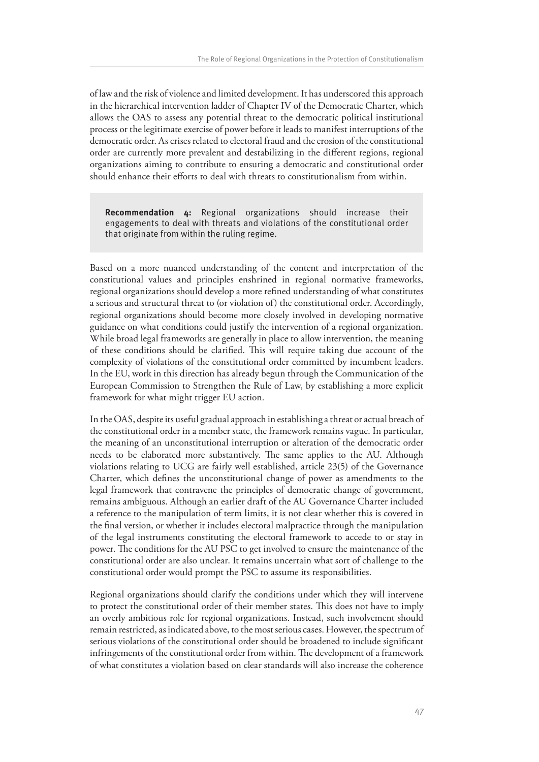of law and the risk of violence and limited development. It has underscored this approach in the hierarchical intervention ladder of Chapter IV of the Democratic Charter, which allows the OAS to assess any potential threat to the democratic political institutional process or the legitimate exercise of power before it leads to manifest interruptions of the democratic order. As crises related to electoral fraud and the erosion of the constitutional order are currently more prevalent and destabilizing in the different regions, regional organizations aiming to contribute to ensuring a democratic and constitutional order should enhance their efforts to deal with threats to constitutionalism from within.

> **Recommendation 4:** Regional organizations should increase their engagements to deal with threats and violations of the constitutional order that originate from within the ruling regime.

Based on a more nuanced understanding of the content and interpretation of the constitutional values and principles enshrined in regional normative frameworks, regional organizations should develop a more refined understanding of what constitutes a serious and structural threat to (or violation of) the constitutional order. Accordingly, regional organizations should become more closely involved in developing normative guidance on what conditions could justify the intervention of a regional organization. While broad legal frameworks are generally in place to allow intervention, the meaning of these conditions should be clarified. This will require taking due account of the complexity of violations of the constitutional order committed by incumbent leaders. In the EU, work in this direction has already begun through the Communication of the European Commission to Strengthen the Rule of Law, by establishing a more explicit framework for what might trigger EU action.

In the OAS, despite its useful gradual approach in establishing a threat or actual breach of the constitutional order in a member state, the framework remains vague. In particular, the meaning of an unconstitutional interruption or alteration of the democratic order needs to be elaborated more substantively. The same applies to the AU. Although violations relating to UCG are fairly well established, article 23(5) of the Governance Charter, which defines the unconstitutional change of power as amendments to the legal framework that contravene the principles of democratic change of government, remains ambiguous. Although an earlier draft of the AU Governance Charter included a reference to the manipulation of term limits, it is not clear whether this is covered in the final version, or whether it includes electoral malpractice through the manipulation of the legal instruments constituting the electoral framework to accede to or stay in power. The conditions for the AU PSC to get involved to ensure the maintenance of the constitutional order are also unclear. It remains uncertain what sort of challenge to the constitutional order would prompt the PSC to assume its responsibilities.

Regional organizations should clarify the conditions under which they will intervene to protect the constitutional order of their member states. This does not have to imply an overly ambitious role for regional organizations. Instead, such involvement should remain restricted, as indicated above, to the most serious cases. However, the spectrum of serious violations of the constitutional order should be broadened to include significant infringements of the constitutional order from within. The development of a framework of what constitutes a violation based on clear standards will also increase the coherence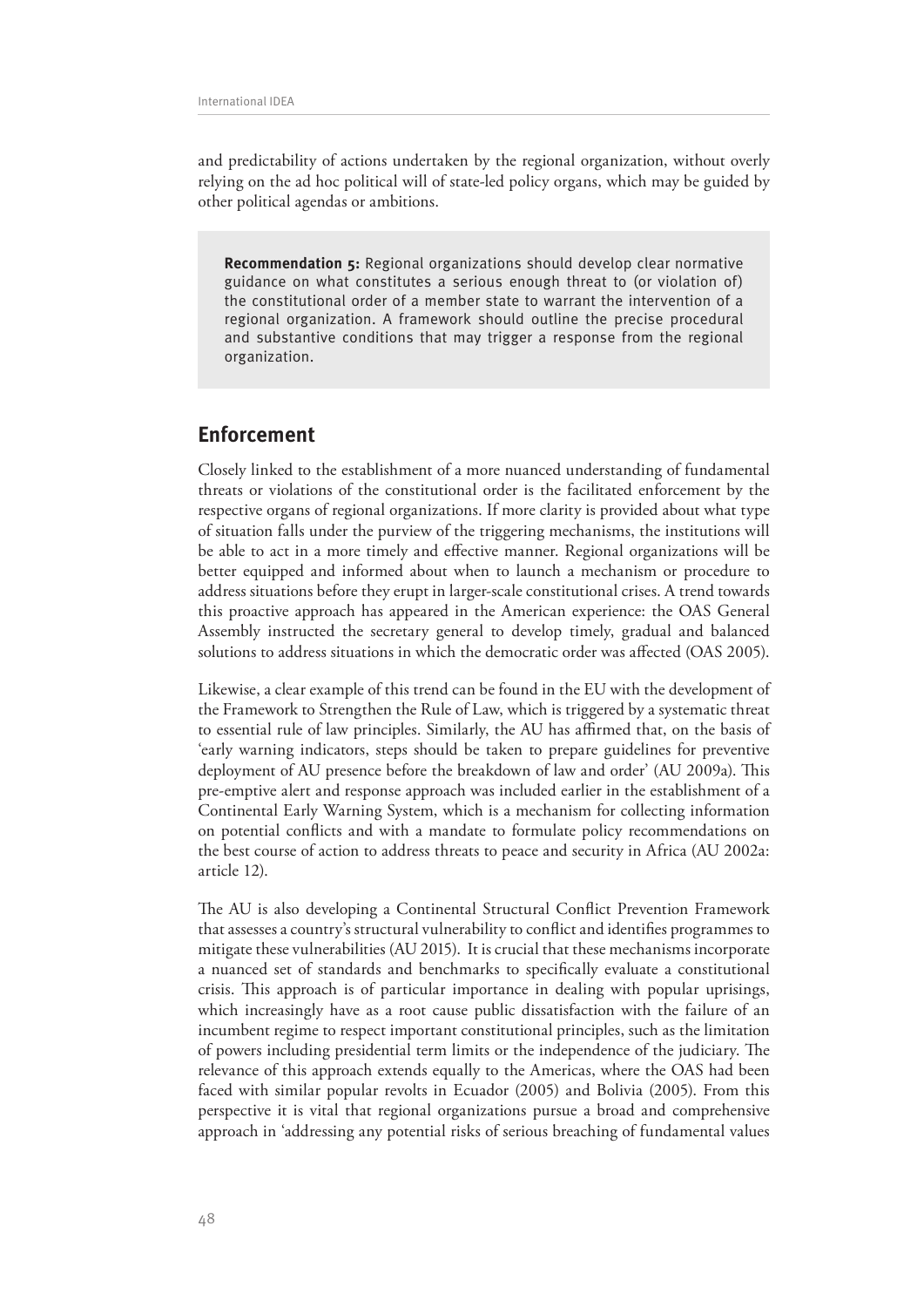and predictability of actions undertaken by the regional organization, without overly relying on the ad hoc political will of state-led policy organs, which may be guided by other political agendas or ambitions.

> **Recommendation 5:** Regional organizations should develop clear normative guidance on what constitutes a serious enough threat to (or violation of) the constitutional order of a member state to warrant the intervention of a regional organization. A framework should outline the precise procedural and substantive conditions that may trigger a response from the regional organization.

## Enforcement

Closely linked to the establishment of a more nuanced understanding of fundamental threats or violations of the constitutional order is the facilitated enforcement by the respective organs of regional organizations. If more clarity is provided about what type of situation falls under the purview of the triggering mechanisms, the institutions will be able to act in a more timely and effective manner. Regional organizations will be better equipped and informed about when to launch a mechanism or procedure to address situations before they erupt in larger-scale constitutional crises. A trend towards this proactive approach has appeared in the American experience: the OAS General Assembly instructed the secretary general to develop timely, gradual and balanced solutions to address situations in which the democratic order was affected (OAS 2005).

Likewise, a clear example of this trend can be found in the EU with the development of the Framework to Strengthen the Rule of Law, which is triggered by a systematic threat to essential rule of law principles. Similarly, the AU has affirmed that, on the basis of 'early warning indicators, steps should be taken to prepare guidelines for preventive deployment of AU presence before the breakdown of law and order' (AU 2009a). This pre-emptive alert and response approach was included earlier in the establishment of a Continental Early Warning System, which is a mechanism for collecting information on potential conflicts and with a mandate to formulate policy recommendations on the best course of action to address threats to peace and security in Africa (AU 2002a: article 12).

The AU is also developing a Continental Structural Conflict Prevention Framework that assesses a country's structural vulnerability to conflict and identifies programmes to mitigate these vulnerabilities (AU 2015). It is crucial that these mechanisms incorporate a nuanced set of standards and benchmarks to specifically evaluate a constitutional crisis. This approach is of particular importance in dealing with popular uprisings, which increasingly have as a root cause public dissatisfaction with the failure of an incumbent regime to respect important constitutional principles, such as the limitation of powers including presidential term limits or the independence of the judiciary. The relevance of this approach extends equally to the Americas, where the OAS had been faced with similar popular revolts in Ecuador (2005) and Bolivia (2005). From this perspective it is vital that regional organizations pursue a broad and comprehensive approach in 'addressing any potential risks of serious breaching of fundamental values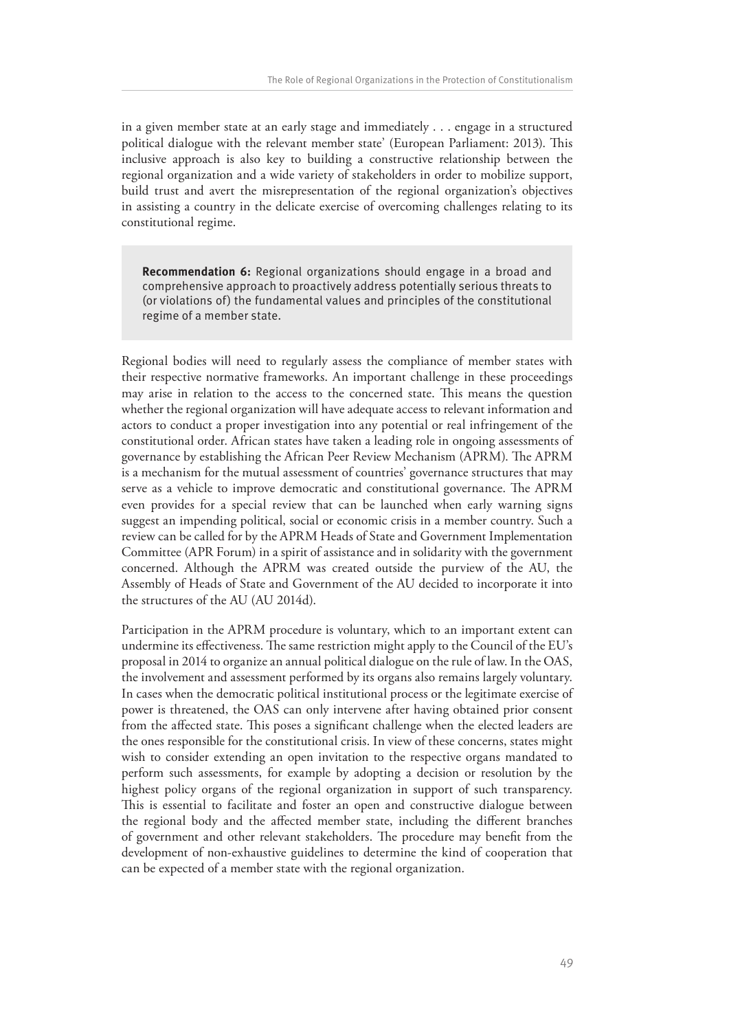in a given member state at an early stage and immediately . . . engage in a structured political dialogue with the relevant member state' (European Parliament: 2013). This inclusive approach is also key to building a constructive relationship between the regional organization and a wide variety of stakeholders in order to mobilize support, build trust and avert the misrepresentation of the regional organization's objectives in assisting a country in the delicate exercise of overcoming challenges relating to its constitutional regime.

> **Recommendation 6:** Regional organizations should engage in a broad and comprehensive approach to proactively address potentially serious threats to (or violations of) the fundamental values and principles of the constitutional regime of a member state.

Regional bodies will need to regularly assess the compliance of member states with their respective normative frameworks. An important challenge in these proceedings may arise in relation to the access to the concerned state. This means the question whether the regional organization will have adequate access to relevant information and actors to conduct a proper investigation into any potential or real infringement of the constitutional order. African states have taken a leading role in ongoing assessments of governance by establishing the African Peer Review Mechanism (APRM). The APRM is a mechanism for the mutual assessment of countries' governance structures that may serve as a vehicle to improve democratic and constitutional governance. The APRM even provides for a special review that can be launched when early warning signs suggest an impending political, social or economic crisis in a member country. Such a review can be called for by the APRM Heads of State and Government Implementation Committee (APR Forum) in a spirit of assistance and in solidarity with the government concerned. Although the APRM was created outside the purview of the AU, the Assembly of Heads of State and Government of the AU decided to incorporate it into the structures of the AU (AU 2014d).

Participation in the APRM procedure is voluntary, which to an important extent can undermine its effectiveness. The same restriction might apply to the Council of the EU's proposal in 2014 to organize an annual political dialogue on the rule of law. In the OAS, the involvement and assessment performed by its organs also remains largely voluntary. In cases when the democratic political institutional process or the legitimate exercise of power is threatened, the OAS can only intervene after having obtained prior consent from the affected state. This poses a significant challenge when the elected leaders are the ones responsible for the constitutional crisis. In view of these concerns, states might wish to consider extending an open invitation to the respective organs mandated to perform such assessments, for example by adopting a decision or resolution by the highest policy organs of the regional organization in support of such transparency. This is essential to facilitate and foster an open and constructive dialogue between the regional body and the affected member state, including the different branches of government and other relevant stakeholders. The procedure may benefit from the development of non-exhaustive guidelines to determine the kind of cooperation that can be expected of a member state with the regional organization.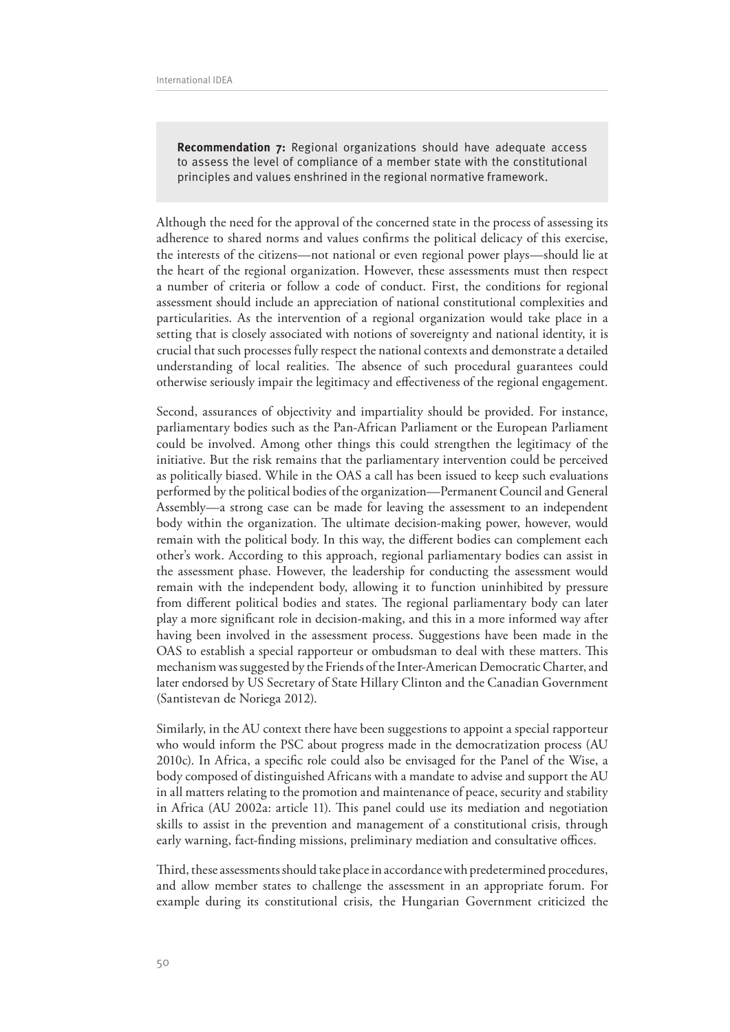> **Recommendation 7:** Regional organizations should have adequate access to assess the level of compliance of a member state with the constitutional principles and values enshrined in the regional normative framework.

Although the need for the approval of the concerned state in the process of assessing its adherence to shared norms and values confirms the political delicacy of this exercise, the interests of the citizens—not national or even regional power plays—should lie at the heart of the regional organization. However, these assessments must then respect a number of criteria or follow a code of conduct. First, the conditions for regional assessment should include an appreciation of national constitutional complexities and particularities. As the intervention of a regional organization would take place in a setting that is closely associated with notions of sovereignty and national identity, it is crucial that such processes fully respect the national contexts and demonstrate a detailed understanding of local realities. The absence of such procedural guarantees could otherwise seriously impair the legitimacy and effectiveness of the regional engagement.

Second, assurances of objectivity and impartiality should be provided. For instance, parliamentary bodies such as the Pan-African Parliament or the European Parliament could be involved. Among other things this could strengthen the legitimacy of the initiative. But the risk remains that the parliamentary intervention could be perceived as politically biased. While in the OAS a call has been issued to keep such evaluations performed by the political bodies of the organization—Permanent Council and General Assembly—a strong case can be made for leaving the assessment to an independent body within the organization. The ultimate decision-making power, however, would remain with the political body. In this way, the different bodies can complement each other's work. According to this approach, regional parliamentary bodies can assist in the assessment phase. However, the leadership for conducting the assessment would remain with the independent body, allowing it to function uninhibited by pressure from different political bodies and states. The regional parliamentary body can later play a more significant role in decision-making, and this in a more informed way after having been involved in the assessment process. Suggestions have been made in the OAS to establish a special rapporteur or ombudsman to deal with these matters. This mechanism was suggested by the Friends of the Inter-American Democratic Charter, and later endorsed by US Secretary of State Hillary Clinton and the Canadian Government (Santistevan de Noriega 2012).

Similarly, in the AU context there have been suggestions to appoint a special rapporteur who would inform the PSC about progress made in the democratization process (AU 2010c). In Africa, a specific role could also be envisaged for the Panel of the Wise, a body composed of distinguished Africans with a mandate to advise and support the AU in all matters relating to the promotion and maintenance of peace, security and stability in Africa (AU 2002a: article 11). This panel could use its mediation and negotiation skills to assist in the prevention and management of a constitutional crisis, through early warning, fact-finding missions, preliminary mediation and consultative offices.

Third, these assessments should take place in accordance with predetermined procedures, and allow member states to challenge the assessment in an appropriate forum. For example during its constitutional crisis, the Hungarian Government criticized the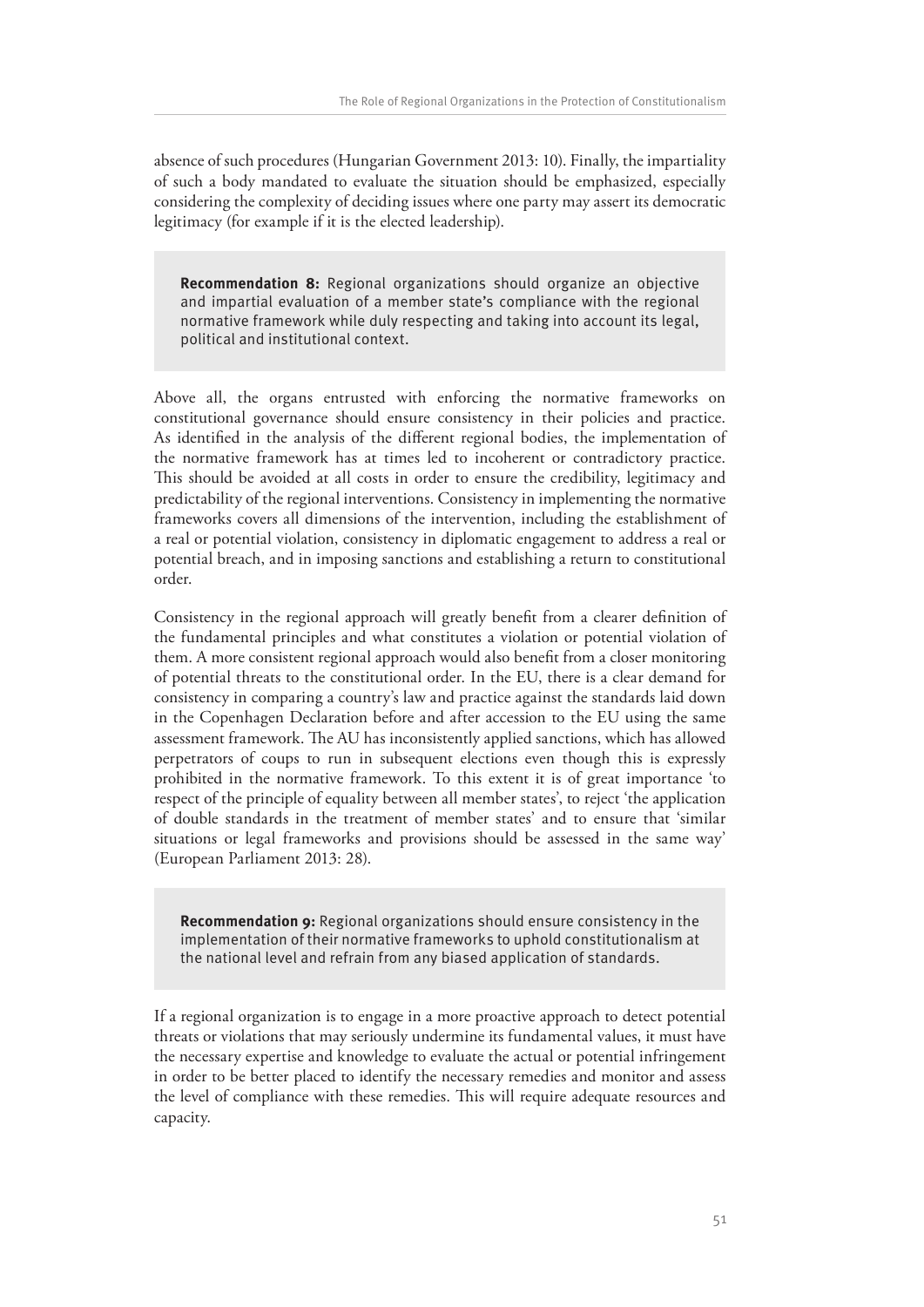absence of such procedures (Hungarian Government 2013: 10). Finally, the impartiality of such a body mandated to evaluate the situation should be emphasized, especially considering the complexity of deciding issues where one party may assert its democratic legitimacy (for example if it is the elected leadership).

> **Recommendation 8:** Regional organizations should organize an objective and impartial evaluation of a member state's compliance with the regional normative framework while duly respecting and taking into account its legal, political and institutional context.

Above all, the organs entrusted with enforcing the normative frameworks on constitutional governance should ensure consistency in their policies and practice. As identified in the analysis of the different regional bodies, the implementation of the normative framework has at times led to incoherent or contradictory practice. This should be avoided at all costs in order to ensure the credibility, legitimacy and predictability of the regional interventions. Consistency in implementing the normative frameworks covers all dimensions of the intervention, including the establishment of a real or potential violation, consistency in diplomatic engagement to address a real or potential breach, and in imposing sanctions and establishing a return to constitutional order.

Consistency in the regional approach will greatly benefit from a clearer definition of the fundamental principles and what constitutes a violation or potential violation of them. A more consistent regional approach would also benefit from a closer monitoring of potential threats to the constitutional order. In the EU, there is a clear demand for consistency in comparing a country's law and practice against the standards laid down in the Copenhagen Declaration before and after accession to the EU using the same assessment framework. The AU has inconsistently applied sanctions, which has allowed perpetrators of coups to run in subsequent elections even though this is expressly prohibited in the normative framework. To this extent it is of great importance 'to respect of the principle of equality between all member states', to reject 'the application of double standards in the treatment of member states' and to ensure that 'similar situations or legal frameworks and provisions should be assessed in the same way' (European Parliament 2013: 28).

> **Recommendation 9:** Regional organizations should ensure consistency in the implementation of their normative frameworks to uphold constitutionalism at the national level and refrain from any biased application of standards.

If a regional organization is to engage in a more proactive approach to detect potential threats or violations that may seriously undermine its fundamental values, it must have the necessary expertise and knowledge to evaluate the actual or potential infringement in order to be better placed to identify the necessary remedies and monitor and assess the level of compliance with these remedies. This will require adequate resources and capacity.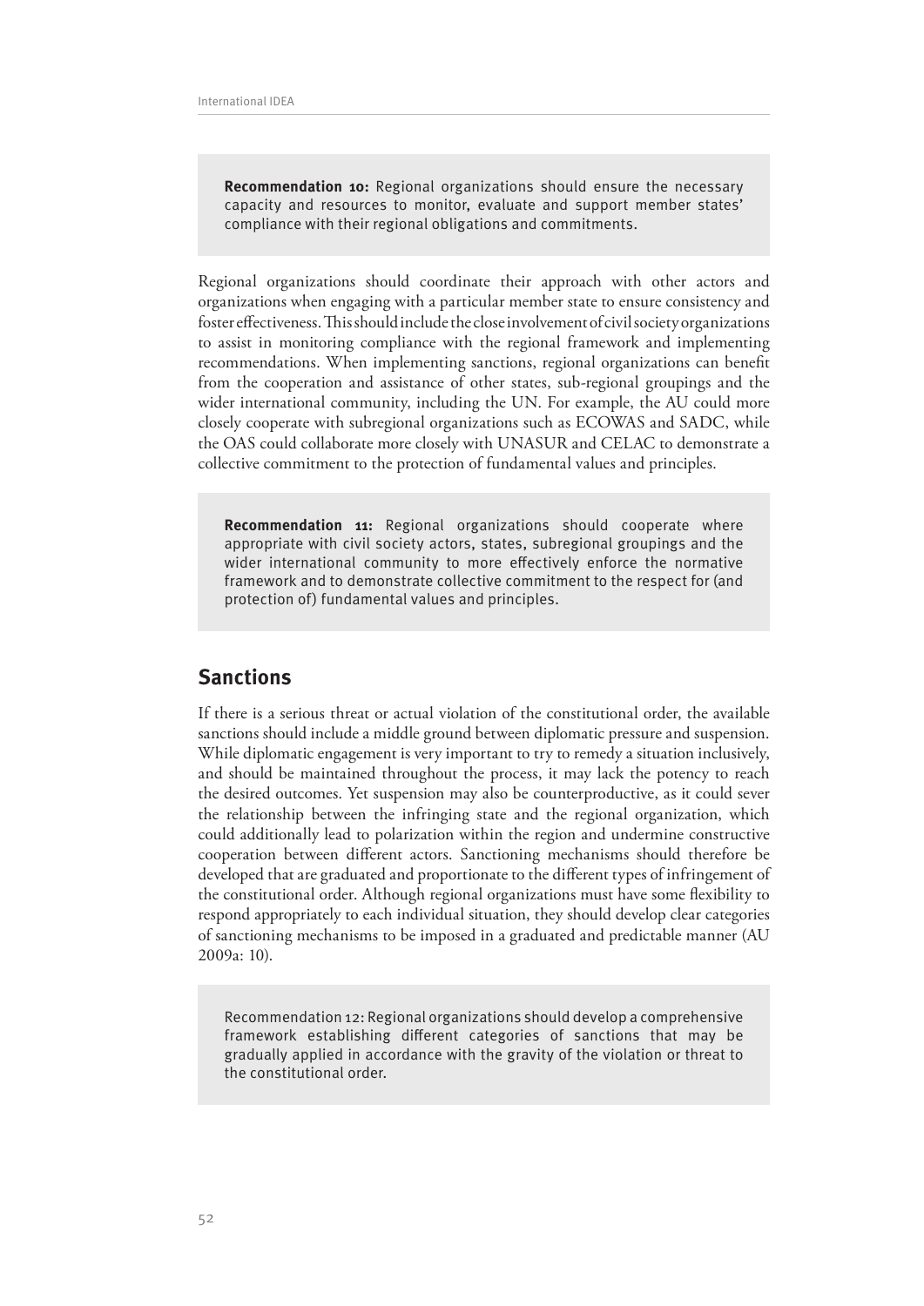> **Recommendation 10:** Regional organizations should ensure the necessary capacity and resources to monitor, evaluate and support member states' compliance with their regional obligations and commitments.

Regional organizations should coordinate their approach with other actors and organizations when engaging with a particular member state to ensure consistency and foster effectiveness. This should include the close involvement of civil society organizations to assist in monitoring compliance with the regional framework and implementing recommendations. When implementing sanctions, regional organizations can benefit from the cooperation and assistance of other states, sub-regional groupings and the wider international community, including the UN. For example, the AU could more closely cooperate with subregional organizations such as ECOWAS and SADC, while the OAS could collaborate more closely with UNASUR and CELAC to demonstrate a collective commitment to the protection of fundamental values and principles.

> **Recommendation 11:** Regional organizations should cooperate where appropriate with civil society actors, states, subregional groupings and the wider international community to more effectively enforce the normative framework and to demonstrate collective commitment to the respect for (and protection of) fundamental values and principles.

## Sanctions

If there is a serious threat or actual violation of the constitutional order, the available sanctions should include a middle ground between diplomatic pressure and suspension. While diplomatic engagement is very important to try to remedy a situation inclusively, and should be maintained throughout the process, it may lack the potency to reach the desired outcomes. Yet suspension may also be counterproductive, as it could sever the relationship between the infringing state and the regional organization, which could additionally lead to polarization within the region and undermine constructive cooperation between different actors. Sanctioning mechanisms should therefore be developed that are graduated and proportionate to the different types of infringement of the constitutional order. Although regional organizations must have some flexibility to respond appropriately to each individual situation, they should develop clear categories of sanctioning mechanisms to be imposed in a graduated and predictable manner (AU 2009a: 10).

> Recommendation 12: Regional organizations should develop a comprehensive framework establishing different categories of sanctions that may be gradually applied in accordance with the gravity of the violation or threat to the constitutional order.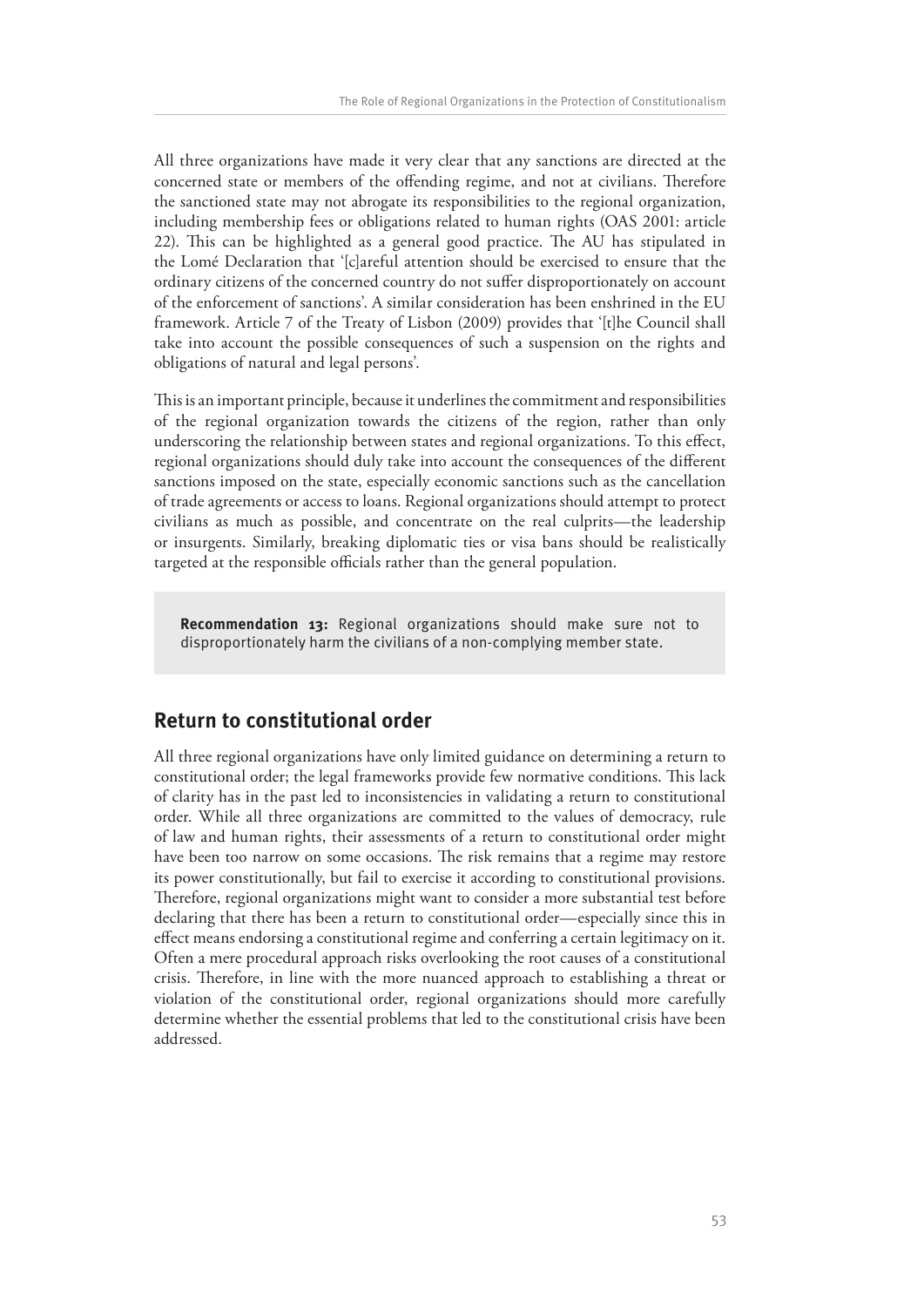All three organizations have made it very clear that any sanctions are directed at the concerned state or members of the offending regime, and not at civilians. Therefore the sanctioned state may not abrogate its responsibilities to the regional organization, including membership fees or obligations related to human rights (OAS 2001: article 22). This can be highlighted as a general good practice. The AU has stipulated in the Lomé Declaration that '[c]areful attention should be exercised to ensure that the ordinary citizens of the concerned country do not suffer disproportionately on account of the enforcement of sanctions'. A similar consideration has been enshrined in the EU framework. Article 7 of the Treaty of Lisbon (2009) provides that '[t]he Council shall take into account the possible consequences of such a suspension on the rights and obligations of natural and legal persons'.

This is an important principle, because it underlines the commitment and responsibilities of the regional organization towards the citizens of the region, rather than only underscoring the relationship between states and regional organizations. To this effect, regional organizations should duly take into account the consequences of the different sanctions imposed on the state, especially economic sanctions such as the cancellation of trade agreements or access to loans. Regional organizations should attempt to protect civilians as much as possible, and concentrate on the real culprits—the leadership or insurgents. Similarly, breaking diplomatic ties or visa bans should be realistically targeted at the responsible officials rather than the general population.

> **Recommendation 13:** Regional organizations should make sure not to disproportionately harm the civilians of a non-complying member state.

## Return to constitutional order

All three regional organizations have only limited guidance on determining a return to constitutional order; the legal frameworks provide few normative conditions. This lack of clarity has in the past led to inconsistencies in validating a return to constitutional order. While all three organizations are committed to the values of democracy, rule of law and human rights, their assessments of a return to constitutional order might have been too narrow on some occasions. The risk remains that a regime may restore its power constitutionally, but fail to exercise it according to constitutional provisions. Therefore, regional organizations might want to consider a more substantial test before declaring that there has been a return to constitutional order—especially since this in effect means endorsing a constitutional regime and conferring a certain legitimacy on it. Often a mere procedural approach risks overlooking the root causes of a constitutional crisis. Therefore, in line with the more nuanced approach to establishing a threat or violation of the constitutional order, regional organizations should more carefully determine whether the essential problems that led to the constitutional crisis have been addressed.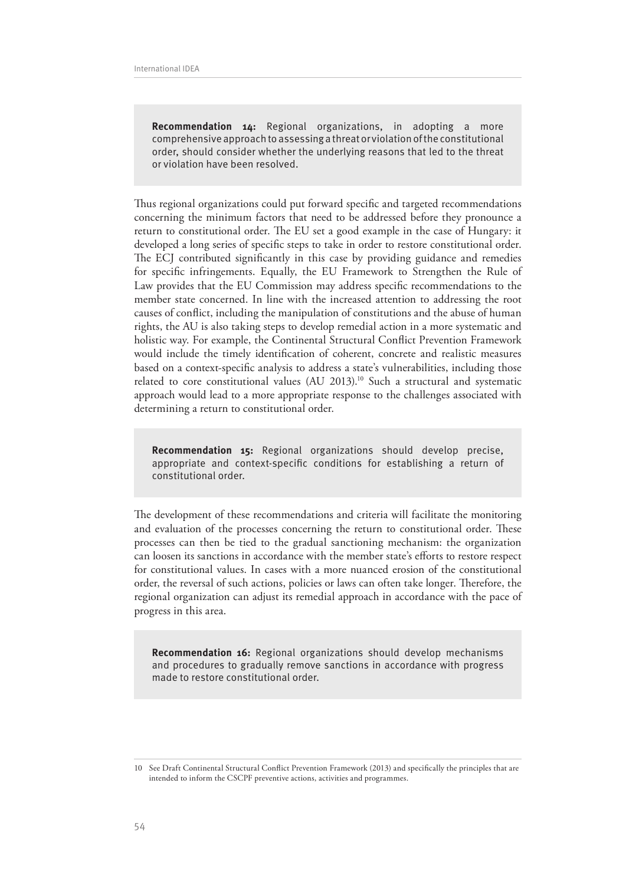> **Recommendation 14:** Regional organizations, in adopting a more comprehensive approach to assessing a threat or violation of the constitutional order, should consider whether the underlying reasons that led to the threat or violation have been resolved.

Thus regional organizations could put forward specific and targeted recommendations concerning the minimum factors that need to be addressed before they pronounce a return to constitutional order. The EU set a good example in the case of Hungary: it developed a long series of specific steps to take in order to restore constitutional order. The ECJ contributed significantly in this case by providing guidance and remedies for specific infringements. Equally, the EU Framework to Strengthen the Rule of Law provides that the EU Commission may address specific recommendations to the member state concerned. In line with the increased attention to addressing the root causes of conflict, including the manipulation of constitutions and the abuse of human rights, the AU is also taking steps to develop remedial action in a more systematic and holistic way. For example, the Continental Structural Conflict Prevention Framework would include the timely identification of coherent, concrete and realistic measures based on a context-specific analysis to address a state's vulnerabilities, including those related to core constitutional values (AU 2013).[10] Such a structural and systematic approach would lead to a more appropriate response to the challenges associated with determining a return to constitutional order.

> **Recommendation 15:** Regional organizations should develop precise, appropriate and context-specific conditions for establishing a return of constitutional order.

The development of these recommendations and criteria will facilitate the monitoring and evaluation of the processes concerning the return to constitutional order. These processes can then be tied to the gradual sanctioning mechanism: the organization can loosen its sanctions in accordance with the member state's efforts to restore respect for constitutional values. In cases with a more nuanced erosion of the constitutional order, the reversal of such actions, policies or laws can often take longer. Therefore, the regional organization can adjust its remedial approach in accordance with the pace of progress in this area.

> **Recommendation 16:** Regional organizations should develop mechanisms and procedures to gradually remove sanctions in accordance with progress made to restore constitutional order.

---

10 See Draft Continental Structural Conflict Prevention Framework (2013) and specifically the principles that are intended to inform the CSCPF preventive actions, activities and programmes.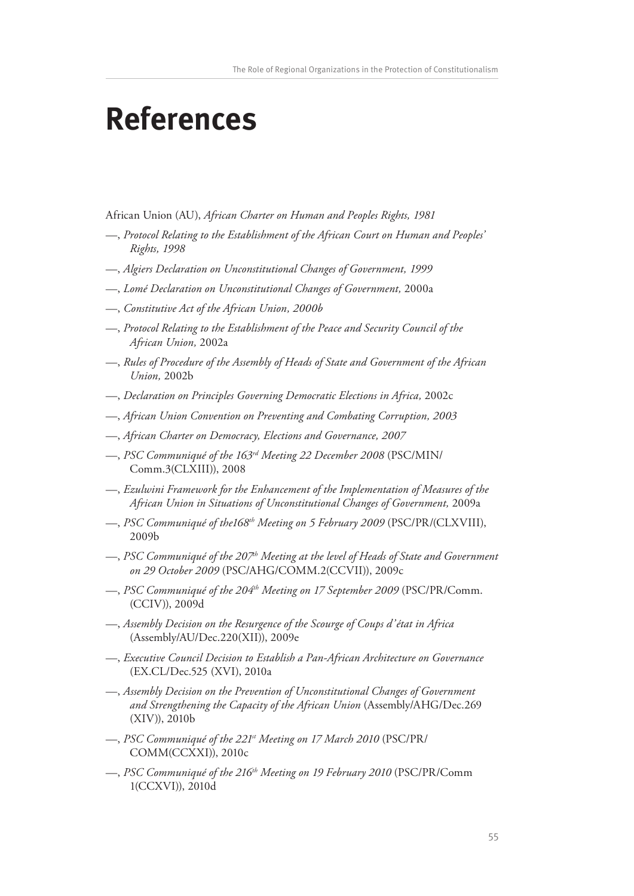# References

African Union (AU), *African Charter on Human and Peoples Rights, 1981*

—, *Protocol Relating to the Establishment of the African Court on Human and Peoples' Rights, 1998*

—, *Algiers Declaration on Unconstitutional Changes of Government, 1999*

—, *Lomé Declaration on Unconstitutional Changes of Government,* 2000a

—, *Constitutive Act of the African Union, 2000b*

—, *Protocol Relating to the Establishment of the Peace and Security Council of the African Union,* 2002a

—, *Rules of Procedure of the Assembly of Heads of State and Government of the African Union,* 2002b

—, *Declaration on Principles Governing Democratic Elections in Africa,* 2002c

—, *African Union Convention on Preventing and Combating Corruption, 2003*

—, *African Charter on Democracy, Elections and Governance, 2007*

—, *PSC Communiqué of the 163rd Meeting 22 December 2008* (PSC/MIN/Comm.3(CLXIII)), 2008

—, *Ezulwini Framework for the Enhancement of the Implementation of Measures of the African Union in Situations of Unconstitutional Changes of Government,* 2009a

—, *PSC Communiqué of the168th Meeting on 5 February 2009* (PSC/PR/(CLXVIII), 2009b

—, *PSC Communiqué of the 207th Meeting at the level of Heads of State and Government on 29 October 2009* (PSC/AHG/COMM.2(CCVII)), 2009c

—, *PSC Communiqué of the 204th Meeting on 17 September 2009* (PSC/PR/Comm.(CCIV)), 2009d

—, *Assembly Decision on the Resurgence of the Scourge of Coups d'état in Africa* (Assembly/AU/Dec.220(XII)), 2009e

—, *Executive Council Decision to Establish a Pan-African Architecture on Governance* (EX.CL/Dec.525 (XVI), 2010a

—, *Assembly Decision on the Prevention of Unconstitutional Changes of Government and Strengthening the Capacity of the African Union* (Assembly/AHG/Dec.269 (XIV)), 2010b

—, *PSC Communiqué of the 221st Meeting on 17 March 2010* (PSC/PR/COMM(CCXXI)), 2010c

—, *PSC Communiqué of the 216th Meeting on 19 February 2010* (PSC/PR/Comm 1(CCXVI)), 2010d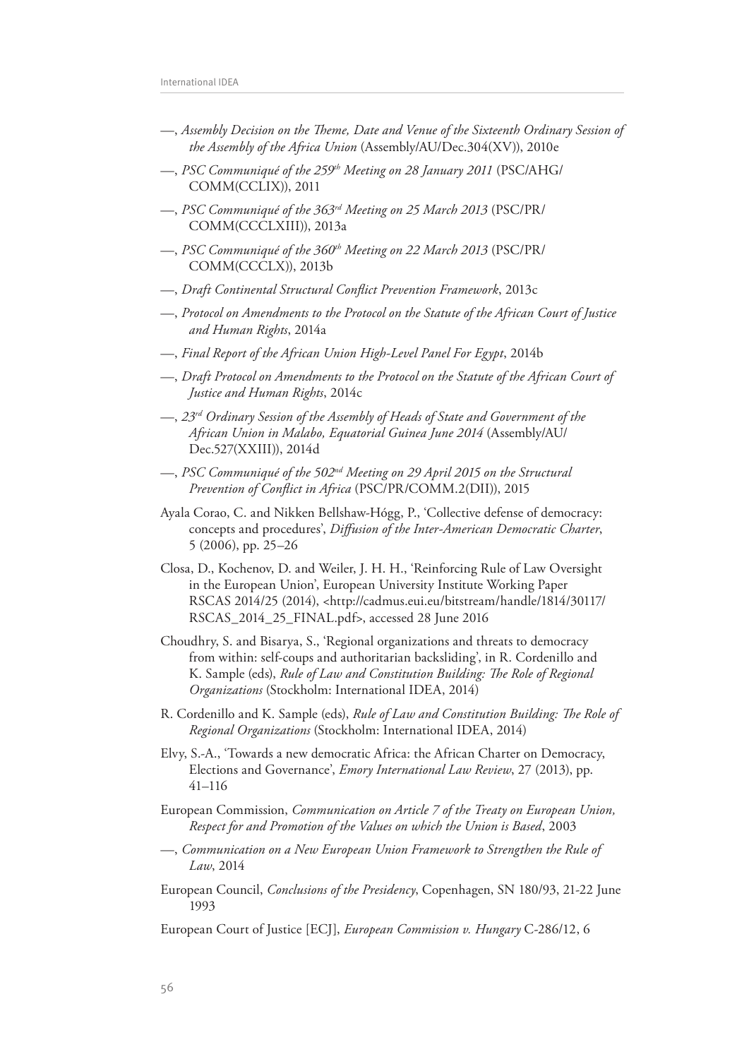—, *Assembly Decision on the Theme, Date and Venue of the Sixteenth Ordinary Session of the Assembly of the Africa Union* (Assembly/AU/Dec.304(XV)), 2010e

—, *PSC Communiqué of the 259th Meeting on 28 January 2011* (PSC/AHG/COMM(CCLIX)), 2011

—, *PSC Communiqué of the 363rd Meeting on 25 March 2013* (PSC/PR/COMM(CCCLXIII)), 2013a

—, *PSC Communiqué of the 360th Meeting on 22 March 2013* (PSC/PR/COMM(CCCLX)), 2013b

—, *Draft Continental Structural Conflict Prevention Framework*, 2013c

—, *Protocol on Amendments to the Protocol on the Statute of the African Court of Justice and Human Rights*, 2014a

—, *Final Report of the African Union High-Level Panel For Egypt*, 2014b

—, *Draft Protocol on Amendments to the Protocol on the Statute of the African Court of Justice and Human Rights*, 2014c

—, *23rd Ordinary Session of the Assembly of Heads of State and Government of the African Union in Malabo, Equatorial Guinea June 2014* (Assembly/AU/Dec.527(XXIII)), 2014d

—, *PSC Communiqué of the 502nd Meeting on 29 April 2015 on the Structural Prevention of Conflict in Africa* (PSC/PR/COMM.2(DII)), 2015

Ayala Corao, C. and Nikken Bellshaw-Hógg, P., 'Collective defense of democracy: concepts and procedures', *Diffusion of the Inter-American Democratic Charter*, 5 (2006), pp. 25–26

Closa, D., Kochenov, D. and Weiler, J. H. H., 'Reinforcing Rule of Law Oversight in the European Union', European University Institute Working Paper RSCAS 2014/25 (2014), <http://cadmus.eui.eu/bitstream/handle/1814/30117/RSCAS_2014_25_FINAL.pdf>, accessed 28 June 2016

Choudhry, S. and Bisarya, S., 'Regional organizations and threats to democracy from within: self-coups and authoritarian backsliding', in R. Cordenillo and K. Sample (eds), *Rule of Law and Constitution Building: The Role of Regional Organizations* (Stockholm: International IDEA, 2014)

R. Cordenillo and K. Sample (eds), *Rule of Law and Constitution Building: The Role of Regional Organizations* (Stockholm: International IDEA, 2014)

Elvy, S.-A., 'Towards a new democratic Africa: the African Charter on Democracy, Elections and Governance', *Emory International Law Review*, 27 (2013), pp. 41–116

European Commission, *Communication on Article 7 of the Treaty on European Union, Respect for and Promotion of the Values on which the Union is Based*, 2003

—, *Communication on a New European Union Framework to Strengthen the Rule of Law*, 2014

European Council, *Conclusions of the Presidency*, Copenhagen, SN 180/93, 21-22 June 1993

European Court of Justice [ECJ], *European Commission v. Hungary* C-286/12, 6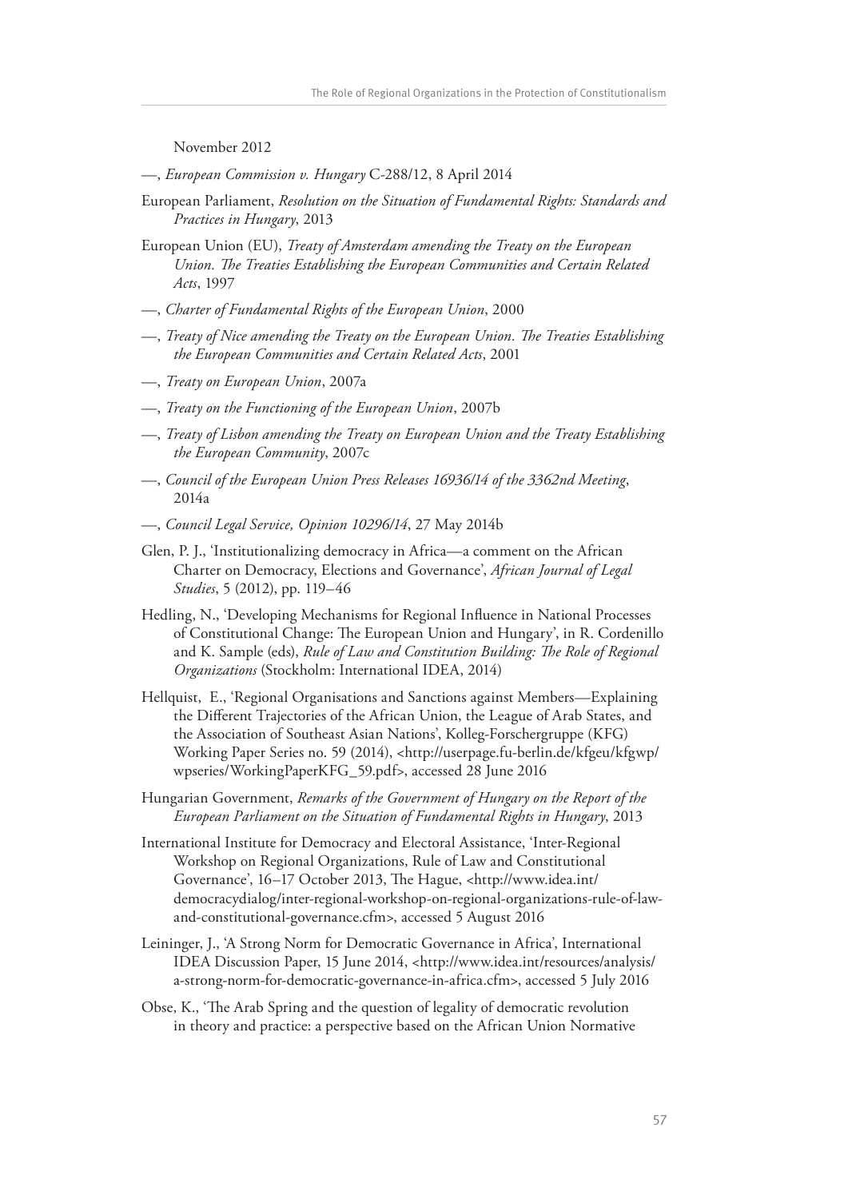November 2012

—, *European Commission v. Hungary* C-288/12, 8 April 2014

European Parliament, *Resolution on the Situation of Fundamental Rights: Standards and Practices in Hungary*, 2013

European Union (EU), *Treaty of Amsterdam amending the Treaty on the European Union. The Treaties Establishing the European Communities and Certain Related Acts*, 1997

—, *Charter of Fundamental Rights of the European Union*, 2000

—, *Treaty of Nice amending the Treaty on the European Union. The Treaties Establishing the European Communities and Certain Related Acts*, 2001

—, *Treaty on European Union*, 2007a

—, *Treaty on the Functioning of the European Union*, 2007b

—, *Treaty of Lisbon amending the Treaty on European Union and the Treaty Establishing the European Community*, 2007c

—, *Council of the European Union Press Releases 16936/14 of the 3362nd Meeting*, 2014a

—, *Council Legal Service, Opinion 10296/14*, 27 May 2014b

Glen, P. J., 'Institutionalizing democracy in Africa—a comment on the African Charter on Democracy, Elections and Governance', *African Journal of Legal Studies*, 5 (2012), pp. 119–46

Hedling, N., 'Developing Mechanisms for Regional Influence in National Processes of Constitutional Change: The European Union and Hungary', in R. Cordenillo and K. Sample (eds), *Rule of Law and Constitution Building: The Role of Regional Organizations* (Stockholm: International IDEA, 2014)

Hellquist, E., 'Regional Organisations and Sanctions against Members—Explaining the Different Trajectories of the African Union, the League of Arab States, and the Association of Southeast Asian Nations', Kolleg-Forschergruppe (KFG) Working Paper Series no. 59 (2014), <http://userpage.fu-berlin.de/kfgeu/kfgwp/wpseries/WorkingPaperKFG_59.pdf>, accessed 28 June 2016

Hungarian Government, *Remarks of the Government of Hungary on the Report of the European Parliament on the Situation of Fundamental Rights in Hungary*, 2013

International Institute for Democracy and Electoral Assistance, 'Inter-Regional Workshop on Regional Organizations, Rule of Law and Constitutional Governance', 16–17 October 2013, The Hague, <http://www.idea.int/democracydialog/inter-regional-workshop-on-regional-organizations-rule-of-law-and-constitutional-governance.cfm>, accessed 5 August 2016

Leininger, J., 'A Strong Norm for Democratic Governance in Africa', International IDEA Discussion Paper, 15 June 2014, <http://www.idea.int/resources/analysis/a-strong-norm-for-democratic-governance-in-africa.cfm>, accessed 5 July 2016

Obse, K., 'The Arab Spring and the question of legality of democratic revolution in theory and practice: a perspective based on the African Union Normative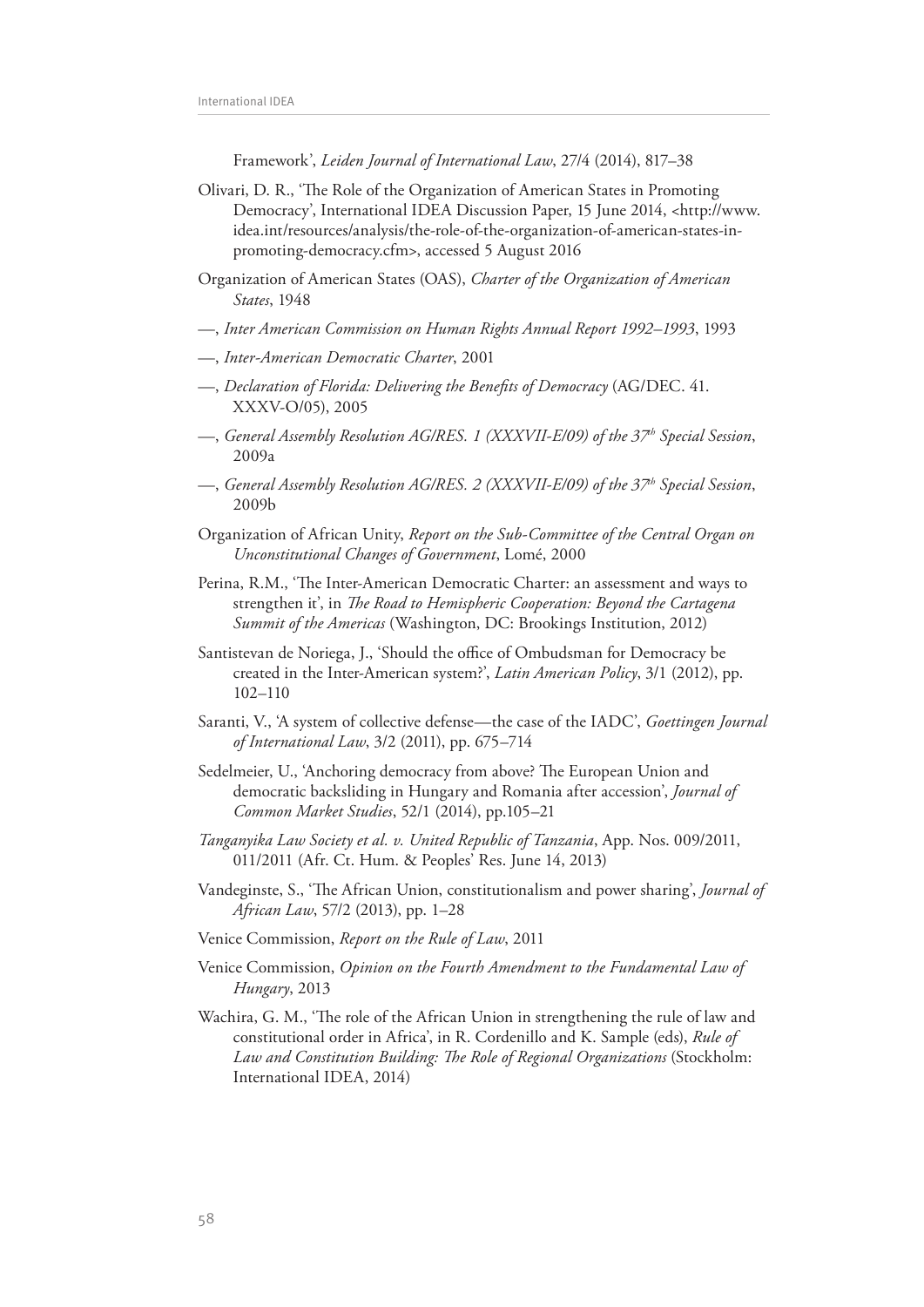Framework', *Leiden Journal of International Law*, 27/4 (2014), 817–38

Olivari, D. R., 'The Role of the Organization of American States in Promoting Democracy', International IDEA Discussion Paper, 15 June 2014, <http://www.idea.int/resources/analysis/the-role-of-the-organization-of-american-states-in-promoting-democracy.cfm>, accessed 5 August 2016

Organization of American States (OAS), *Charter of the Organization of American States*, 1948

—, *Inter American Commission on Human Rights Annual Report 1992–1993*, 1993

—, *Inter-American Democratic Charter*, 2001

—, *Declaration of Florida: Delivering the Benefits of Democracy* (AG/DEC. 41. XXXV-O/05), 2005

—, *General Assembly Resolution AG/RES. 1 (XXXVII-E/09) of the 37th Special Session*, 2009a

—, *General Assembly Resolution AG/RES. 2 (XXXVII-E/09) of the 37th Special Session*, 2009b

Organization of African Unity, *Report on the Sub-Committee of the Central Organ on Unconstitutional Changes of Government*, Lomé, 2000

Perina, R.M., 'The Inter-American Democratic Charter: an assessment and ways to strengthen it', in *The Road to Hemispheric Cooperation: Beyond the Cartagena Summit of the Americas* (Washington, DC: Brookings Institution, 2012)

Santistevan de Noriega, J., 'Should the office of Ombudsman for Democracy be created in the Inter-American system?', *Latin American Policy*, 3/1 (2012), pp. 102–110

Saranti, V., 'A system of collective defense—the case of the IADC', *Goettingen Journal of International Law*, 3/2 (2011), pp. 675–714

Sedelmeier, U., 'Anchoring democracy from above? The European Union and democratic backsliding in Hungary and Romania after accession', *Journal of Common Market Studies*, 52/1 (2014), pp.105–21

*Tanganyika Law Society et al. v. United Republic of Tanzania*, App. Nos. 009/2011, 011/2011 (Afr. Ct. Hum. & Peoples' Res. June 14, 2013)

Vandeginste, S., 'The African Union, constitutionalism and power sharing', *Journal of African Law*, 57/2 (2013), pp. 1–28

Venice Commission, *Report on the Rule of Law*, 2011

Venice Commission, *Opinion on the Fourth Amendment to the Fundamental Law of Hungary*, 2013

Wachira, G. M., 'The role of the African Union in strengthening the rule of law and constitutional order in Africa', in R. Cordenillo and K. Sample (eds), *Rule of Law and Constitution Building: The Role of Regional Organizations* (Stockholm: International IDEA, 2014)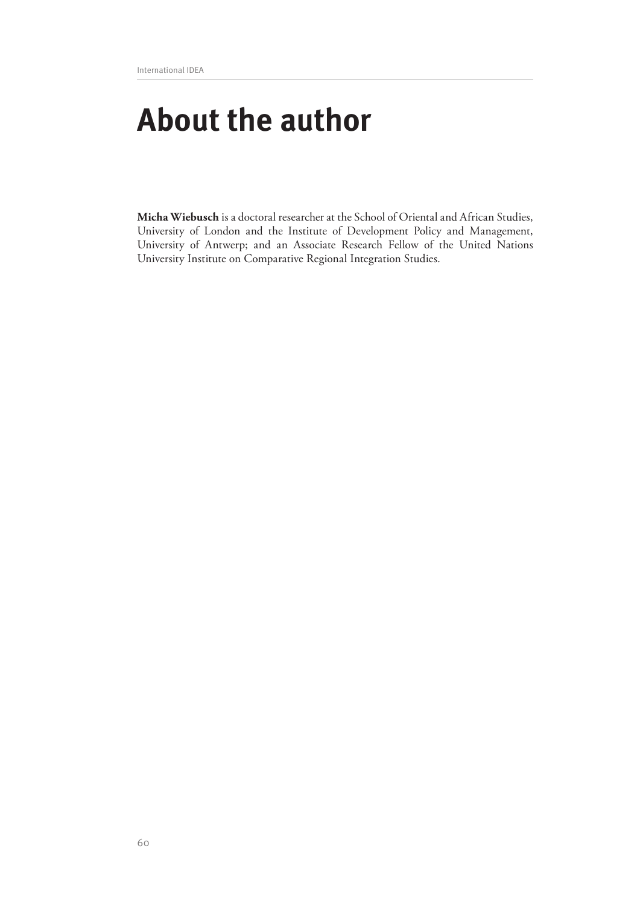# About the author

**Micha Wiebusch** is a doctoral researcher at the School of Oriental and African Studies, University of London and the Institute of Development Policy and Management, University of Antwerp; and an Associate Research Fellow of the United Nations University Institute on Comparative Regional Integration Studies.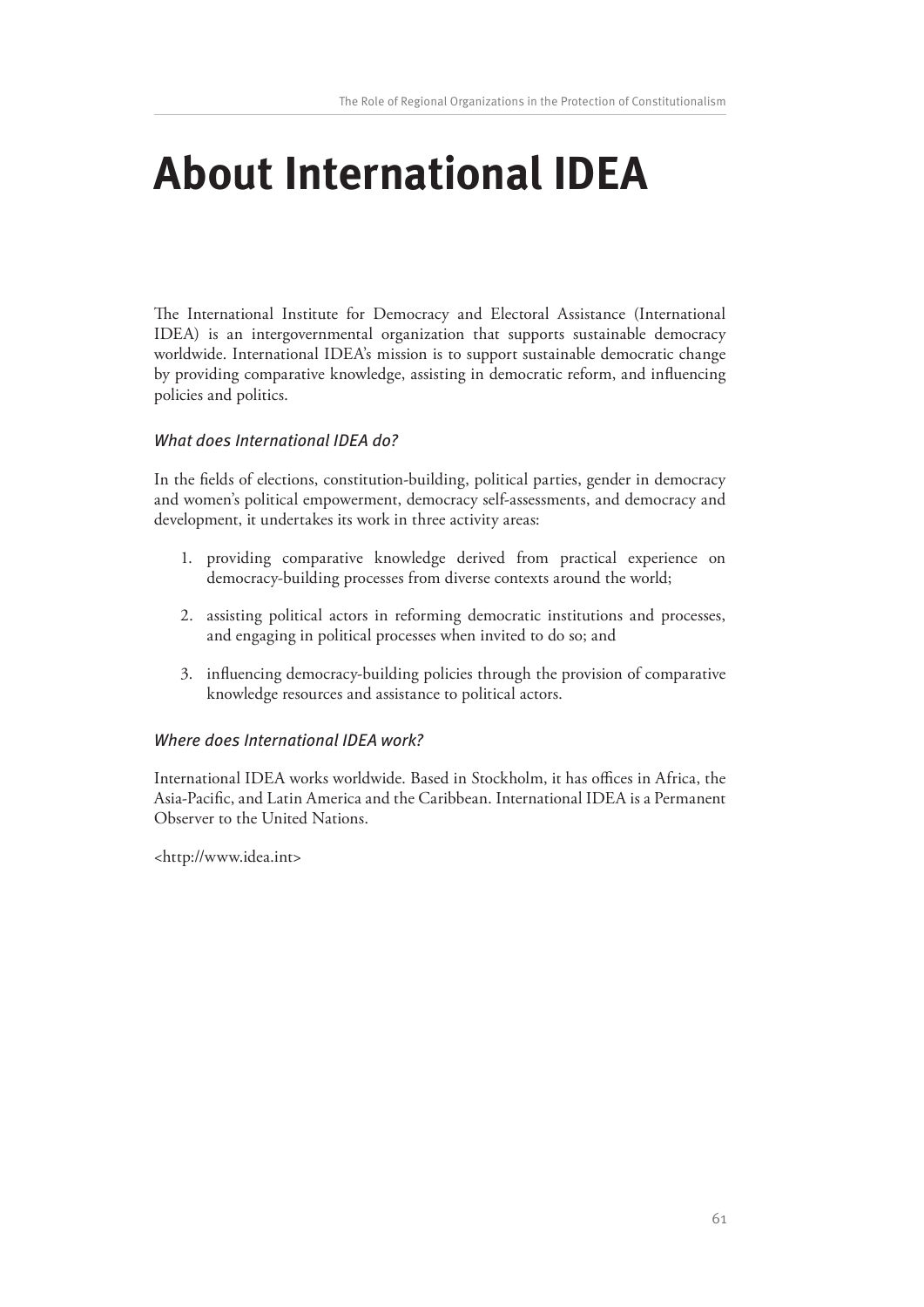# About International IDEA

The International Institute for Democracy and Electoral Assistance (International IDEA) is an intergovernmental organization that supports sustainable democracy worldwide. International IDEA's mission is to support sustainable democratic change by providing comparative knowledge, assisting in democratic reform, and influencing policies and politics.

### *What does International IDEA do?*

In the fields of elections, constitution-building, political parties, gender in democracy and women's political empowerment, democracy self-assessments, and democracy and development, it undertakes its work in three activity areas:

1. providing comparative knowledge derived from practical experience on democracy-building processes from diverse contexts around the world;
2. assisting political actors in reforming democratic institutions and processes, and engaging in political processes when invited to do so; and
3. influencing democracy-building policies through the provision of comparative knowledge resources and assistance to political actors.

### *Where does International IDEA work?*

International IDEA works worldwide. Based in Stockholm, it has offices in Africa, the Asia-Pacific, and Latin America and the Caribbean. International IDEA is a Permanent Observer to the United Nations.

<http://www.idea.int>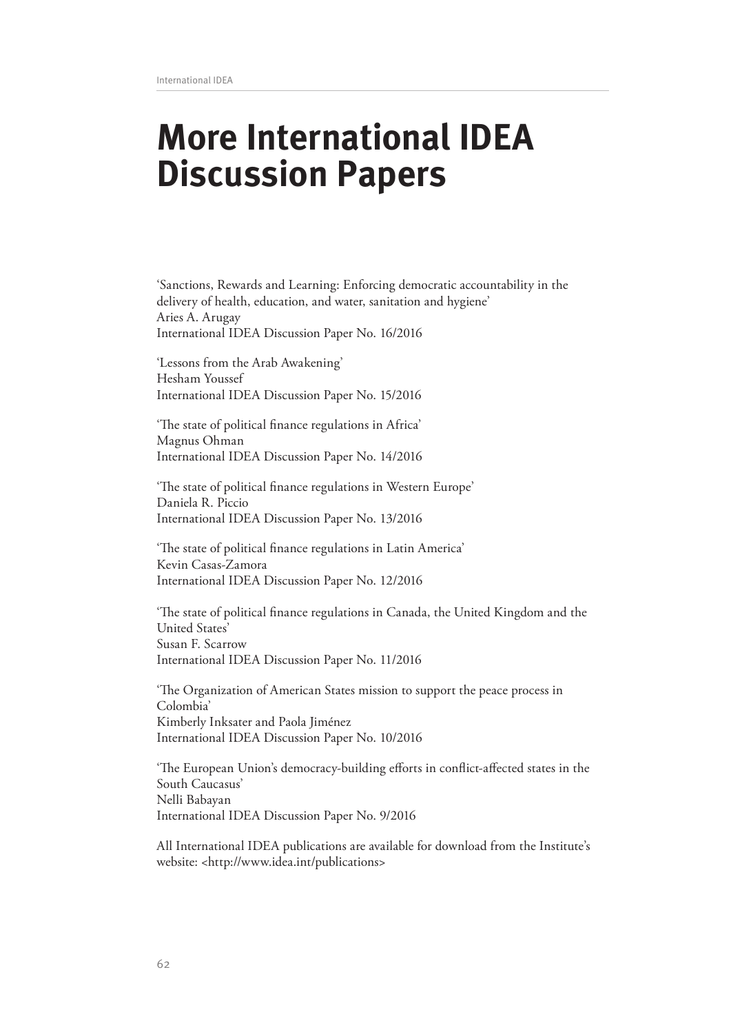# More International IDEA Discussion Papers

'Sanctions, Rewards and Learning: Enforcing democratic accountability in the delivery of health, education, and water, sanitation and hygiene'
Aries A. Arugay
International IDEA Discussion Paper No. 16/2016

'Lessons from the Arab Awakening'
Hesham Youssef
International IDEA Discussion Paper No. 15/2016

'The state of political finance regulations in Africa'
Magnus Ohman
International IDEA Discussion Paper No. 14/2016

'The state of political finance regulations in Western Europe'
Daniela R. Piccio
International IDEA Discussion Paper No. 13/2016

'The state of political finance regulations in Latin America'
Kevin Casas-Zamora
International IDEA Discussion Paper No. 12/2016

'The state of political finance regulations in Canada, the United Kingdom and the United States'
Susan F. Scarrow
International IDEA Discussion Paper No. 11/2016

'The Organization of American States mission to support the peace process in Colombia'
Kimberly Inksater and Paola Jiménez
International IDEA Discussion Paper No. 10/2016

'The European Union's democracy-building efforts in conflict-affected states in the South Caucasus'
Nelli Babayan
International IDEA Discussion Paper No. 9/2016

All International IDEA publications are available for download from the Institute's website: <http://www.idea.int/publications>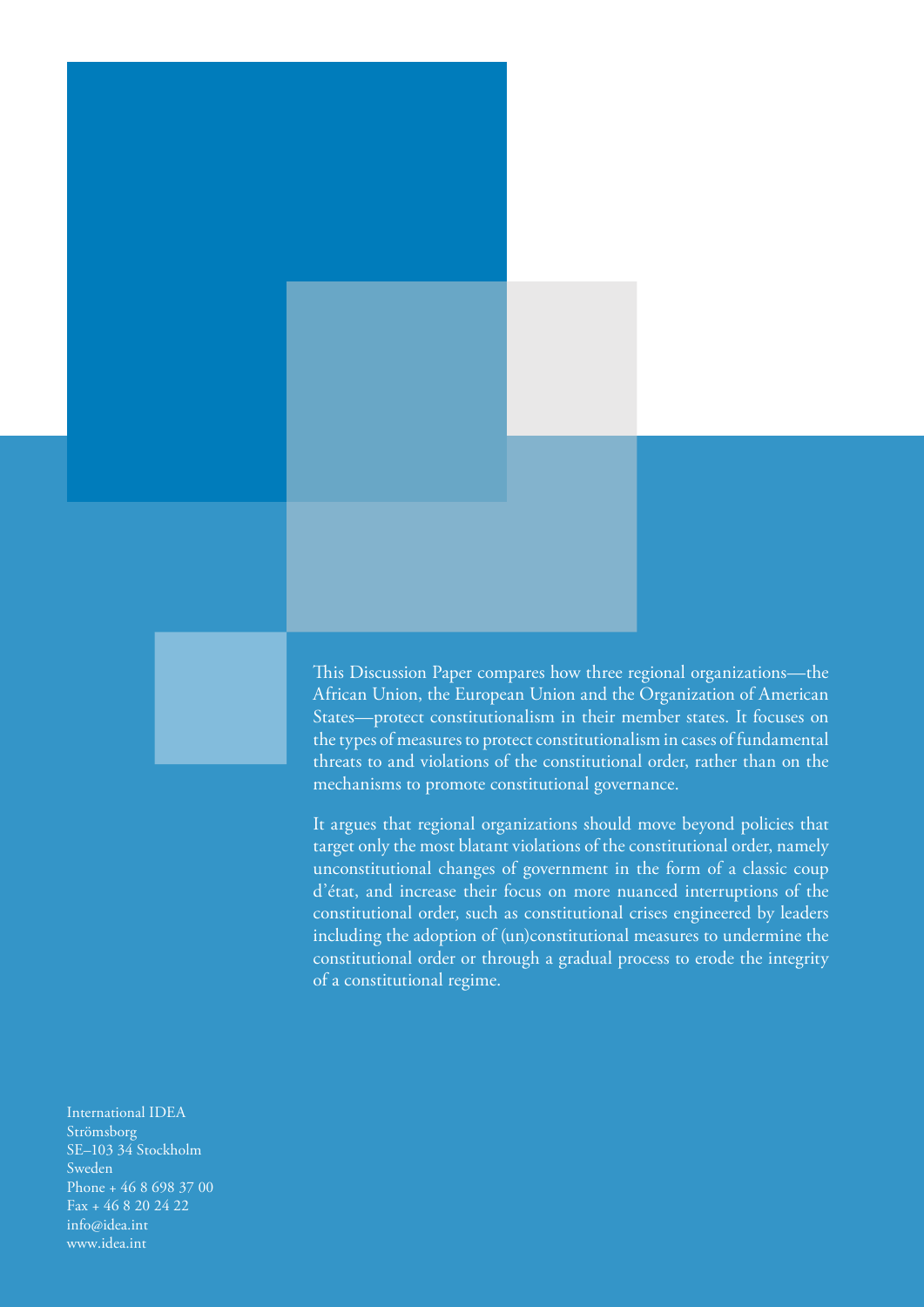This Discussion Paper compares how three regional organizations—the African Union, the European Union and the Organization of American States—protect constitutionalism in their member states. It focuses on the types of measures to protect constitutionalism in cases of fundamental threats to and violations of the constitutional order, rather than on the mechanisms to promote constitutional governance.

It argues that regional organizations should move beyond policies that target only the most blatant violations of the constitutional order, namely unconstitutional changes of government in the form of a classic coup d'état, and increase their focus on more nuanced interruptions of the constitutional order, such as constitutional crises engineered by leaders including the adoption of (un)constitutional measures to undermine the constitutional order or through a gradual process to erode the integrity of a constitutional regime.

International IDEA
Strömsborg
SE–103 34 Stockholm
Sweden
Phone + 46 8 698 37 00
Fax + 46 8 20 24 22
info@idea.int
www.idea.int